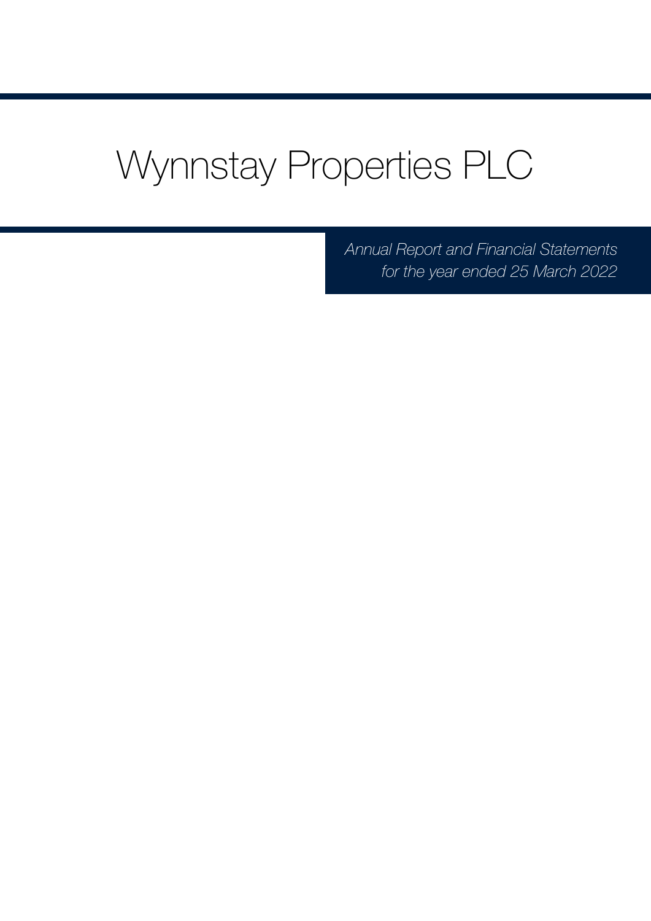# Wynnstay Properties PLC

*Annual Report and Financial Statements for the year ended 25 March 2022*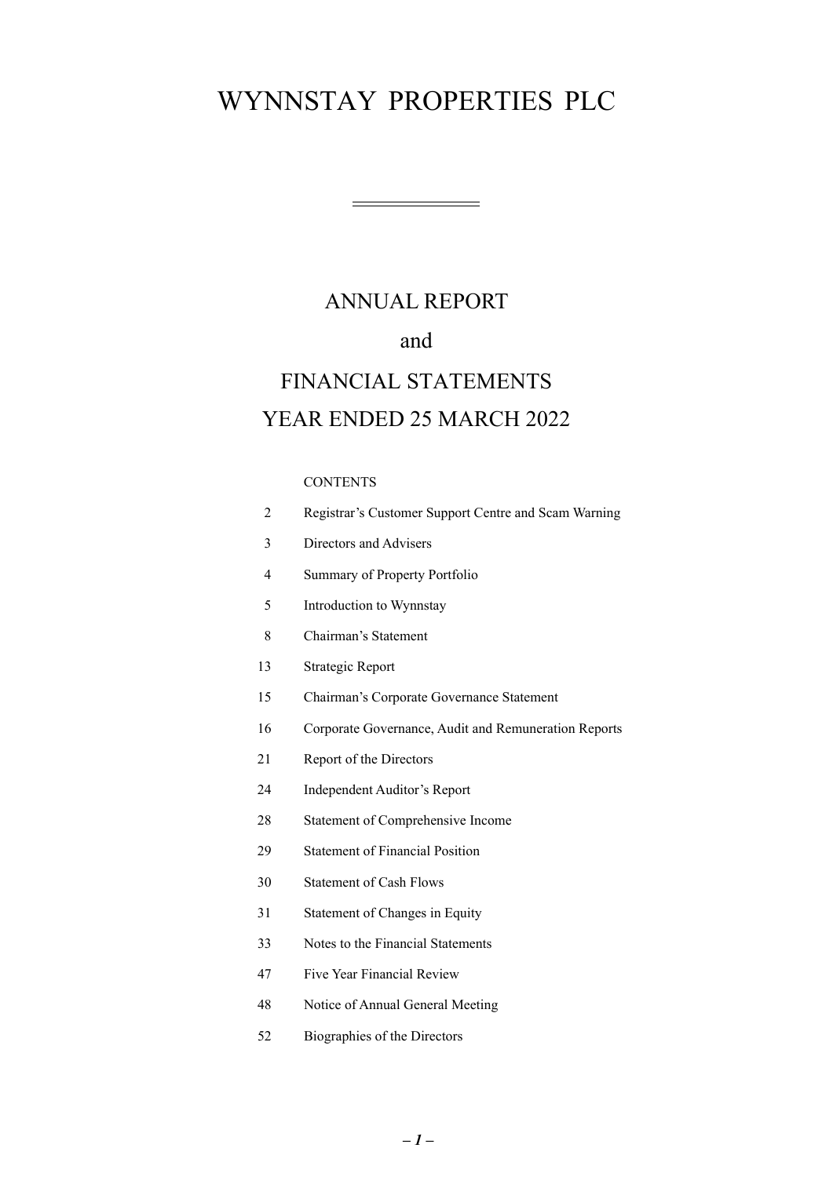# WYNNSTAY PROPERTIES PLC

## ANNUAL REPORT

## and

## FINANCIAL STATEMENTS

## YEAR ENDED 25 MARCH 2022

CONTENTS

| | |
|---|---|
| 2 | Registrar's Customer Support Centre and Scam Warning |
| 3 | Directors and Advisers |
| 4 | Summary of Property Portfolio |
| 5 | Introduction to Wynnstay |
| 8 | Chairman's Statement |
| 13 | Strategic Report |
| 15 | Chairman's Corporate Governance Statement |
| 16 | Corporate Governance, Audit and Remuneration Reports |
| 21 | Report of the Directors |
| 24 | Independent Auditor's Report |
| 28 | Statement of Comprehensive Income |
| 29 | Statement of Financial Position |
| 30 | Statement of Cash Flows |
| 31 | Statement of Changes in Equity |
| 33 | Notes to the Financial Statements |
| 47 | Five Year Financial Review |
| 48 | Notice of Annual General Meeting |
| 52 | Biographies of the Directors |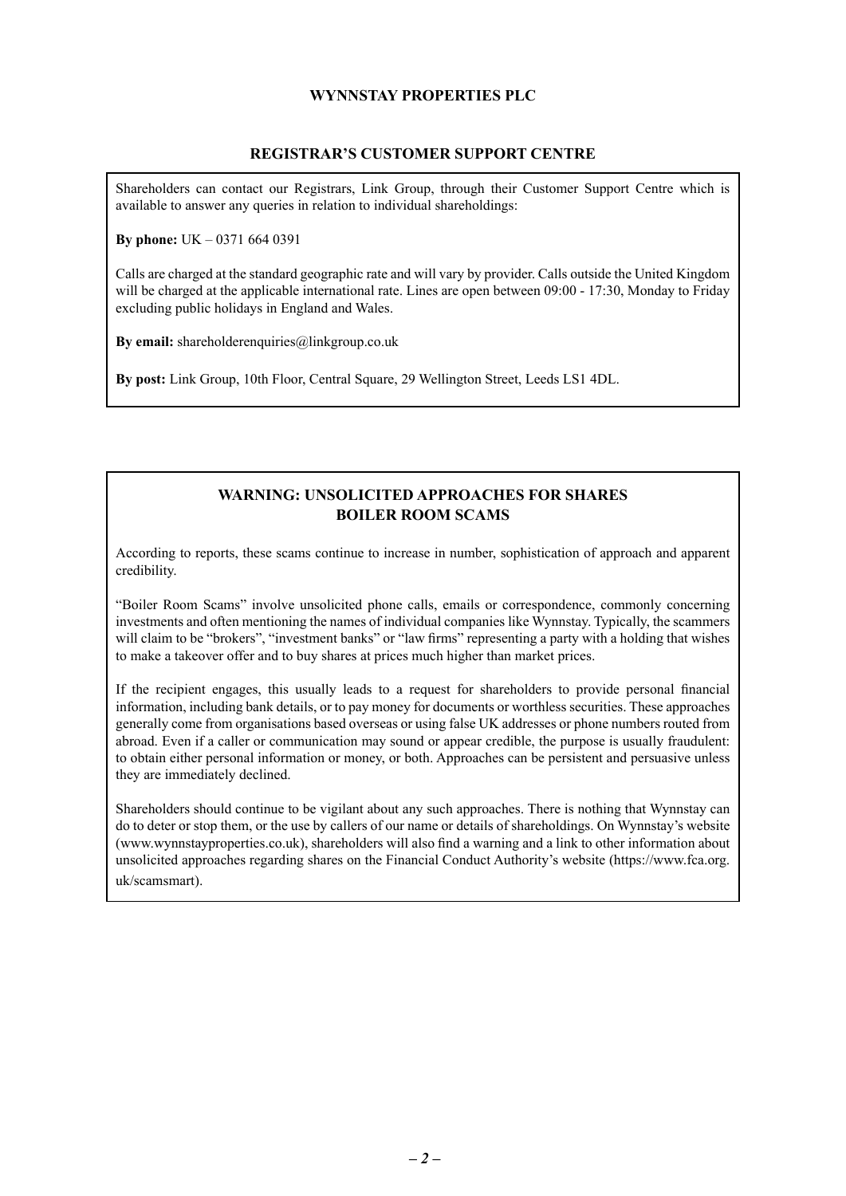# WYNNSTAY PROPERTIES PLC

## REGISTRAR'S CUSTOMER SUPPORT CENTRE

Shareholders can contact our Registrars, Link Group, through their Customer Support Centre which is available to answer any queries in relation to individual shareholdings:

**By phone:** UK – 0371 664 0391

Calls are charged at the standard geographic rate and will vary by provider. Calls outside the United Kingdom will be charged at the applicable international rate. Lines are open between 09:00 - 17:30, Monday to Friday excluding public holidays in England and Wales.

**By email:** shareholderenquiries@linkgroup.co.uk

**By post:** Link Group, 10th Floor, Central Square, 29 Wellington Street, Leeds LS1 4DL.

## WARNING: UNSOLICITED APPROACHES FOR SHARES BOILER ROOM SCAMS

According to reports, these scams continue to increase in number, sophistication of approach and apparent credibility.

"Boiler Room Scams" involve unsolicited phone calls, emails or correspondence, commonly concerning investments and often mentioning the names of individual companies like Wynnstay. Typically, the scammers will claim to be "brokers", "investment banks" or "law firms" representing a party with a holding that wishes to make a takeover offer and to buy shares at prices much higher than market prices.

If the recipient engages, this usually leads to a request for shareholders to provide personal financial information, including bank details, or to pay money for documents or worthless securities. These approaches generally come from organisations based overseas or using false UK addresses or phone numbers routed from abroad. Even if a caller or communication may sound or appear credible, the purpose is usually fraudulent: to obtain either personal information or money, or both. Approaches can be persistent and persuasive unless they are immediately declined.

Shareholders should continue to be vigilant about any such approaches. There is nothing that Wynnstay can do to deter or stop them, or the use by callers of our name or details of shareholdings. On Wynnstay's website (www.wynnstayproperties.co.uk), shareholders will also find a warning and a link to other information about unsolicited approaches regarding shares on the Financial Conduct Authority's website (https://www.fca.org.uk/scamsmart).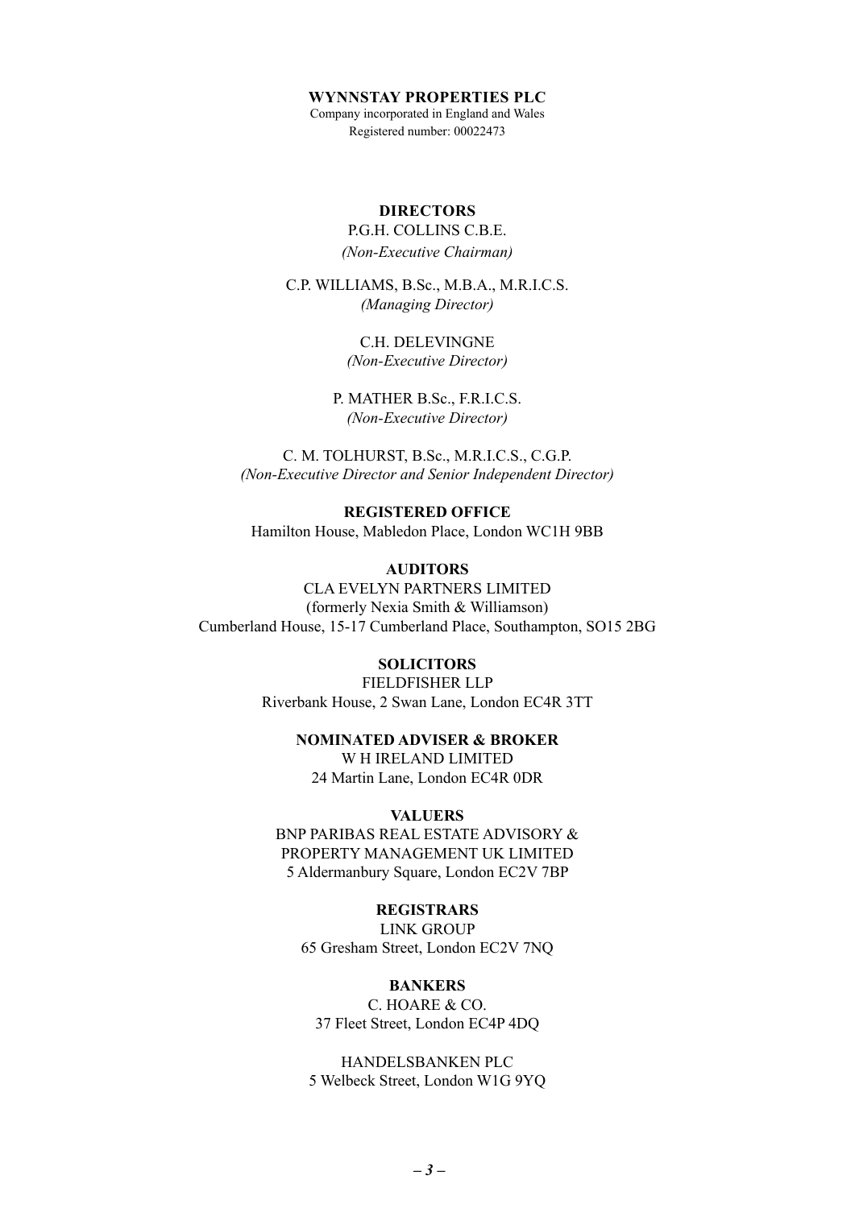**WYNNSTAY PROPERTIES PLC**

Company incorporated in England and Wales

Registered number: 00022473

## DIRECTORS

P.G.H. COLLINS C.B.E.
*(Non-Executive Chairman)*

C.P. WILLIAMS, B.Sc., M.B.A., M.R.I.C.S.
*(Managing Director)*

C.H. DELEVINGNE
*(Non-Executive Director)*

P. MATHER B.Sc., F.R.I.C.S.
*(Non-Executive Director)*

C. M. TOLHURST, B.Sc., M.R.I.C.S., C.G.P.
*(Non-Executive Director and Senior Independent Director)*

## REGISTERED OFFICE

Hamilton House, Mabledon Place, London WC1H 9BB

## AUDITORS

CLA EVELYN PARTNERS LIMITED
(formerly Nexia Smith & Williamson)
Cumberland House, 15-17 Cumberland Place, Southampton, SO15 2BG

## SOLICITORS

FIELDFISHER LLP
Riverbank House, 2 Swan Lane, London EC4R 3TT

## NOMINATED ADVISER & BROKER

W H IRELAND LIMITED
24 Martin Lane, London EC4R 0DR

## VALUERS

BNP PARIBAS REAL ESTATE ADVISORY &
PROPERTY MANAGEMENT UK LIMITED
5 Aldermanbury Square, London EC2V 7BP

## REGISTRARS

LINK GROUP
65 Gresham Street, London EC2V 7NQ

## BANKERS

C. HOARE & CO.
37 Fleet Street, London EC4P 4DQ

HANDELSBANKEN PLC
5 Welbeck Street, London W1G 9YQ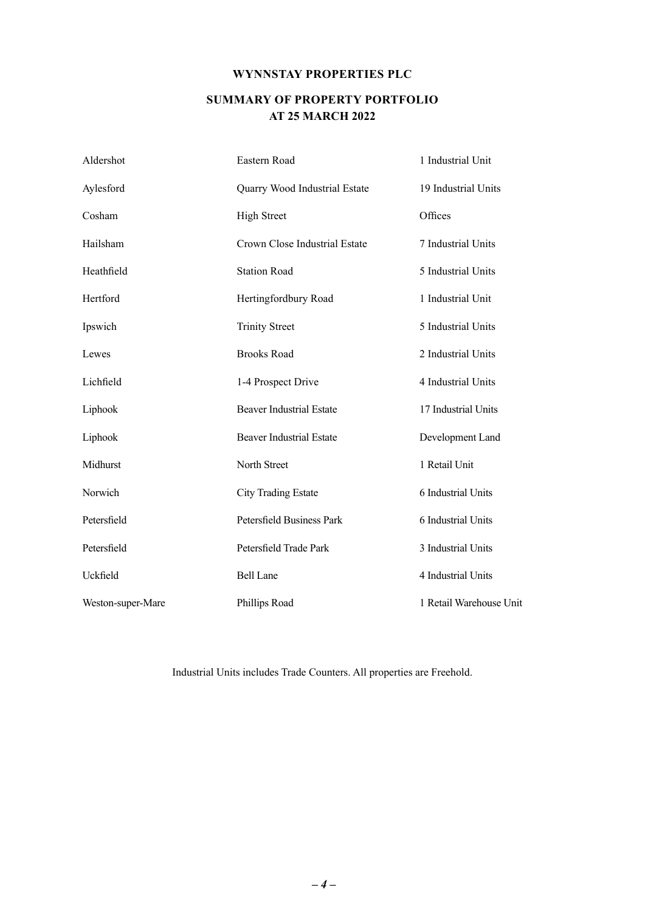**WYNNSTAY PROPERTIES PLC**

**SUMMARY OF PROPERTY PORTFOLIO**
**AT 25 MARCH 2022**

| | | |
|---|---|---|
| Aldershot | Eastern Road | 1 Industrial Unit |
| Aylesford | Quarry Wood Industrial Estate | 19 Industrial Units |
| Cosham | High Street | Offices |
| Hailsham | Crown Close Industrial Estate | 7 Industrial Units |
| Heathfield | Station Road | 5 Industrial Units |
| Hertford | Hertingfordbury Road | 1 Industrial Unit |
| Ipswich | Trinity Street | 5 Industrial Units |
| Lewes | Brooks Road | 2 Industrial Units |
| Lichfield | 1-4 Prospect Drive | 4 Industrial Units |
| Liphook | Beaver Industrial Estate | 17 Industrial Units |
| Liphook | Beaver Industrial Estate | Development Land |
| Midhurst | North Street | 1 Retail Unit |
| Norwich | City Trading Estate | 6 Industrial Units |
| Petersfield | Petersfield Business Park | 6 Industrial Units |
| Petersfield | Petersfield Trade Park | 3 Industrial Units |
| Uckfield | Bell Lane | 4 Industrial Units |
| Weston-super-Mare | Phillips Road | 1 Retail Warehouse Unit |

Industrial Units includes Trade Counters. All properties are Freehold.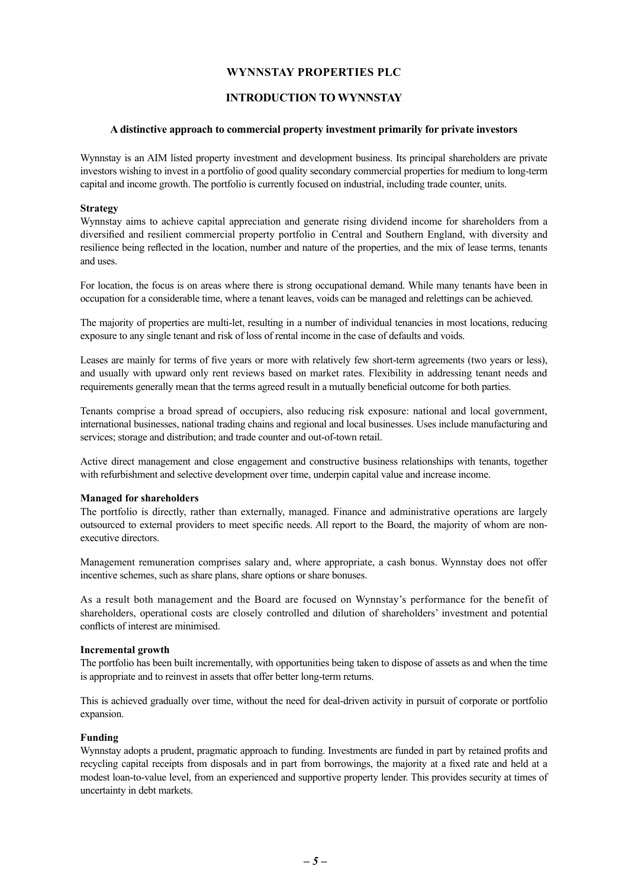# WYNNSTAY PROPERTIES PLC

## INTRODUCTION TO WYNNSTAY

### A distinctive approach to commercial property investment primarily for private investors

Wynnstay is an AIM listed property investment and development business. Its principal shareholders are private investors wishing to invest in a portfolio of good quality secondary commercial properties for medium to long-term capital and income growth. The portfolio is currently focused on industrial, including trade counter, units.

**Strategy**

Wynnstay aims to achieve capital appreciation and generate rising dividend income for shareholders from a diversified and resilient commercial property portfolio in Central and Southern England, with diversity and resilience being reflected in the location, number and nature of the properties, and the mix of lease terms, tenants and uses.

For location, the focus is on areas where there is strong occupational demand. While many tenants have been in occupation for a considerable time, where a tenant leaves, voids can be managed and relettings can be achieved.

The majority of properties are multi-let, resulting in a number of individual tenancies in most locations, reducing exposure to any single tenant and risk of loss of rental income in the case of defaults and voids.

Leases are mainly for terms of five years or more with relatively few short-term agreements (two years or less), and usually with upward only rent reviews based on market rates. Flexibility in addressing tenant needs and requirements generally mean that the terms agreed result in a mutually beneficial outcome for both parties.

Tenants comprise a broad spread of occupiers, also reducing risk exposure: national and local government, international businesses, national trading chains and regional and local businesses. Uses include manufacturing and services; storage and distribution; and trade counter and out-of-town retail.

Active direct management and close engagement and constructive business relationships with tenants, together with refurbishment and selective development over time, underpin capital value and increase income.

**Managed for shareholders**

The portfolio is directly, rather than externally, managed. Finance and administrative operations are largely outsourced to external providers to meet specific needs. All report to the Board, the majority of whom are non-executive directors.

Management remuneration comprises salary and, where appropriate, a cash bonus. Wynnstay does not offer incentive schemes, such as share plans, share options or share bonuses.

As a result both management and the Board are focused on Wynnstay's performance for the benefit of shareholders, operational costs are closely controlled and dilution of shareholders' investment and potential conflicts of interest are minimised.

**Incremental growth**

The portfolio has been built incrementally, with opportunities being taken to dispose of assets as and when the time is appropriate and to reinvest in assets that offer better long-term returns.

This is achieved gradually over time, without the need for deal-driven activity in pursuit of corporate or portfolio expansion.

**Funding**

Wynnstay adopts a prudent, pragmatic approach to funding. Investments are funded in part by retained profits and recycling capital receipts from disposals and in part from borrowings, the majority at a fixed rate and held at a modest loan-to-value level, from an experienced and supportive property lender. This provides security at times of uncertainty in debt markets.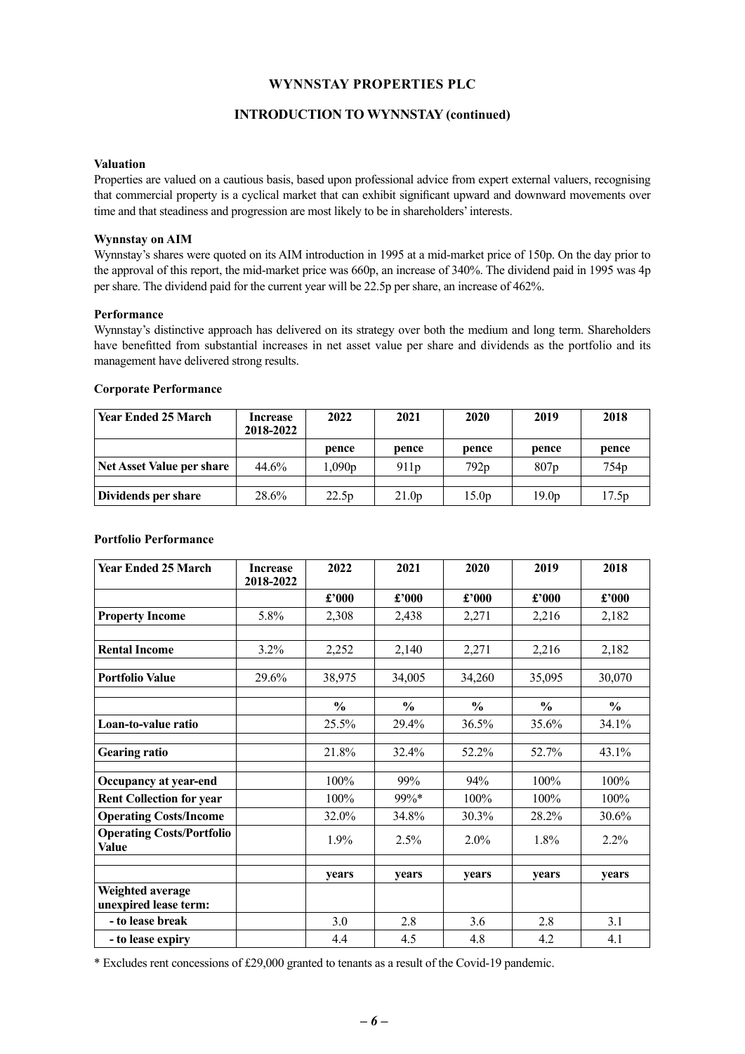# WYNNSTAY PROPERTIES PLC

## INTRODUCTION TO WYNNSTAY (continued)

### Valuation

Properties are valued on a cautious basis, based upon professional advice from expert external valuers, recognising that commercial property is a cyclical market that can exhibit significant upward and downward movements over time and that steadiness and progression are most likely to be in shareholders' interests.

### Wynnstay on AIM

Wynnstay's shares were quoted on its AIM introduction in 1995 at a mid-market price of 150p. On the day prior to the approval of this report, the mid-market price was 660p, an increase of 340%. The dividend paid in 1995 was 4p per share. The dividend paid for the current year will be 22.5p per share, an increase of 462%.

### Performance

Wynnstay's distinctive approach has delivered on its strategy over both the medium and long term. Shareholders have benefitted from substantial increases in net asset value per share and dividends as the portfolio and its management have delivered strong results.

### Corporate Performance

| Year Ended 25 March | Increase 2018-2022 | 2022 | 2021 | 2020 | 2019 | 2018 |
|---|---|---|---|---|---|---|
| | | pence | pence | pence | pence | pence |
| **Net Asset Value per share** | 44.6% | 1,090p | 911p | 792p | 807p | 754p |
| **Dividends per share** | 28.6% | 22.5p | 21.0p | 15.0p | 19.0p | 17.5p |

### Portfolio Performance

| Year Ended 25 March | Increase 2018-2022 | 2022 | 2021 | 2020 | 2019 | 2018 |
|---|---|---|---|---|---|---|
| | | £'000 | £'000 | £'000 | £'000 | £'000 |
| **Property Income** | 5.8% | 2,308 | 2,438 | 2,271 | 2,216 | 2,182 |
| **Rental Income** | 3.2% | 2,252 | 2,140 | 2,271 | 2,216 | 2,182 |
| **Portfolio Value** | 29.6% | 38,975 | 34,005 | 34,260 | 35,095 | 30,070 |
| | | % | % | % | % | % |
| **Loan-to-value ratio** | | 25.5% | 29.4% | 36.5% | 35.6% | 34.1% |
| **Gearing ratio** | | 21.8% | 32.4% | 52.2% | 52.7% | 43.1% |
| **Occupancy at year-end** | | 100% | 99% | 94% | 100% | 100% |
| **Rent Collection for year** | | 100% | 99%* | 100% | 100% | 100% |
| **Operating Costs/Income** | | 32.0% | 34.8% | 30.3% | 28.2% | 30.6% |
| **Operating Costs/Portfolio Value** | | 1.9% | 2.5% | 2.0% | 1.8% | 2.2% |
| | | years | years | years | years | years |
| **Weighted average unexpired lease term:** | | | | | | |
| **- to lease break** | | 3.0 | 2.8 | 3.6 | 2.8 | 3.1 |
| **- to lease expiry** | | 4.4 | 4.5 | 4.8 | 4.2 | 4.1 |

\* Excludes rent concessions of £29,000 granted to tenants as a result of the Covid-19 pandemic.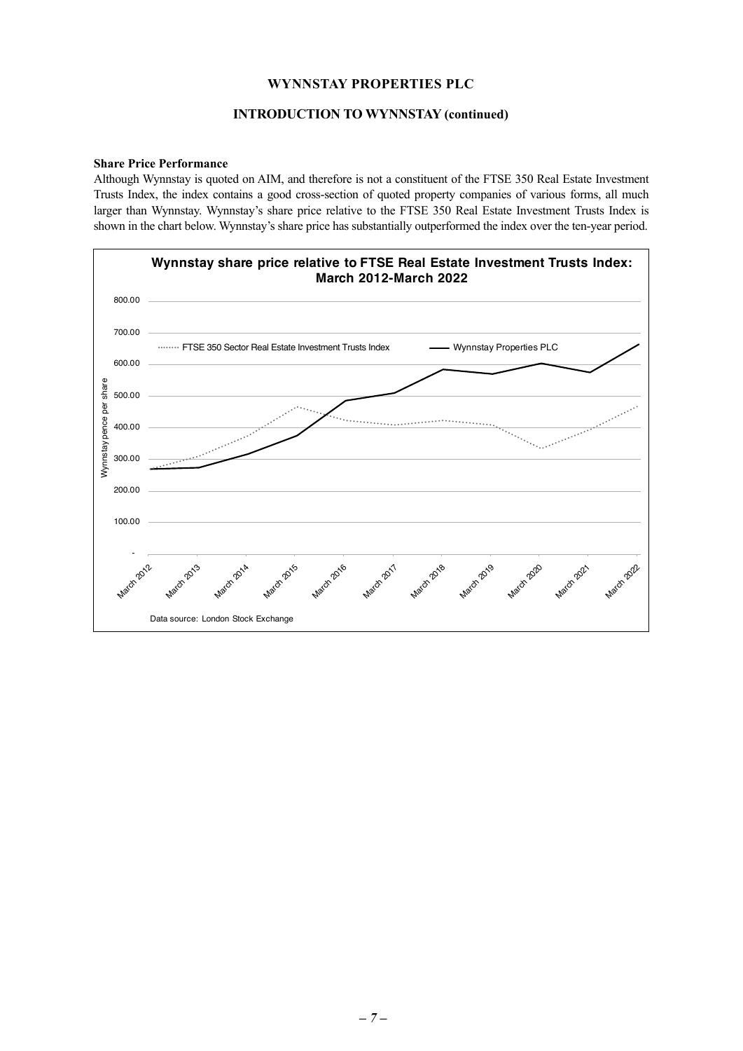## INTRODUCTION TO WYNNSTAY (continued)

**Share Price Performance**

Although Wynnstay is quoted on AIM, and therefore is not a constituent of the FTSE 350 Real Estate Investment Trusts Index, the index contains a good cross-section of quoted property companies of various forms, all much larger than Wynnstay. Wynnstay's share price relative to the FTSE 350 Real Estate Investment Trusts Index is shown in the chart below. Wynnstay's share price has substantially outperformed the index over the ten-year period.

**Wynnstay share price relative to FTSE Real Estate Investment Trusts Index: March 2012-March 2022**

Legend: FTSE 350 Sector Real Estate Investment Trusts Index; Wynnstay Properties PLC

Y-axis: Wynnstay pence per share (-, 100.00, 200.00, 300.00, 400.00, 500.00, 600.00, 700.00, 800.00)

X-axis: March 2012, March 2013, March 2014, March 2015, March 2016, March 2017, March 2018, March 2019, March 2020, March 2021, March 2022

Data source: London Stock Exchange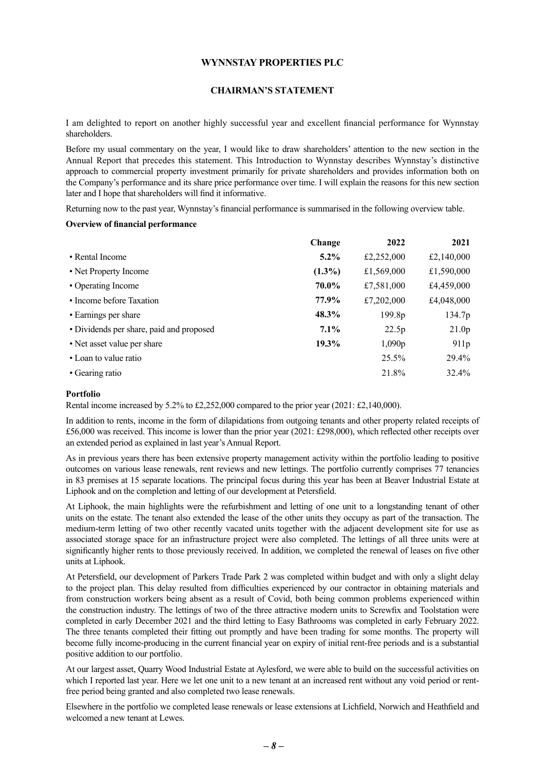# WYNNSTAY PROPERTIES PLC

## CHAIRMAN'S STATEMENT

I am delighted to report on another highly successful year and excellent financial performance for Wynnstay shareholders.

Before my usual commentary on the year, I would like to draw shareholders' attention to the new section in the Annual Report that precedes this statement. This Introduction to Wynnstay describes Wynnstay's distinctive approach to commercial property investment primarily for private shareholders and provides information both on the Company's performance and its share price performance over time. I will explain the reasons for this new section later and I hope that shareholders will find it informative.

Returning now to the past year, Wynnstay's financial performance is summarised in the following overview table.

**Overview of financial performance**

| | **Change** | **2022** | **2021** |
|---|---|---|---|
| • Rental Income | **5.2%** | £2,252,000 | £2,140,000 |
| • Net Property Income | **(1.3%)** | £1,569,000 | £1,590,000 |
| • Operating Income | **70.0%** | £7,581,000 | £4,459,000 |
| • Income before Taxation | **77.9%** | £7,202,000 | £4,048,000 |
| • Earnings per share | **48.3%** | 199.8p | 134.7p |
| • Dividends per share, paid and proposed | **7.1%** | 22.5p | 21.0p |
| • Net asset value per share | **19.3%** | 1,090p | 911p |
| • Loan to value ratio | | 25.5% | 29.4% |
| • Gearing ratio | | 21.8% | 32.4% |

**Portfolio**

Rental income increased by 5.2% to £2,252,000 compared to the prior year (2021: £2,140,000).

In addition to rents, income in the form of dilapidations from outgoing tenants and other property related receipts of £56,000 was received. This income is lower than the prior year (2021: £298,000), which reflected other receipts over an extended period as explained in last year's Annual Report.

As in previous years there has been extensive property management activity within the portfolio leading to positive outcomes on various lease renewals, rent reviews and new lettings. The portfolio currently comprises 77 tenancies in 83 premises at 15 separate locations. The principal focus during this year has been at Beaver Industrial Estate at Liphook and on the completion and letting of our development at Petersfield.

At Liphook, the main highlights were the refurbishment and letting of one unit to a longstanding tenant of other units on the estate. The tenant also extended the lease of the other units they occupy as part of the transaction. The medium-term letting of two other recently vacated units together with the adjacent development site for use as associated storage space for an infrastructure project were also completed. The lettings of all three units were at significantly higher rents to those previously received. In addition, we completed the renewal of leases on five other units at Liphook.

At Petersfield, our development of Parkers Trade Park 2 was completed within budget and with only a slight delay to the project plan. This delay resulted from difficulties experienced by our contractor in obtaining materials and from construction workers being absent as a result of Covid, both being common problems experienced within the construction industry. The lettings of two of the three attractive modern units to Screwfix and Toolstation were completed in early December 2021 and the third letting to Easy Bathrooms was completed in early February 2022. The three tenants completed their fitting out promptly and have been trading for some months. The property will become fully income-producing in the current financial year on expiry of initial rent-free periods and is a substantial positive addition to our portfolio.

At our largest asset, Quarry Wood Industrial Estate at Aylesford, we were able to build on the successful activities on which I reported last year. Here we let one unit to a new tenant at an increased rent without any void period or rent-free period being granted and also completed two lease renewals.

Elsewhere in the portfolio we completed lease renewals or lease extensions at Lichfield, Norwich and Heathfield and welcomed a new tenant at Lewes.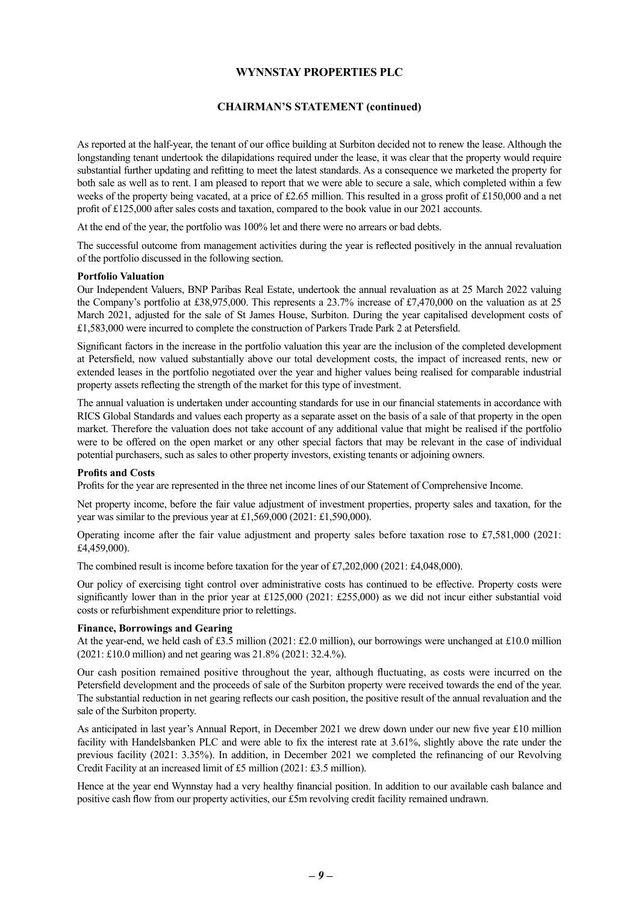# WYNNSTAY PROPERTIES PLC

## CHAIRMAN'S STATEMENT (continued)

As reported at the half-year, the tenant of our office building at Surbiton decided not to renew the lease. Although the longstanding tenant undertook the dilapidations required under the lease, it was clear that the property would require substantial further updating and refitting to meet the latest standards. As a consequence we marketed the property for both sale as well as to rent. I am pleased to report that we were able to secure a sale, which completed within a few weeks of the property being vacated, at a price of £2.65 million. This resulted in a gross profit of £150,000 and a net profit of £125,000 after sales costs and taxation, compared to the book value in our 2021 accounts.

At the end of the year, the portfolio was 100% let and there were no arrears or bad debts.

The successful outcome from management activities during the year is reflected positively in the annual revaluation of the portfolio discussed in the following section.

**Portfolio Valuation**

Our Independent Valuers, BNP Paribas Real Estate, undertook the annual revaluation as at 25 March 2022 valuing the Company's portfolio at £38,975,000. This represents a 23.7% increase of £7,470,000 on the valuation as at 25 March 2021, adjusted for the sale of St James House, Surbiton. During the year capitalised development costs of £1,583,000 were incurred to complete the construction of Parkers Trade Park 2 at Petersfield.

Significant factors in the increase in the portfolio valuation this year are the inclusion of the completed development at Petersfield, now valued substantially above our total development costs, the impact of increased rents, new or extended leases in the portfolio negotiated over the year and higher values being realised for comparable industrial property assets reflecting the strength of the market for this type of investment.

The annual valuation is undertaken under accounting standards for use in our financial statements in accordance with RICS Global Standards and values each property as a separate asset on the basis of a sale of that property in the open market. Therefore the valuation does not take account of any additional value that might be realised if the portfolio were to be offered on the open market or any other special factors that may be relevant in the case of individual potential purchasers, such as sales to other property investors, existing tenants or adjoining owners.

**Profits and Costs**

Profits for the year are represented in the three net income lines of our Statement of Comprehensive Income.

Net property income, before the fair value adjustment of investment properties, property sales and taxation, for the year was similar to the previous year at £1,569,000 (2021: £1,590,000).

Operating income after the fair value adjustment and property sales before taxation rose to £7,581,000 (2021: £4,459,000).

The combined result is income before taxation for the year of £7,202,000 (2021: £4,048,000).

Our policy of exercising tight control over administrative costs has continued to be effective. Property costs were significantly lower than in the prior year at £125,000 (2021: £255,000) as we did not incur either substantial void costs or refurbishment expenditure prior to relettings.

**Finance, Borrowings and Gearing**

At the year-end, we held cash of £3.5 million (2021: £2.0 million), our borrowings were unchanged at £10.0 million (2021: £10.0 million) and net gearing was 21.8% (2021: 32.4.%).

Our cash position remained positive throughout the year, although fluctuating, as costs were incurred on the Petersfield development and the proceeds of sale of the Surbiton property were received towards the end of the year. The substantial reduction in net gearing reflects our cash position, the positive result of the annual revaluation and the sale of the Surbiton property.

As anticipated in last year's Annual Report, in December 2021 we drew down under our new five year £10 million facility with Handelsbanken PLC and were able to fix the interest rate at 3.61%, slightly above the rate under the previous facility (2021: 3.35%). In addition, in December 2021 we completed the refinancing of our Revolving Credit Facility at an increased limit of £5 million (2021: £3.5 million).

Hence at the year end Wynnstay had a very healthy financial position. In addition to our available cash balance and positive cash flow from our property activities, our £5m revolving credit facility remained undrawn.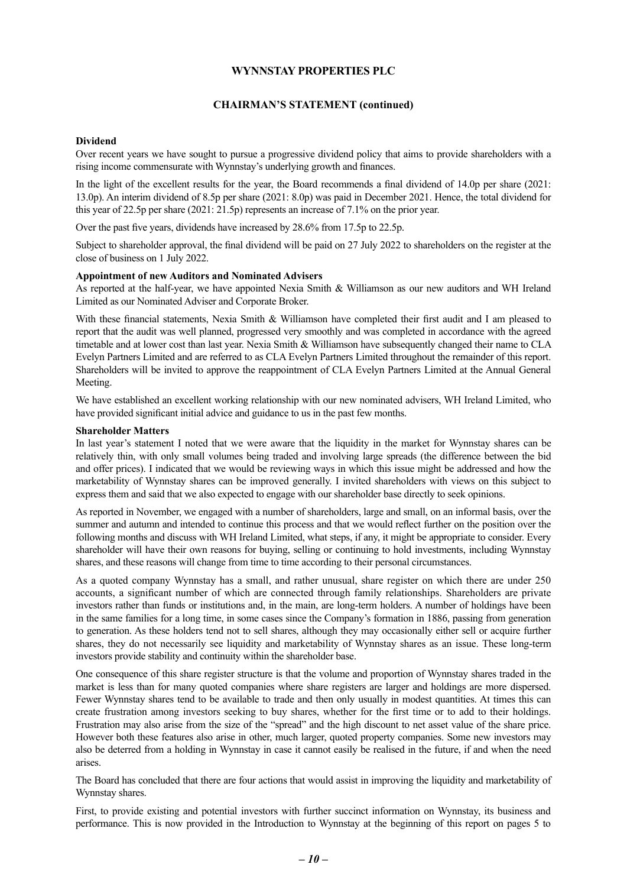## WYNNSTAY PROPERTIES PLC

### CHAIRMAN'S STATEMENT (continued)

**Dividend**

Over recent years we have sought to pursue a progressive dividend policy that aims to provide shareholders with a rising income commensurate with Wynnstay's underlying growth and finances.

In the light of the excellent results for the year, the Board recommends a final dividend of 14.0p per share (2021: 13.0p). An interim dividend of 8.5p per share (2021: 8.0p) was paid in December 2021. Hence, the total dividend for this year of 22.5p per share (2021: 21.5p) represents an increase of 7.1% on the prior year.

Over the past five years, dividends have increased by 28.6% from 17.5p to 22.5p.

Subject to shareholder approval, the final dividend will be paid on 27 July 2022 to shareholders on the register at the close of business on 1 July 2022.

**Appointment of new Auditors and Nominated Advisers**

As reported at the half-year, we have appointed Nexia Smith & Williamson as our new auditors and WH Ireland Limited as our Nominated Adviser and Corporate Broker.

With these financial statements, Nexia Smith & Williamson have completed their first audit and I am pleased to report that the audit was well planned, progressed very smoothly and was completed in accordance with the agreed timetable and at lower cost than last year. Nexia Smith & Williamson have subsequently changed their name to CLA Evelyn Partners Limited and are referred to as CLA Evelyn Partners Limited throughout the remainder of this report. Shareholders will be invited to approve the reappointment of CLA Evelyn Partners Limited at the Annual General Meeting.

We have established an excellent working relationship with our new nominated advisers, WH Ireland Limited, who have provided significant initial advice and guidance to us in the past few months.

**Shareholder Matters**

In last year's statement I noted that we were aware that the liquidity in the market for Wynnstay shares can be relatively thin, with only small volumes being traded and involving large spreads (the difference between the bid and offer prices). I indicated that we would be reviewing ways in which this issue might be addressed and how the marketability of Wynnstay shares can be improved generally. I invited shareholders with views on this subject to express them and said that we also expected to engage with our shareholder base directly to seek opinions.

As reported in November, we engaged with a number of shareholders, large and small, on an informal basis, over the summer and autumn and intended to continue this process and that we would reflect further on the position over the following months and discuss with WH Ireland Limited, what steps, if any, it might be appropriate to consider. Every shareholder will have their own reasons for buying, selling or continuing to hold investments, including Wynnstay shares, and these reasons will change from time to time according to their personal circumstances.

As a quoted company Wynnstay has a small, and rather unusual, share register on which there are under 250 accounts, a significant number of which are connected through family relationships. Shareholders are private investors rather than funds or institutions and, in the main, are long-term holders. A number of holdings have been in the same families for a long time, in some cases since the Company's formation in 1886, passing from generation to generation. As these holders tend not to sell shares, although they may occasionally either sell or acquire further shares, they do not necessarily see liquidity and marketability of Wynnstay shares as an issue. These long-term investors provide stability and continuity within the shareholder base.

One consequence of this share register structure is that the volume and proportion of Wynnstay shares traded in the market is less than for many quoted companies where share registers are larger and holdings are more dispersed. Fewer Wynnstay shares tend to be available to trade and then only usually in modest quantities. At times this can create frustration among investors seeking to buy shares, whether for the first time or to add to their holdings. Frustration may also arise from the size of the "spread" and the high discount to net asset value of the share price. However both these features also arise in other, much larger, quoted property companies. Some new investors may also be deterred from a holding in Wynnstay in case it cannot easily be realised in the future, if and when the need arises.

The Board has concluded that there are four actions that would assist in improving the liquidity and marketability of Wynnstay shares.

First, to provide existing and potential investors with further succinct information on Wynnstay, its business and performance. This is now provided in the Introduction to Wynnstay at the beginning of this report on pages 5 to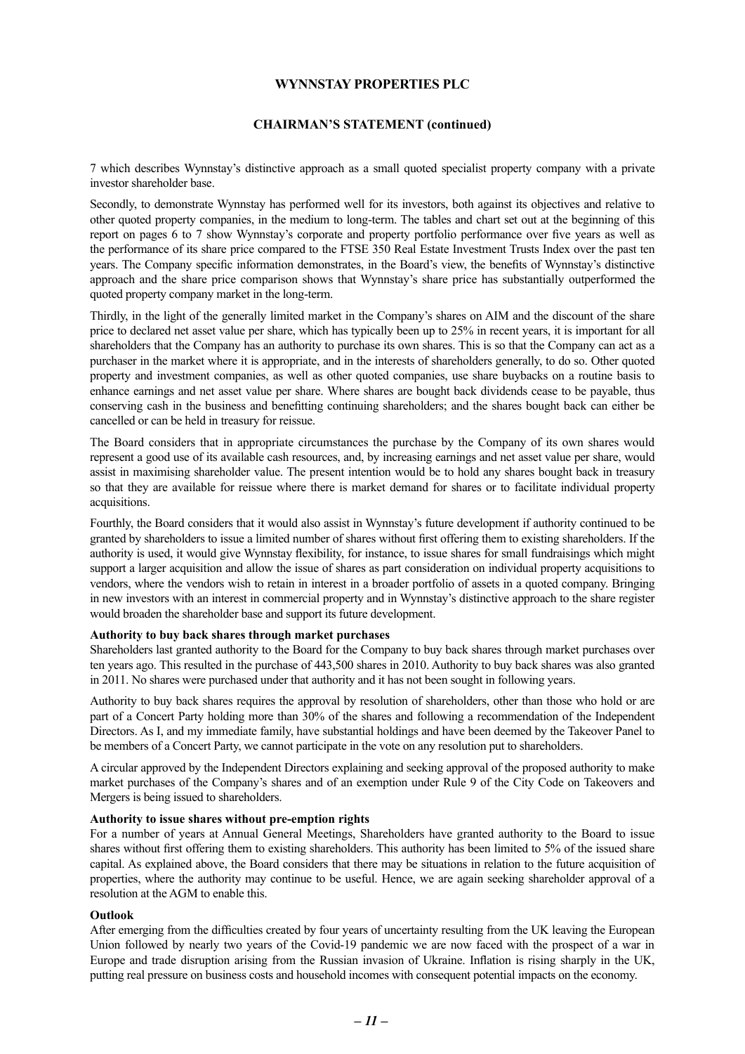7 which describes Wynnstay's distinctive approach as a small quoted specialist property company with a private investor shareholder base.

Secondly, to demonstrate Wynnstay has performed well for its investors, both against its objectives and relative to other quoted property companies, in the medium to long-term. The tables and chart set out at the beginning of this report on pages 6 to 7 show Wynnstay's corporate and property portfolio performance over five years as well as the performance of its share price compared to the FTSE 350 Real Estate Investment Trusts Index over the past ten years. The Company specific information demonstrates, in the Board's view, the benefits of Wynnstay's distinctive approach and the share price comparison shows that Wynnstay's share price has substantially outperformed the quoted property company market in the long-term.

Thirdly, in the light of the generally limited market in the Company's shares on AIM and the discount of the share price to declared net asset value per share, which has typically been up to 25% in recent years, it is important for all shareholders that the Company has an authority to purchase its own shares. This is so that the Company can act as a purchaser in the market where it is appropriate, and in the interests of shareholders generally, to do so. Other quoted property and investment companies, as well as other quoted companies, use share buybacks on a routine basis to enhance earnings and net asset value per share. Where shares are bought back dividends cease to be payable, thus conserving cash in the business and benefitting continuing shareholders; and the shares bought back can either be cancelled or can be held in treasury for reissue.

The Board considers that in appropriate circumstances the purchase by the Company of its own shares would represent a good use of its available cash resources, and, by increasing earnings and net asset value per share, would assist in maximising shareholder value. The present intention would be to hold any shares bought back in treasury so that they are available for reissue where there is market demand for shares or to facilitate individual property acquisitions.

Fourthly, the Board considers that it would also assist in Wynnstay's future development if authority continued to be granted by shareholders to issue a limited number of shares without first offering them to existing shareholders. If the authority is used, it would give Wynnstay flexibility, for instance, to issue shares for small fundraisings which might support a larger acquisition and allow the issue of shares as part consideration on individual property acquisitions to vendors, where the vendors wish to retain in interest in a broader portfolio of assets in a quoted company. Bringing in new investors with an interest in commercial property and in Wynnstay's distinctive approach to the share register would broaden the shareholder base and support its future development.

**Authority to buy back shares through market purchases**

Shareholders last granted authority to the Board for the Company to buy back shares through market purchases over ten years ago. This resulted in the purchase of 443,500 shares in 2010. Authority to buy back shares was also granted in 2011. No shares were purchased under that authority and it has not been sought in following years.

Authority to buy back shares requires the approval by resolution of shareholders, other than those who hold or are part of a Concert Party holding more than 30% of the shares and following a recommendation of the Independent Directors. As I, and my immediate family, have substantial holdings and have been deemed by the Takeover Panel to be members of a Concert Party, we cannot participate in the vote on any resolution put to shareholders.

A circular approved by the Independent Directors explaining and seeking approval of the proposed authority to make market purchases of the Company's shares and of an exemption under Rule 9 of the City Code on Takeovers and Mergers is being issued to shareholders.

**Authority to issue shares without pre-emption rights**

For a number of years at Annual General Meetings, Shareholders have granted authority to the Board to issue shares without first offering them to existing shareholders. This authority has been limited to 5% of the issued share capital. As explained above, the Board considers that there may be situations in relation to the future acquisition of properties, where the authority may continue to be useful. Hence, we are again seeking shareholder approval of a resolution at the AGM to enable this.

**Outlook**

After emerging from the difficulties created by four years of uncertainty resulting from the UK leaving the European Union followed by nearly two years of the Covid-19 pandemic we are now faced with the prospect of a war in Europe and trade disruption arising from the Russian invasion of Ukraine. Inflation is rising sharply in the UK, putting real pressure on business costs and household incomes with consequent potential impacts on the economy.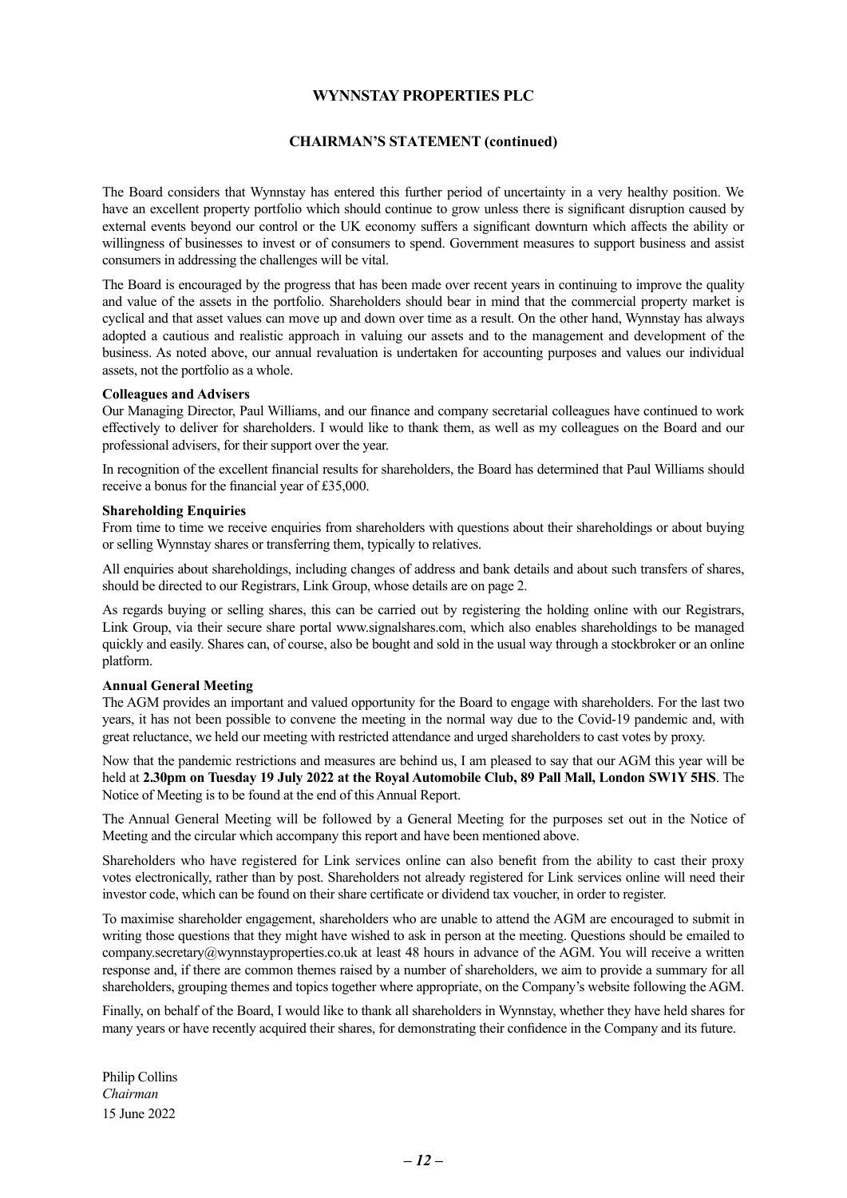# WYNNSTAY PROPERTIES PLC

## CHAIRMAN'S STATEMENT (continued)

The Board considers that Wynnstay has entered this further period of uncertainty in a very healthy position. We have an excellent property portfolio which should continue to grow unless there is significant disruption caused by external events beyond our control or the UK economy suffers a significant downturn which affects the ability or willingness of businesses to invest or of consumers to spend. Government measures to support business and assist consumers in addressing the challenges will be vital.

The Board is encouraged by the progress that has been made over recent years in continuing to improve the quality and value of the assets in the portfolio. Shareholders should bear in mind that the commercial property market is cyclical and that asset values can move up and down over time as a result. On the other hand, Wynnstay has always adopted a cautious and realistic approach in valuing our assets and to the management and development of the business. As noted above, our annual revaluation is undertaken for accounting purposes and values our individual assets, not the portfolio as a whole.

**Colleagues and Advisers**

Our Managing Director, Paul Williams, and our finance and company secretarial colleagues have continued to work effectively to deliver for shareholders. I would like to thank them, as well as my colleagues on the Board and our professional advisers, for their support over the year.

In recognition of the excellent financial results for shareholders, the Board has determined that Paul Williams should receive a bonus for the financial year of £35,000.

**Shareholding Enquiries**

From time to time we receive enquiries from shareholders with questions about their shareholdings or about buying or selling Wynnstay shares or transferring them, typically to relatives.

All enquiries about shareholdings, including changes of address and bank details and about such transfers of shares, should be directed to our Registrars, Link Group, whose details are on page 2.

As regards buying or selling shares, this can be carried out by registering the holding online with our Registrars, Link Group, via their secure share portal www.signalshares.com, which also enables shareholdings to be managed quickly and easily. Shares can, of course, also be bought and sold in the usual way through a stockbroker or an online platform.

**Annual General Meeting**

The AGM provides an important and valued opportunity for the Board to engage with shareholders. For the last two years, it has not been possible to convene the meeting in the normal way due to the Covid-19 pandemic and, with great reluctance, we held our meeting with restricted attendance and urged shareholders to cast votes by proxy.

Now that the pandemic restrictions and measures are behind us, I am pleased to say that our AGM this year will be held at **2.30pm on Tuesday 19 July 2022 at the Royal Automobile Club, 89 Pall Mall, London SW1Y 5HS**. The Notice of Meeting is to be found at the end of this Annual Report.

The Annual General Meeting will be followed by a General Meeting for the purposes set out in the Notice of Meeting and the circular which accompany this report and have been mentioned above.

Shareholders who have registered for Link services online can also benefit from the ability to cast their proxy votes electronically, rather than by post. Shareholders not already registered for Link services online will need their investor code, which can be found on their share certificate or dividend tax voucher, in order to register.

To maximise shareholder engagement, shareholders who are unable to attend the AGM are encouraged to submit in writing those questions that they might have wished to ask in person at the meeting. Questions should be emailed to company.secretary@wynnstayproperties.co.uk at least 48 hours in advance of the AGM. You will receive a written response and, if there are common themes raised by a number of shareholders, we aim to provide a summary for all shareholders, grouping themes and topics together where appropriate, on the Company's website following the AGM.

Finally, on behalf of the Board, I would like to thank all shareholders in Wynnstay, whether they have held shares for many years or have recently acquired their shares, for demonstrating their confidence in the Company and its future.

Philip Collins
*Chairman*
15 June 2022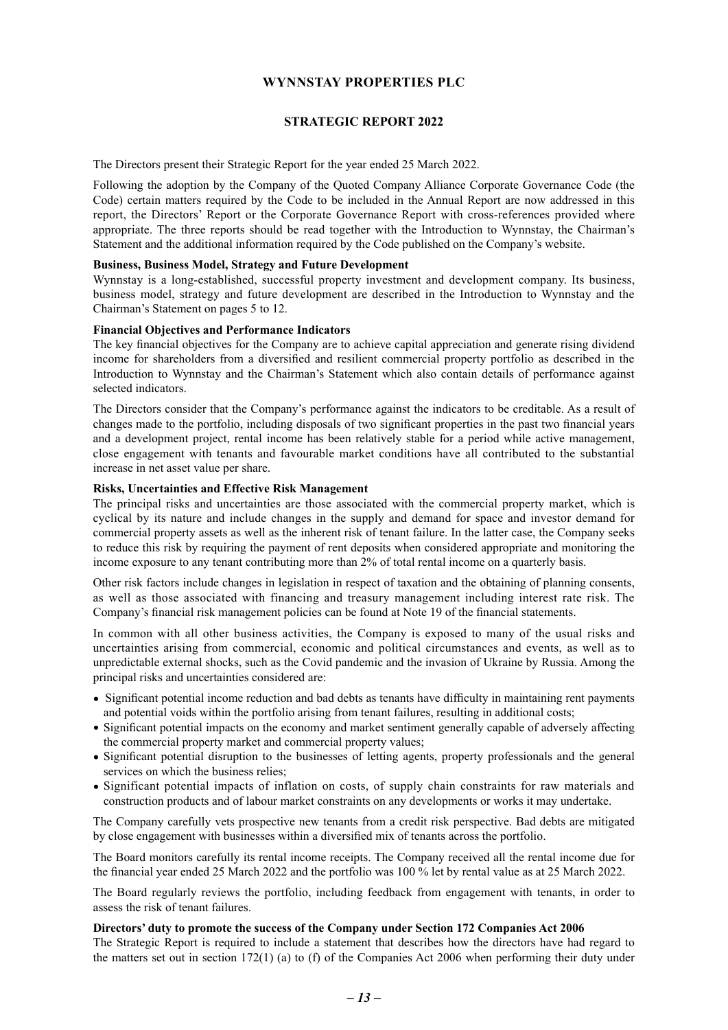# WYNNSTAY PROPERTIES PLC

## STRATEGIC REPORT 2022

The Directors present their Strategic Report for the year ended 25 March 2022.

Following the adoption by the Company of the Quoted Company Alliance Corporate Governance Code (the Code) certain matters required by the Code to be included in the Annual Report are now addressed in this report, the Directors' Report or the Corporate Governance Report with cross-references provided where appropriate. The three reports should be read together with the Introduction to Wynnstay, the Chairman's Statement and the additional information required by the Code published on the Company's website.

**Business, Business Model, Strategy and Future Development**

Wynnstay is a long-established, successful property investment and development company. Its business, business model, strategy and future development are described in the Introduction to Wynnstay and the Chairman's Statement on pages 5 to 12.

**Financial Objectives and Performance Indicators**

The key financial objectives for the Company are to achieve capital appreciation and generate rising dividend income for shareholders from a diversified and resilient commercial property portfolio as described in the Introduction to Wynnstay and the Chairman's Statement which also contain details of performance against selected indicators.

The Directors consider that the Company's performance against the indicators to be creditable. As a result of changes made to the portfolio, including disposals of two significant properties in the past two financial years and a development project, rental income has been relatively stable for a period while active management, close engagement with tenants and favourable market conditions have all contributed to the substantial increase in net asset value per share.

**Risks, Uncertainties and Effective Risk Management**

The principal risks and uncertainties are those associated with the commercial property market, which is cyclical by its nature and include changes in the supply and demand for space and investor demand for commercial property assets as well as the inherent risk of tenant failure. In the latter case, the Company seeks to reduce this risk by requiring the payment of rent deposits when considered appropriate and monitoring the income exposure to any tenant contributing more than 2% of total rental income on a quarterly basis.

Other risk factors include changes in legislation in respect of taxation and the obtaining of planning consents, as well as those associated with financing and treasury management including interest rate risk. The Company's financial risk management policies can be found at Note 19 of the financial statements.

In common with all other business activities, the Company is exposed to many of the usual risks and uncertainties arising from commercial, economic and political circumstances and events, as well as to unpredictable external shocks, such as the Covid pandemic and the invasion of Ukraine by Russia. Among the principal risks and uncertainties considered are:

- Significant potential income reduction and bad debts as tenants have difficulty in maintaining rent payments and potential voids within the portfolio arising from tenant failures, resulting in additional costs;
- Significant potential impacts on the economy and market sentiment generally capable of adversely affecting the commercial property market and commercial property values;
- Significant potential disruption to the businesses of letting agents, property professionals and the general services on which the business relies;
- Significant potential impacts of inflation on costs, of supply chain constraints for raw materials and construction products and of labour market constraints on any developments or works it may undertake.

The Company carefully vets prospective new tenants from a credit risk perspective. Bad debts are mitigated by close engagement with businesses within a diversified mix of tenants across the portfolio.

The Board monitors carefully its rental income receipts. The Company received all the rental income due for the financial year ended 25 March 2022 and the portfolio was 100 % let by rental value as at 25 March 2022.

The Board regularly reviews the portfolio, including feedback from engagement with tenants, in order to assess the risk of tenant failures.

**Directors' duty to promote the success of the Company under Section 172 Companies Act 2006**

The Strategic Report is required to include a statement that describes how the directors have had regard to the matters set out in section 172(1) (a) to (f) of the Companies Act 2006 when performing their duty under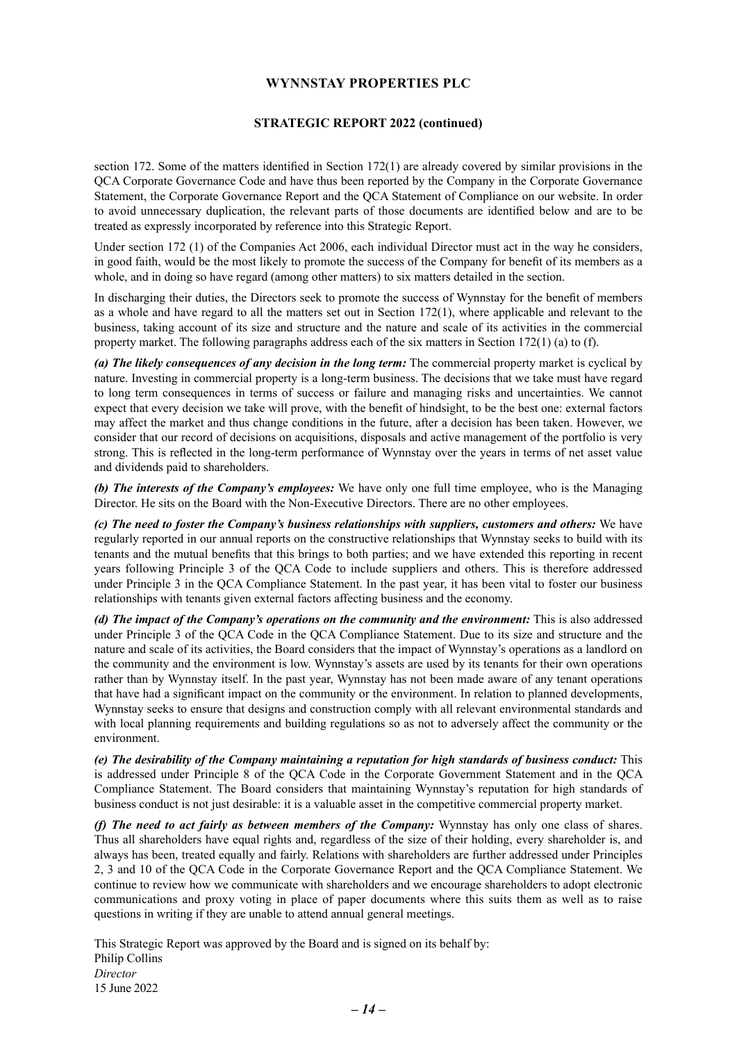section 172. Some of the matters identified in Section 172(1) are already covered by similar provisions in the QCA Corporate Governance Code and have thus been reported by the Company in the Corporate Governance Statement, the Corporate Governance Report and the QCA Statement of Compliance on our website. In order to avoid unnecessary duplication, the relevant parts of those documents are identified below and are to be treated as expressly incorporated by reference into this Strategic Report.

Under section 172 (1) of the Companies Act 2006, each individual Director must act in the way he considers, in good faith, would be the most likely to promote the success of the Company for benefit of its members as a whole, and in doing so have regard (among other matters) to six matters detailed in the section.

In discharging their duties, the Directors seek to promote the success of Wynnstay for the benefit of members as a whole and have regard to all the matters set out in Section 172(1), where applicable and relevant to the business, taking account of its size and structure and the nature and scale of its activities in the commercial property market. The following paragraphs address each of the six matters in Section 172(1) (a) to (f).

***(a) The likely consequences of any decision in the long term:*** The commercial property market is cyclical by nature. Investing in commercial property is a long-term business. The decisions that we take must have regard to long term consequences in terms of success or failure and managing risks and uncertainties. We cannot expect that every decision we take will prove, with the benefit of hindsight, to be the best one: external factors may affect the market and thus change conditions in the future, after a decision has been taken. However, we consider that our record of decisions on acquisitions, disposals and active management of the portfolio is very strong. This is reflected in the long-term performance of Wynnstay over the years in terms of net asset value and dividends paid to shareholders.

***(b) The interests of the Company's employees:*** We have only one full time employee, who is the Managing Director. He sits on the Board with the Non-Executive Directors. There are no other employees.

***(c) The need to foster the Company's business relationships with suppliers, customers and others:*** We have regularly reported in our annual reports on the constructive relationships that Wynnstay seeks to build with its tenants and the mutual benefits that this brings to both parties; and we have extended this reporting in recent years following Principle 3 of the QCA Code to include suppliers and others. This is therefore addressed under Principle 3 in the QCA Compliance Statement. In the past year, it has been vital to foster our business relationships with tenants given external factors affecting business and the economy.

***(d) The impact of the Company's operations on the community and the environment:*** This is also addressed under Principle 3 of the QCA Code in the QCA Compliance Statement. Due to its size and structure and the nature and scale of its activities, the Board considers that the impact of Wynnstay's operations as a landlord on the community and the environment is low. Wynnstay's assets are used by its tenants for their own operations rather than by Wynnstay itself. In the past year, Wynnstay has not been made aware of any tenant operations that have had a significant impact on the community or the environment. In relation to planned developments, Wynnstay seeks to ensure that designs and construction comply with all relevant environmental standards and with local planning requirements and building regulations so as not to adversely affect the community or the environment.

***(e) The desirability of the Company maintaining a reputation for high standards of business conduct:*** This is addressed under Principle 8 of the QCA Code in the Corporate Government Statement and in the QCA Compliance Statement. The Board considers that maintaining Wynnstay's reputation for high standards of business conduct is not just desirable: it is a valuable asset in the competitive commercial property market.

***(f) The need to act fairly as between members of the Company:*** Wynnstay has only one class of shares. Thus all shareholders have equal rights and, regardless of the size of their holding, every shareholder is, and always has been, treated equally and fairly. Relations with shareholders are further addressed under Principles 2, 3 and 10 of the QCA Code in the Corporate Governance Report and the QCA Compliance Statement. We continue to review how we communicate with shareholders and we encourage shareholders to adopt electronic communications and proxy voting in place of paper documents where this suits them as well as to raise questions in writing if they are unable to attend annual general meetings.

This Strategic Report was approved by the Board and is signed on its behalf by:
Philip Collins
*Director*
15 June 2022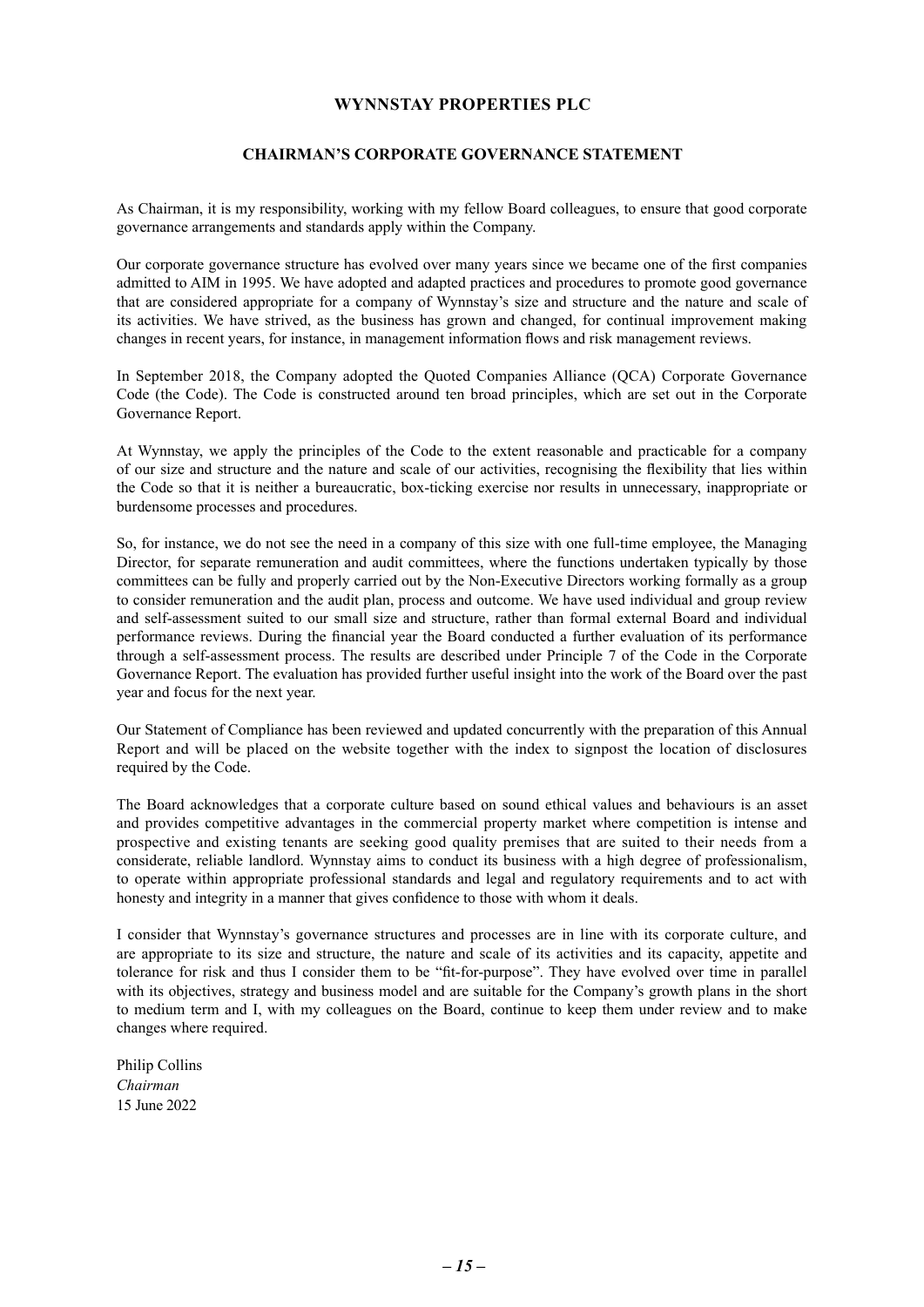# WYNNSTAY PROPERTIES PLC

## CHAIRMAN'S CORPORATE GOVERNANCE STATEMENT

As Chairman, it is my responsibility, working with my fellow Board colleagues, to ensure that good corporate governance arrangements and standards apply within the Company.

Our corporate governance structure has evolved over many years since we became one of the first companies admitted to AIM in 1995. We have adopted and adapted practices and procedures to promote good governance that are considered appropriate for a company of Wynnstay's size and structure and the nature and scale of its activities. We have strived, as the business has grown and changed, for continual improvement making changes in recent years, for instance, in management information flows and risk management reviews.

In September 2018, the Company adopted the Quoted Companies Alliance (QCA) Corporate Governance Code (the Code). The Code is constructed around ten broad principles, which are set out in the Corporate Governance Report.

At Wynnstay, we apply the principles of the Code to the extent reasonable and practicable for a company of our size and structure and the nature and scale of our activities, recognising the flexibility that lies within the Code so that it is neither a bureaucratic, box-ticking exercise nor results in unnecessary, inappropriate or burdensome processes and procedures.

So, for instance, we do not see the need in a company of this size with one full-time employee, the Managing Director, for separate remuneration and audit committees, where the functions undertaken typically by those committees can be fully and properly carried out by the Non-Executive Directors working formally as a group to consider remuneration and the audit plan, process and outcome. We have used individual and group review and self-assessment suited to our small size and structure, rather than formal external Board and individual performance reviews. During the financial year the Board conducted a further evaluation of its performance through a self-assessment process. The results are described under Principle 7 of the Code in the Corporate Governance Report. The evaluation has provided further useful insight into the work of the Board over the past year and focus for the next year.

Our Statement of Compliance has been reviewed and updated concurrently with the preparation of this Annual Report and will be placed on the website together with the index to signpost the location of disclosures required by the Code.

The Board acknowledges that a corporate culture based on sound ethical values and behaviours is an asset and provides competitive advantages in the commercial property market where competition is intense and prospective and existing tenants are seeking good quality premises that are suited to their needs from a considerate, reliable landlord. Wynnstay aims to conduct its business with a high degree of professionalism, to operate within appropriate professional standards and legal and regulatory requirements and to act with honesty and integrity in a manner that gives confidence to those with whom it deals.

I consider that Wynnstay's governance structures and processes are in line with its corporate culture, and are appropriate to its size and structure, the nature and scale of its activities and its capacity, appetite and tolerance for risk and thus I consider them to be "fit-for-purpose". They have evolved over time in parallel with its objectives, strategy and business model and are suitable for the Company's growth plans in the short to medium term and I, with my colleagues on the Board, continue to keep them under review and to make changes where required.

Philip Collins
*Chairman*
15 June 2022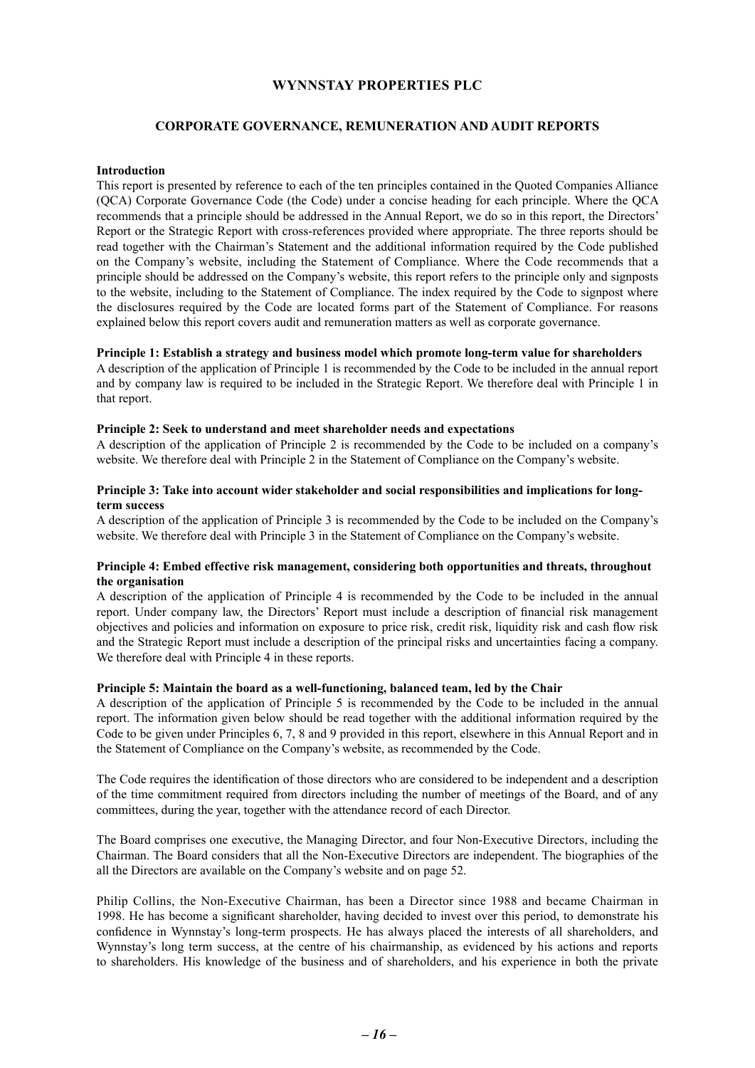# WYNNSTAY PROPERTIES PLC

## CORPORATE GOVERNANCE, REMUNERATION AND AUDIT REPORTS

**Introduction**

This report is presented by reference to each of the ten principles contained in the Quoted Companies Alliance (QCA) Corporate Governance Code (the Code) under a concise heading for each principle. Where the QCA recommends that a principle should be addressed in the Annual Report, we do so in this report, the Directors' Report or the Strategic Report with cross-references provided where appropriate. The three reports should be read together with the Chairman's Statement and the additional information required by the Code published on the Company's website, including the Statement of Compliance. Where the Code recommends that a principle should be addressed on the Company's website, this report refers to the principle only and signposts to the website, including to the Statement of Compliance. The index required by the Code to signpost where the disclosures required by the Code are located forms part of the Statement of Compliance. For reasons explained below this report covers audit and remuneration matters as well as corporate governance.

**Principle 1: Establish a strategy and business model which promote long-term value for shareholders**

A description of the application of Principle 1 is recommended by the Code to be included in the annual report and by company law is required to be included in the Strategic Report. We therefore deal with Principle 1 in that report.

**Principle 2: Seek to understand and meet shareholder needs and expectations**

A description of the application of Principle 2 is recommended by the Code to be included on a company's website. We therefore deal with Principle 2 in the Statement of Compliance on the Company's website.

**Principle 3: Take into account wider stakeholder and social responsibilities and implications for long-term success**

A description of the application of Principle 3 is recommended by the Code to be included on the Company's website. We therefore deal with Principle 3 in the Statement of Compliance on the Company's website.

**Principle 4: Embed effective risk management, considering both opportunities and threats, throughout the organisation**

A description of the application of Principle 4 is recommended by the Code to be included in the annual report. Under company law, the Directors' Report must include a description of financial risk management objectives and policies and information on exposure to price risk, credit risk, liquidity risk and cash flow risk and the Strategic Report must include a description of the principal risks and uncertainties facing a company. We therefore deal with Principle 4 in these reports.

**Principle 5: Maintain the board as a well-functioning, balanced team, led by the Chair**

A description of the application of Principle 5 is recommended by the Code to be included in the annual report. The information given below should be read together with the additional information required by the Code to be given under Principles 6, 7, 8 and 9 provided in this report, elsewhere in this Annual Report and in the Statement of Compliance on the Company's website, as recommended by the Code.

The Code requires the identification of those directors who are considered to be independent and a description of the time commitment required from directors including the number of meetings of the Board, and of any committees, during the year, together with the attendance record of each Director.

The Board comprises one executive, the Managing Director, and four Non-Executive Directors, including the Chairman. The Board considers that all the Non-Executive Directors are independent. The biographies of the all the Directors are available on the Company's website and on page 52.

Philip Collins, the Non-Executive Chairman, has been a Director since 1988 and became Chairman in 1998. He has become a significant shareholder, having decided to invest over this period, to demonstrate his confidence in Wynnstay's long-term prospects. He has always placed the interests of all shareholders, and Wynnstay's long term success, at the centre of his chairmanship, as evidenced by his actions and reports to shareholders. His knowledge of the business and of shareholders, and his experience in both the private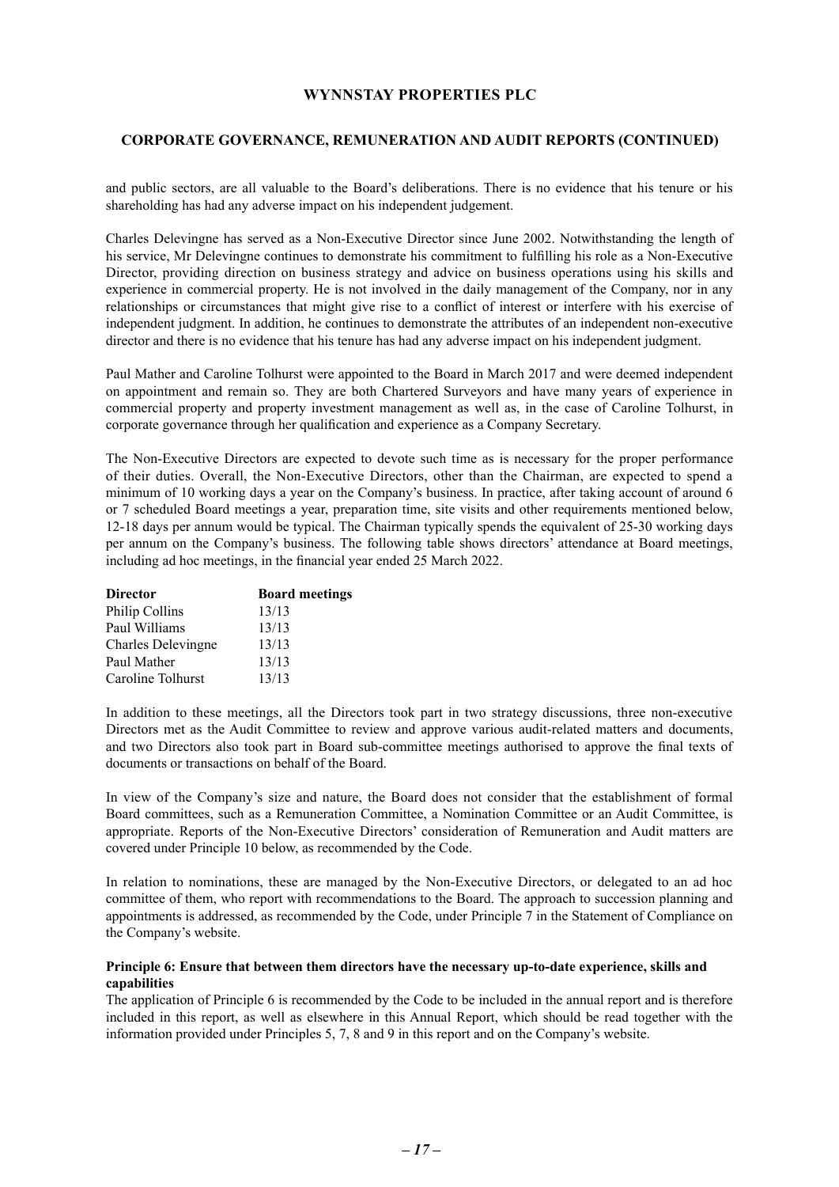and public sectors, are all valuable to the Board's deliberations. There is no evidence that his tenure or his shareholding has had any adverse impact on his independent judgement.

Charles Delevingne has served as a Non-Executive Director since June 2002. Notwithstanding the length of his service, Mr Delevingne continues to demonstrate his commitment to fulfilling his role as a Non-Executive Director, providing direction on business strategy and advice on business operations using his skills and experience in commercial property. He is not involved in the daily management of the Company, nor in any relationships or circumstances that might give rise to a conflict of interest or interfere with his exercise of independent judgment. In addition, he continues to demonstrate the attributes of an independent non-executive director and there is no evidence that his tenure has had any adverse impact on his independent judgment.

Paul Mather and Caroline Tolhurst were appointed to the Board in March 2017 and were deemed independent on appointment and remain so. They are both Chartered Surveyors and have many years of experience in commercial property and property investment management as well as, in the case of Caroline Tolhurst, in corporate governance through her qualification and experience as a Company Secretary.

The Non-Executive Directors are expected to devote such time as is necessary for the proper performance of their duties. Overall, the Non-Executive Directors, other than the Chairman, are expected to spend a minimum of 10 working days a year on the Company's business. In practice, after taking account of around 6 or 7 scheduled Board meetings a year, preparation time, site visits and other requirements mentioned below, 12-18 days per annum would be typical. The Chairman typically spends the equivalent of 25-30 working days per annum on the Company's business. The following table shows directors' attendance at Board meetings, including ad hoc meetings, in the financial year ended 25 March 2022.

| Director | Board meetings |
|---|---|
| Philip Collins | 13/13 |
| Paul Williams | 13/13 |
| Charles Delevingne | 13/13 |
| Paul Mather | 13/13 |
| Caroline Tolhurst | 13/13 |

In addition to these meetings, all the Directors took part in two strategy discussions, three non-executive Directors met as the Audit Committee to review and approve various audit-related matters and documents, and two Directors also took part in Board sub-committee meetings authorised to approve the final texts of documents or transactions on behalf of the Board.

In view of the Company's size and nature, the Board does not consider that the establishment of formal Board committees, such as a Remuneration Committee, a Nomination Committee or an Audit Committee, is appropriate. Reports of the Non-Executive Directors' consideration of Remuneration and Audit matters are covered under Principle 10 below, as recommended by the Code.

In relation to nominations, these are managed by the Non-Executive Directors, or delegated to an ad hoc committee of them, who report with recommendations to the Board. The approach to succession planning and appointments is addressed, as recommended by the Code, under Principle 7 in the Statement of Compliance on the Company's website.

**Principle 6: Ensure that between them directors have the necessary up-to-date experience, skills and capabilities**

The application of Principle 6 is recommended by the Code to be included in the annual report and is therefore included in this report, as well as elsewhere in this Annual Report, which should be read together with the information provided under Principles 5, 7, 8 and 9 in this report and on the Company's website.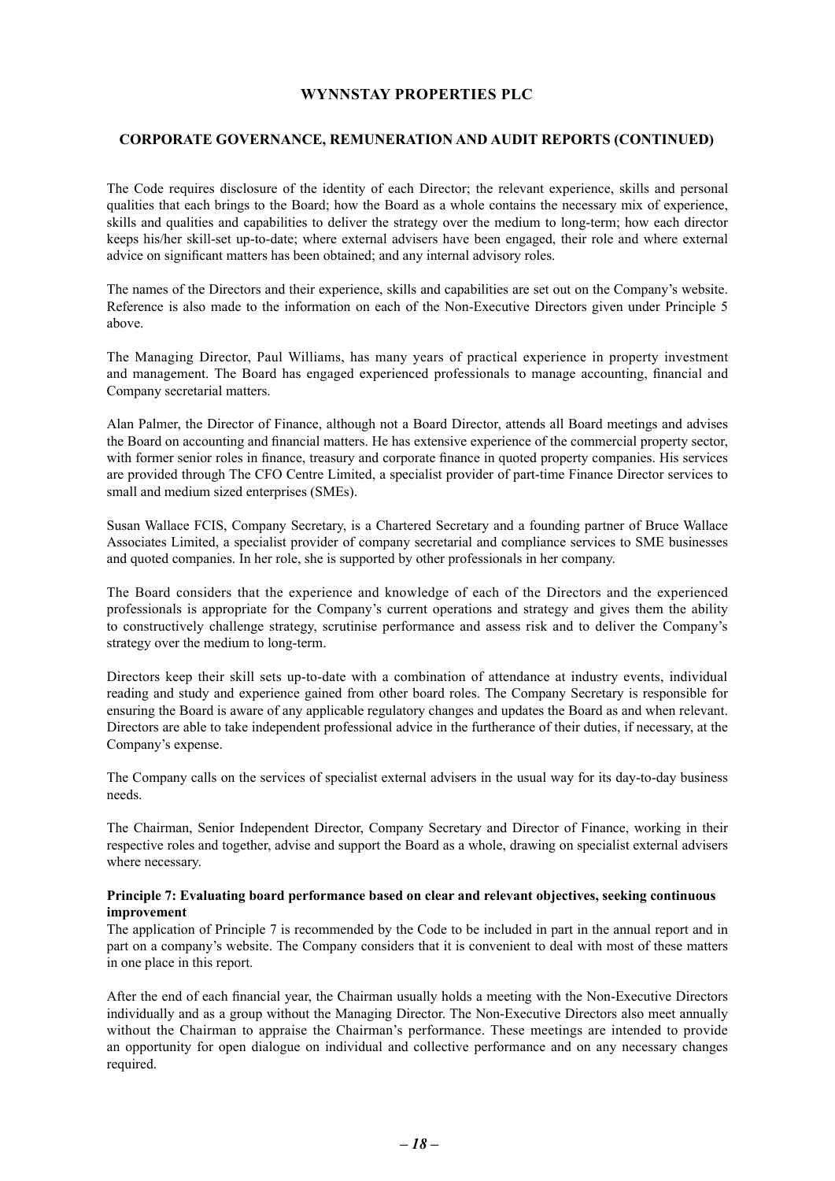The Code requires disclosure of the identity of each Director; the relevant experience, skills and personal qualities that each brings to the Board; how the Board as a whole contains the necessary mix of experience, skills and qualities and capabilities to deliver the strategy over the medium to long-term; how each director keeps his/her skill-set up-to-date; where external advisers have been engaged, their role and where external advice on significant matters has been obtained; and any internal advisory roles.

The names of the Directors and their experience, skills and capabilities are set out on the Company's website. Reference is also made to the information on each of the Non-Executive Directors given under Principle 5 above.

The Managing Director, Paul Williams, has many years of practical experience in property investment and management. The Board has engaged experienced professionals to manage accounting, financial and Company secretarial matters.

Alan Palmer, the Director of Finance, although not a Board Director, attends all Board meetings and advises the Board on accounting and financial matters. He has extensive experience of the commercial property sector, with former senior roles in finance, treasury and corporate finance in quoted property companies. His services are provided through The CFO Centre Limited, a specialist provider of part-time Finance Director services to small and medium sized enterprises (SMEs).

Susan Wallace FCIS, Company Secretary, is a Chartered Secretary and a founding partner of Bruce Wallace Associates Limited, a specialist provider of company secretarial and compliance services to SME businesses and quoted companies. In her role, she is supported by other professionals in her company.

The Board considers that the experience and knowledge of each of the Directors and the experienced professionals is appropriate for the Company's current operations and strategy and gives them the ability to constructively challenge strategy, scrutinise performance and assess risk and to deliver the Company's strategy over the medium to long-term.

Directors keep their skill sets up-to-date with a combination of attendance at industry events, individual reading and study and experience gained from other board roles. The Company Secretary is responsible for ensuring the Board is aware of any applicable regulatory changes and updates the Board as and when relevant. Directors are able to take independent professional advice in the furtherance of their duties, if necessary, at the Company's expense.

The Company calls on the services of specialist external advisers in the usual way for its day-to-day business needs.

The Chairman, Senior Independent Director, Company Secretary and Director of Finance, working in their respective roles and together, advise and support the Board as a whole, drawing on specialist external advisers where necessary.

**Principle 7: Evaluating board performance based on clear and relevant objectives, seeking continuous improvement**

The application of Principle 7 is recommended by the Code to be included in part in the annual report and in part on a company's website. The Company considers that it is convenient to deal with most of these matters in one place in this report.

After the end of each financial year, the Chairman usually holds a meeting with the Non-Executive Directors individually and as a group without the Managing Director. The Non-Executive Directors also meet annually without the Chairman to appraise the Chairman's performance. These meetings are intended to provide an opportunity for open dialogue on individual and collective performance and on any necessary changes required.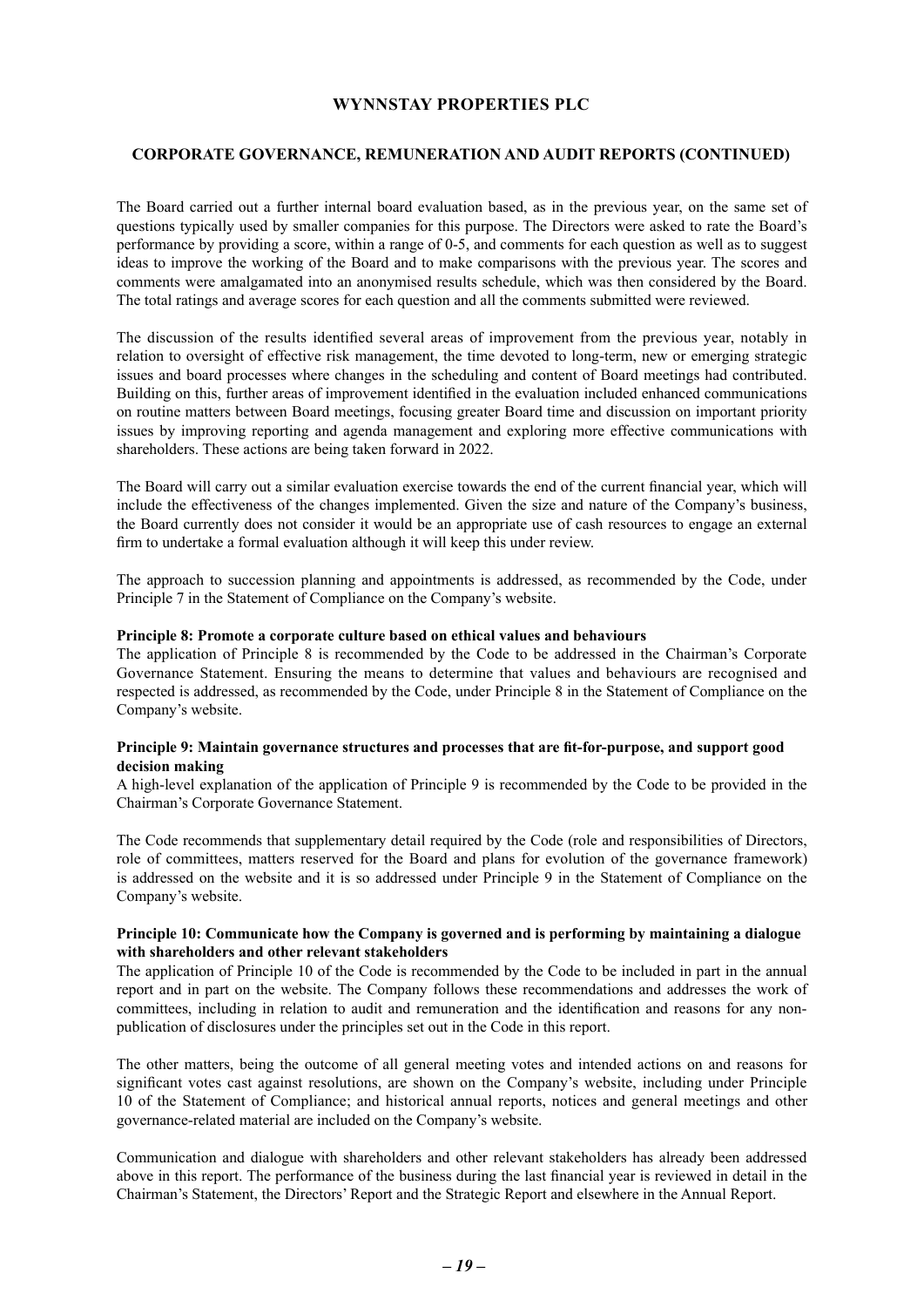The Board carried out a further internal board evaluation based, as in the previous year, on the same set of questions typically used by smaller companies for this purpose. The Directors were asked to rate the Board's performance by providing a score, within a range of 0-5, and comments for each question as well as to suggest ideas to improve the working of the Board and to make comparisons with the previous year. The scores and comments were amalgamated into an anonymised results schedule, which was then considered by the Board. The total ratings and average scores for each question and all the comments submitted were reviewed.

The discussion of the results identified several areas of improvement from the previous year, notably in relation to oversight of effective risk management, the time devoted to long-term, new or emerging strategic issues and board processes where changes in the scheduling and content of Board meetings had contributed. Building on this, further areas of improvement identified in the evaluation included enhanced communications on routine matters between Board meetings, focusing greater Board time and discussion on important priority issues by improving reporting and agenda management and exploring more effective communications with shareholders. These actions are being taken forward in 2022.

The Board will carry out a similar evaluation exercise towards the end of the current financial year, which will include the effectiveness of the changes implemented. Given the size and nature of the Company's business, the Board currently does not consider it would be an appropriate use of cash resources to engage an external firm to undertake a formal evaluation although it will keep this under review.

The approach to succession planning and appointments is addressed, as recommended by the Code, under Principle 7 in the Statement of Compliance on the Company's website.

**Principle 8: Promote a corporate culture based on ethical values and behaviours**
The application of Principle 8 is recommended by the Code to be addressed in the Chairman's Corporate Governance Statement. Ensuring the means to determine that values and behaviours are recognised and respected is addressed, as recommended by the Code, under Principle 8 in the Statement of Compliance on the Company's website.

**Principle 9: Maintain governance structures and processes that are fit-for-purpose, and support good decision making**
A high-level explanation of the application of Principle 9 is recommended by the Code to be provided in the Chairman's Corporate Governance Statement.

The Code recommends that supplementary detail required by the Code (role and responsibilities of Directors, role of committees, matters reserved for the Board and plans for evolution of the governance framework) is addressed on the website and it is so addressed under Principle 9 in the Statement of Compliance on the Company's website.

**Principle 10: Communicate how the Company is governed and is performing by maintaining a dialogue with shareholders and other relevant stakeholders**
The application of Principle 10 of the Code is recommended by the Code to be included in part in the annual report and in part on the website. The Company follows these recommendations and addresses the work of committees, including in relation to audit and remuneration and the identification and reasons for any non-publication of disclosures under the principles set out in the Code in this report.

The other matters, being the outcome of all general meeting votes and intended actions on and reasons for significant votes cast against resolutions, are shown on the Company's website, including under Principle 10 of the Statement of Compliance; and historical annual reports, notices and general meetings and other governance-related material are included on the Company's website.

Communication and dialogue with shareholders and other relevant stakeholders has already been addressed above in this report. The performance of the business during the last financial year is reviewed in detail in the Chairman's Statement, the Directors' Report and the Strategic Report and elsewhere in the Annual Report.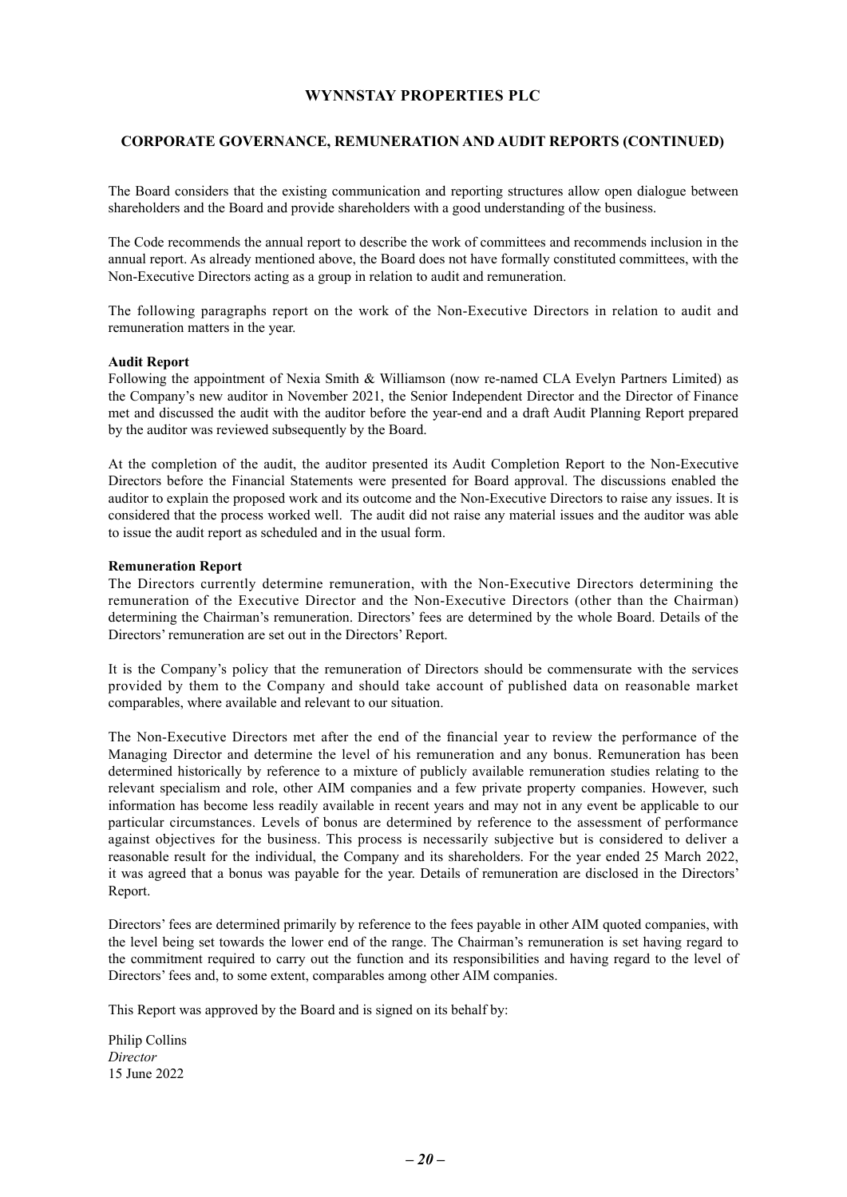The Board considers that the existing communication and reporting structures allow open dialogue between shareholders and the Board and provide shareholders with a good understanding of the business.

The Code recommends the annual report to describe the work of committees and recommends inclusion in the annual report. As already mentioned above, the Board does not have formally constituted committees, with the Non-Executive Directors acting as a group in relation to audit and remuneration.

The following paragraphs report on the work of the Non-Executive Directors in relation to audit and remuneration matters in the year.

**Audit Report**

Following the appointment of Nexia Smith & Williamson (now re-named CLA Evelyn Partners Limited) as the Company's new auditor in November 2021, the Senior Independent Director and the Director of Finance met and discussed the audit with the auditor before the year-end and a draft Audit Planning Report prepared by the auditor was reviewed subsequently by the Board.

At the completion of the audit, the auditor presented its Audit Completion Report to the Non-Executive Directors before the Financial Statements were presented for Board approval. The discussions enabled the auditor to explain the proposed work and its outcome and the Non-Executive Directors to raise any issues. It is considered that the process worked well. The audit did not raise any material issues and the auditor was able to issue the audit report as scheduled and in the usual form.

**Remuneration Report**

The Directors currently determine remuneration, with the Non-Executive Directors determining the remuneration of the Executive Director and the Non-Executive Directors (other than the Chairman) determining the Chairman's remuneration. Directors' fees are determined by the whole Board. Details of the Directors' remuneration are set out in the Directors' Report.

It is the Company's policy that the remuneration of Directors should be commensurate with the services provided by them to the Company and should take account of published data on reasonable market comparables, where available and relevant to our situation.

The Non-Executive Directors met after the end of the financial year to review the performance of the Managing Director and determine the level of his remuneration and any bonus. Remuneration has been determined historically by reference to a mixture of publicly available remuneration studies relating to the relevant specialism and role, other AIM companies and a few private property companies. However, such information has become less readily available in recent years and may not in any event be applicable to our particular circumstances. Levels of bonus are determined by reference to the assessment of performance against objectives for the business. This process is necessarily subjective but is considered to deliver a reasonable result for the individual, the Company and its shareholders. For the year ended 25 March 2022, it was agreed that a bonus was payable for the year. Details of remuneration are disclosed in the Directors' Report.

Directors' fees are determined primarily by reference to the fees payable in other AIM quoted companies, with the level being set towards the lower end of the range. The Chairman's remuneration is set having regard to the commitment required to carry out the function and its responsibilities and having regard to the level of Directors' fees and, to some extent, comparables among other AIM companies.

This Report was approved by the Board and is signed on its behalf by:

Philip Collins
*Director*
15 June 2022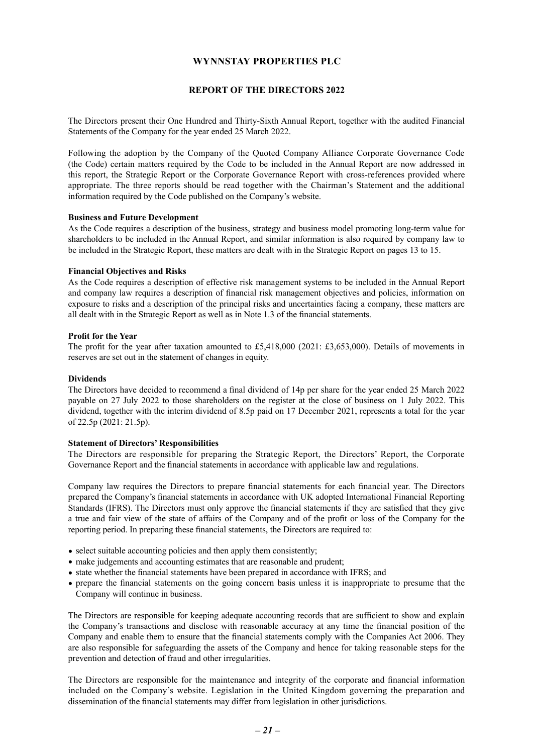# WYNNSTAY PROPERTIES PLC

## REPORT OF THE DIRECTORS 2022

The Directors present their One Hundred and Thirty-Sixth Annual Report, together with the audited Financial Statements of the Company for the year ended 25 March 2022.

Following the adoption by the Company of the Quoted Company Alliance Corporate Governance Code (the Code) certain matters required by the Code to be included in the Annual Report are now addressed in this report, the Strategic Report or the Corporate Governance Report with cross-references provided where appropriate. The three reports should be read together with the Chairman's Statement and the additional information required by the Code published on the Company's website.

**Business and Future Development**

As the Code requires a description of the business, strategy and business model promoting long-term value for shareholders to be included in the Annual Report, and similar information is also required by company law to be included in the Strategic Report, these matters are dealt with in the Strategic Report on pages 13 to 15.

**Financial Objectives and Risks**

As the Code requires a description of effective risk management systems to be included in the Annual Report and company law requires a description of financial risk management objectives and policies, information on exposure to risks and a description of the principal risks and uncertainties facing a company, these matters are all dealt with in the Strategic Report as well as in Note 1.3 of the financial statements.

**Profit for the Year**

The profit for the year after taxation amounted to £5,418,000 (2021: £3,653,000). Details of movements in reserves are set out in the statement of changes in equity.

**Dividends**

The Directors have decided to recommend a final dividend of 14p per share for the year ended 25 March 2022 payable on 27 July 2022 to those shareholders on the register at the close of business on 1 July 2022. This dividend, together with the interim dividend of 8.5p paid on 17 December 2021, represents a total for the year of 22.5p (2021: 21.5p).

**Statement of Directors' Responsibilities**

The Directors are responsible for preparing the Strategic Report, the Directors' Report, the Corporate Governance Report and the financial statements in accordance with applicable law and regulations.

Company law requires the Directors to prepare financial statements for each financial year. The Directors prepared the Company's financial statements in accordance with UK adopted International Financial Reporting Standards (IFRS). The Directors must only approve the financial statements if they are satisfied that they give a true and fair view of the state of affairs of the Company and of the profit or loss of the Company for the reporting period. In preparing these financial statements, the Directors are required to:

- select suitable accounting policies and then apply them consistently;
- make judgements and accounting estimates that are reasonable and prudent;
- state whether the financial statements have been prepared in accordance with IFRS; and
- prepare the financial statements on the going concern basis unless it is inappropriate to presume that the Company will continue in business.

The Directors are responsible for keeping adequate accounting records that are sufficient to show and explain the Company's transactions and disclose with reasonable accuracy at any time the financial position of the Company and enable them to ensure that the financial statements comply with the Companies Act 2006. They are also responsible for safeguarding the assets of the Company and hence for taking reasonable steps for the prevention and detection of fraud and other irregularities.

The Directors are responsible for the maintenance and integrity of the corporate and financial information included on the Company's website. Legislation in the United Kingdom governing the preparation and dissemination of the financial statements may differ from legislation in other jurisdictions.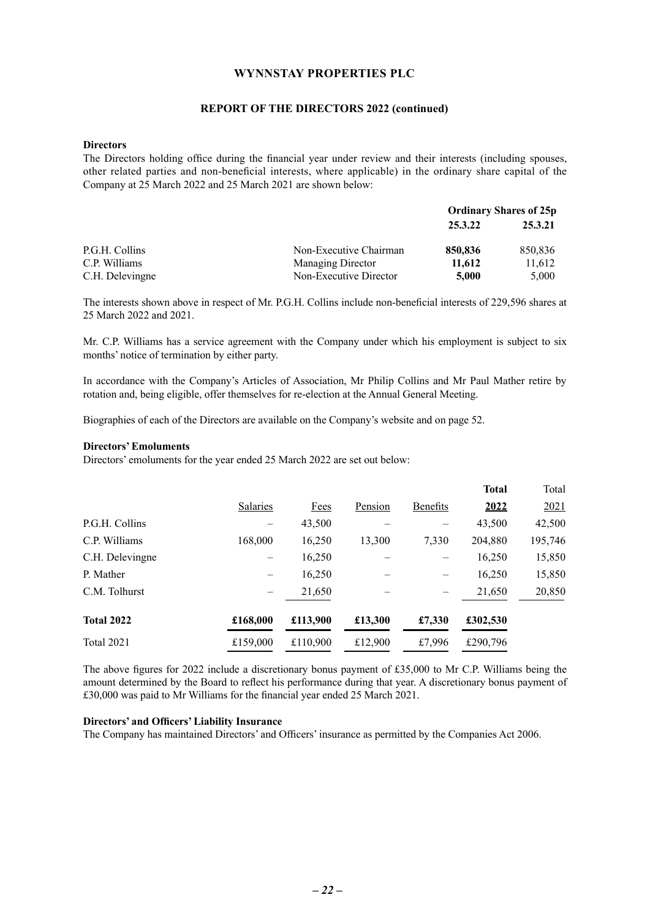# WYNNSTAY PROPERTIES PLC

## REPORT OF THE DIRECTORS 2022 (continued)

**Directors**

The Directors holding office during the financial year under review and their interests (including spouses, other related parties and non-beneficial interests, where applicable) in the ordinary share capital of the Company at 25 March 2022 and 25 March 2021 are shown below:

| | | Ordinary Shares of 25p | |
|---|---|---|---|
| | | **25.3.22** | **25.3.21** |
| P.G.H. Collins | Non-Executive Chairman | **850,836** | 850,836 |
| C.P. Williams | Managing Director | **11,612** | 11,612 |
| C.H. Delevingne | Non-Executive Director | **5,000** | 5,000 |

The interests shown above in respect of Mr. P.G.H. Collins include non-beneficial interests of 229,596 shares at 25 March 2022 and 2021.

Mr. C.P. Williams has a service agreement with the Company under which his employment is subject to six months' notice of termination by either party.

In accordance with the Company's Articles of Association, Mr Philip Collins and Mr Paul Mather retire by rotation and, being eligible, offer themselves for re-election at the Annual General Meeting.

Biographies of each of the Directors are available on the Company's website and on page 52.

**Directors' Emoluments**

Directors' emoluments for the year ended 25 March 2022 are set out below:

| | Salaries | Fees | Pension | Benefits | **Total 2022** | Total 2021 |
|---|---|---|---|---|---|---|
| P.G.H. Collins | – | 43,500 | – | – | 43,500 | 42,500 |
| C.P. Williams | 168,000 | 16,250 | 13,300 | 7,330 | 204,880 | 195,746 |
| C.H. Delevingne | – | 16,250 | – | – | 16,250 | 15,850 |
| P. Mather | – | 16,250 | – | – | 16,250 | 15,850 |
| C.M. Tolhurst | – | 21,650 | – | – | 21,650 | 20,850 |
| **Total 2022** | **£168,000** | **£113,900** | **£13,300** | **£7,330** | **£302,530** | |
| Total 2021 | £159,000 | £110,900 | £12,900 | £7,996 | £290,796 | |

The above figures for 2022 include a discretionary bonus payment of £35,000 to Mr C.P. Williams being the amount determined by the Board to reflect his performance during that year. A discretionary bonus payment of £30,000 was paid to Mr Williams for the financial year ended 25 March 2021.

**Directors' and Officers' Liability Insurance**

The Company has maintained Directors' and Officers' insurance as permitted by the Companies Act 2006.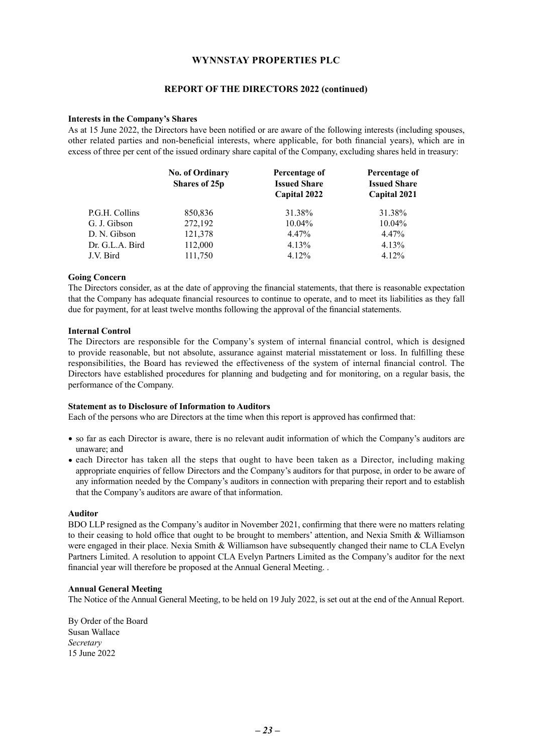# WYNNSTAY PROPERTIES PLC

## REPORT OF THE DIRECTORS 2022 (continued)

**Interests in the Company's Shares**

As at 15 June 2022, the Directors have been notified or are aware of the following interests (including spouses, other related parties and non-beneficial interests, where applicable, for both financial years), which are in excess of three per cent of the issued ordinary share capital of the Company, excluding shares held in treasury:

| | No. of Ordinary Shares of 25p | Percentage of Issued Share Capital 2022 | Percentage of Issued Share Capital 2021 |
|---|---|---|---|
| P.G.H. Collins | 850,836 | 31.38% | 31.38% |
| G. J. Gibson | 272,192 | 10.04% | 10.04% |
| D. N. Gibson | 121,378 | 4.47% | 4.47% |
| Dr. G.L.A. Bird | 112,000 | 4.13% | 4.13% |
| J.V. Bird | 111,750 | 4.12% | 4.12% |

**Going Concern**

The Directors consider, as at the date of approving the financial statements, that there is reasonable expectation that the Company has adequate financial resources to continue to operate, and to meet its liabilities as they fall due for payment, for at least twelve months following the approval of the financial statements.

**Internal Control**

The Directors are responsible for the Company's system of internal financial control, which is designed to provide reasonable, but not absolute, assurance against material misstatement or loss. In fulfilling these responsibilities, the Board has reviewed the effectiveness of the system of internal financial control. The Directors have established procedures for planning and budgeting and for monitoring, on a regular basis, the performance of the Company.

**Statement as to Disclosure of Information to Auditors**

Each of the persons who are Directors at the time when this report is approved has confirmed that:

- so far as each Director is aware, there is no relevant audit information of which the Company's auditors are unaware; and
- each Director has taken all the steps that ought to have been taken as a Director, including making appropriate enquiries of fellow Directors and the Company's auditors for that purpose, in order to be aware of any information needed by the Company's auditors in connection with preparing their report and to establish that the Company's auditors are aware of that information.

**Auditor**

BDO LLP resigned as the Company's auditor in November 2021, confirming that there were no matters relating to their ceasing to hold office that ought to be brought to members' attention, and Nexia Smith & Williamson were engaged in their place. Nexia Smith & Williamson have subsequently changed their name to CLA Evelyn Partners Limited. A resolution to appoint CLA Evelyn Partners Limited as the Company's auditor for the next financial year will therefore be proposed at the Annual General Meeting. .

**Annual General Meeting**

The Notice of the Annual General Meeting, to be held on 19 July 2022, is set out at the end of the Annual Report.

By Order of the Board
Susan Wallace
*Secretary*
15 June 2022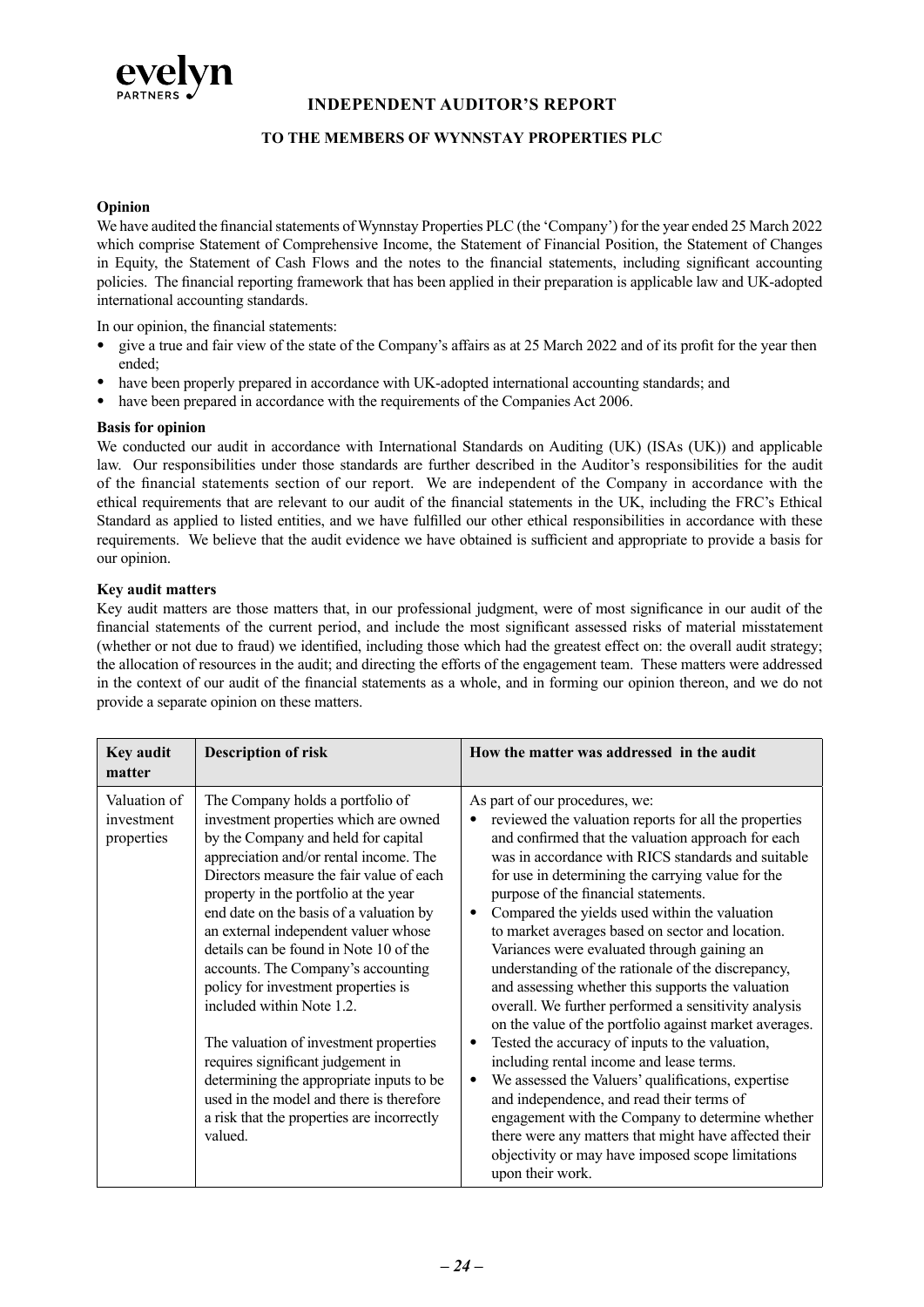# INDEPENDENT AUDITOR'S REPORT

## TO THE MEMBERS OF WYNNSTAY PROPERTIES PLC

**Opinion**

We have audited the financial statements of Wynnstay Properties PLC (the 'Company') for the year ended 25 March 2022 which comprise Statement of Comprehensive Income, the Statement of Financial Position, the Statement of Changes in Equity, the Statement of Cash Flows and the notes to the financial statements, including significant accounting policies. The financial reporting framework that has been applied in their preparation is applicable law and UK-adopted international accounting standards.

In our opinion, the financial statements:

- give a true and fair view of the state of the Company's affairs as at 25 March 2022 and of its profit for the year then ended;
- have been properly prepared in accordance with UK-adopted international accounting standards; and
- have been prepared in accordance with the requirements of the Companies Act 2006.

**Basis for opinion**

We conducted our audit in accordance with International Standards on Auditing (UK) (ISAs (UK)) and applicable law. Our responsibilities under those standards are further described in the Auditor's responsibilities for the audit of the financial statements section of our report. We are independent of the Company in accordance with the ethical requirements that are relevant to our audit of the financial statements in the UK, including the FRC's Ethical Standard as applied to listed entities, and we have fulfilled our other ethical responsibilities in accordance with these requirements. We believe that the audit evidence we have obtained is sufficient and appropriate to provide a basis for our opinion.

**Key audit matters**

Key audit matters are those matters that, in our professional judgment, were of most significance in our audit of the financial statements of the current period, and include the most significant assessed risks of material misstatement (whether or not due to fraud) we identified, including those which had the greatest effect on: the overall audit strategy; the allocation of resources in the audit; and directing the efforts of the engagement team. These matters were addressed in the context of our audit of the financial statements as a whole, and in forming our opinion thereon, and we do not provide a separate opinion on these matters.

| Key audit matter | Description of risk | How the matter was addressed in the audit |
|---|---|---|
| Valuation of investment properties | The Company holds a portfolio of investment properties which are owned by the Company and held for capital appreciation and/or rental income. The Directors measure the fair value of each property in the portfolio at the year end date on the basis of a valuation by an external independent valuer whose details can be found in Note 10 of the accounts. The Company's accounting policy for investment properties is included within Note 1.2.<br><br>The valuation of investment properties requires significant judgement in determining the appropriate inputs to be used in the model and there is therefore a risk that the properties are incorrectly valued. | As part of our procedures, we:<br>• reviewed the valuation reports for all the properties and confirmed that the valuation approach for each was in accordance with RICS standards and suitable for use in determining the carrying value for the purpose of the financial statements.<br>• Compared the yields used within the valuation to market averages based on sector and location. Variances were evaluated through gaining an understanding of the rationale of the discrepancy, and assessing whether this supports the valuation overall. We further performed a sensitivity analysis on the value of the portfolio against market averages.<br>• Tested the accuracy of inputs to the valuation, including rental income and lease terms.<br>• We assessed the Valuers' qualifications, expertise and independence, and read their terms of engagement with the Company to determine whether there were any matters that might have affected their objectivity or may have imposed scope limitations upon their work. |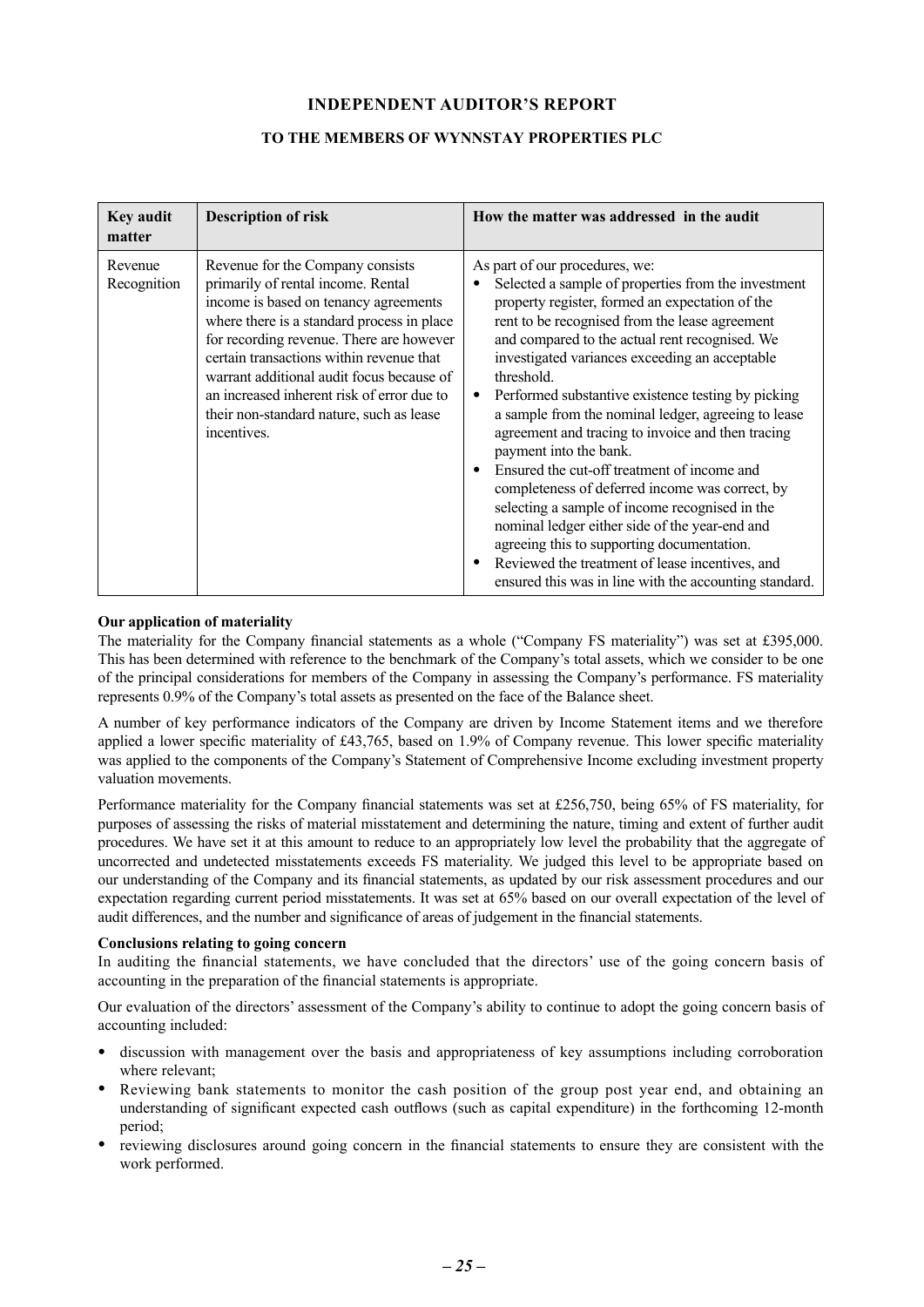# INDEPENDENT AUDITOR'S REPORT

## TO THE MEMBERS OF WYNNSTAY PROPERTIES PLC

| Key audit matter | Description of risk | How the matter was addressed in the audit |
|---|---|---|
| Revenue Recognition | Revenue for the Company consists primarily of rental income. Rental income is based on tenancy agreements where there is a standard process in place for recording revenue. There are however certain transactions within revenue that warrant additional audit focus because of an increased inherent risk of error due to their non-standard nature, such as lease incentives. | As part of our procedures, we:<br>• Selected a sample of properties from the investment property register, formed an expectation of the rent to be recognised from the lease agreement and compared to the actual rent recognised. We investigated variances exceeding an acceptable threshold.<br>• Performed substantive existence testing by picking a sample from the nominal ledger, agreeing to lease agreement and tracing to invoice and then tracing payment into the bank.<br>• Ensured the cut-off treatment of income and completeness of deferred income was correct, by selecting a sample of income recognised in the nominal ledger either side of the year-end and agreeing this to supporting documentation.<br>• Reviewed the treatment of lease incentives, and ensured this was in line with the accounting standard. |

**Our application of materiality**

The materiality for the Company financial statements as a whole ("Company FS materiality") was set at £395,000. This has been determined with reference to the benchmark of the Company's total assets, which we consider to be one of the principal considerations for members of the Company in assessing the Company's performance. FS materiality represents 0.9% of the Company's total assets as presented on the face of the Balance sheet.

A number of key performance indicators of the Company are driven by Income Statement items and we therefore applied a lower specific materiality of £43,765, based on 1.9% of Company revenue. This lower specific materiality was applied to the components of the Company's Statement of Comprehensive Income excluding investment property valuation movements.

Performance materiality for the Company financial statements was set at £256,750, being 65% of FS materiality, for purposes of assessing the risks of material misstatement and determining the nature, timing and extent of further audit procedures. We have set it at this amount to reduce to an appropriately low level the probability that the aggregate of uncorrected and undetected misstatements exceeds FS materiality. We judged this level to be appropriate based on our understanding of the Company and its financial statements, as updated by our risk assessment procedures and our expectation regarding current period misstatements. It was set at 65% based on our overall expectation of the level of audit differences, and the number and significance of areas of judgement in the financial statements.

**Conclusions relating to going concern**

In auditing the financial statements, we have concluded that the directors' use of the going concern basis of accounting in the preparation of the financial statements is appropriate.

Our evaluation of the directors' assessment of the Company's ability to continue to adopt the going concern basis of accounting included:

- discussion with management over the basis and appropriateness of key assumptions including corroboration where relevant;
- Reviewing bank statements to monitor the cash position of the group post year end, and obtaining an understanding of significant expected cash outflows (such as capital expenditure) in the forthcoming 12-month period;
- reviewing disclosures around going concern in the financial statements to ensure they are consistent with the work performed.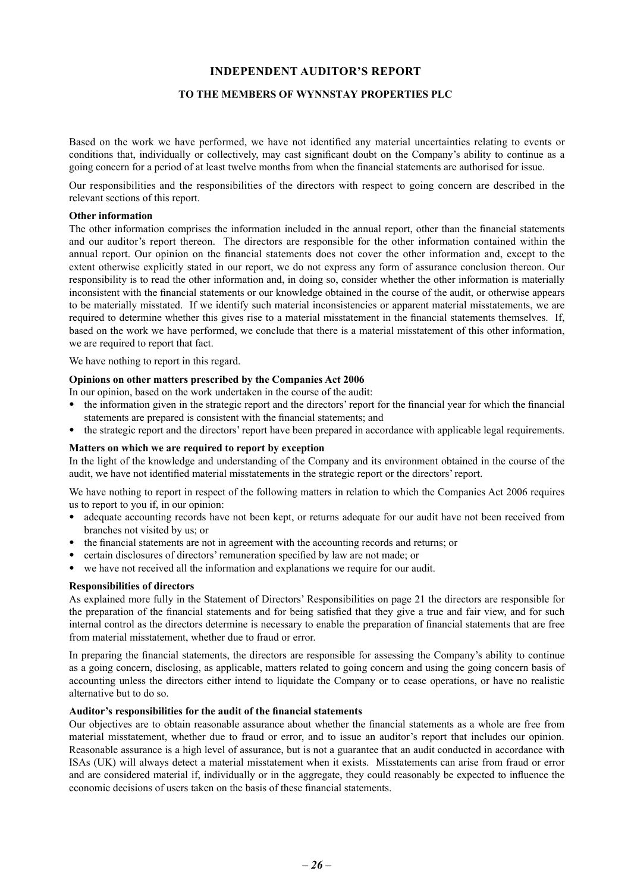# INDEPENDENT AUDITOR'S REPORT

## TO THE MEMBERS OF WYNNSTAY PROPERTIES PLC

Based on the work we have performed, we have not identified any material uncertainties relating to events or conditions that, individually or collectively, may cast significant doubt on the Company's ability to continue as a going concern for a period of at least twelve months from when the financial statements are authorised for issue.

Our responsibilities and the responsibilities of the directors with respect to going concern are described in the relevant sections of this report.

**Other information**

The other information comprises the information included in the annual report, other than the financial statements and our auditor's report thereon. The directors are responsible for the other information contained within the annual report. Our opinion on the financial statements does not cover the other information and, except to the extent otherwise explicitly stated in our report, we do not express any form of assurance conclusion thereon. Our responsibility is to read the other information and, in doing so, consider whether the other information is materially inconsistent with the financial statements or our knowledge obtained in the course of the audit, or otherwise appears to be materially misstated. If we identify such material inconsistencies or apparent material misstatements, we are required to determine whether this gives rise to a material misstatement in the financial statements themselves. If, based on the work we have performed, we conclude that there is a material misstatement of this other information, we are required to report that fact.

We have nothing to report in this regard.

**Opinions on other matters prescribed by the Companies Act 2006**

In our opinion, based on the work undertaken in the course of the audit:

- the information given in the strategic report and the directors' report for the financial year for which the financial statements are prepared is consistent with the financial statements; and
- the strategic report and the directors' report have been prepared in accordance with applicable legal requirements.

**Matters on which we are required to report by exception**

In the light of the knowledge and understanding of the Company and its environment obtained in the course of the audit, we have not identified material misstatements in the strategic report or the directors' report.

We have nothing to report in respect of the following matters in relation to which the Companies Act 2006 requires us to report to you if, in our opinion:

- adequate accounting records have not been kept, or returns adequate for our audit have not been received from branches not visited by us; or
- the financial statements are not in agreement with the accounting records and returns; or
- certain disclosures of directors' remuneration specified by law are not made; or
- we have not received all the information and explanations we require for our audit.

**Responsibilities of directors**

As explained more fully in the Statement of Directors' Responsibilities on page 21 the directors are responsible for the preparation of the financial statements and for being satisfied that they give a true and fair view, and for such internal control as the directors determine is necessary to enable the preparation of financial statements that are free from material misstatement, whether due to fraud or error.

In preparing the financial statements, the directors are responsible for assessing the Company's ability to continue as a going concern, disclosing, as applicable, matters related to going concern and using the going concern basis of accounting unless the directors either intend to liquidate the Company or to cease operations, or have no realistic alternative but to do so.

**Auditor's responsibilities for the audit of the financial statements**

Our objectives are to obtain reasonable assurance about whether the financial statements as a whole are free from material misstatement, whether due to fraud or error, and to issue an auditor's report that includes our opinion. Reasonable assurance is a high level of assurance, but is not a guarantee that an audit conducted in accordance with ISAs (UK) will always detect a material misstatement when it exists. Misstatements can arise from fraud or error and are considered material if, individually or in the aggregate, they could reasonably be expected to influence the economic decisions of users taken on the basis of these financial statements.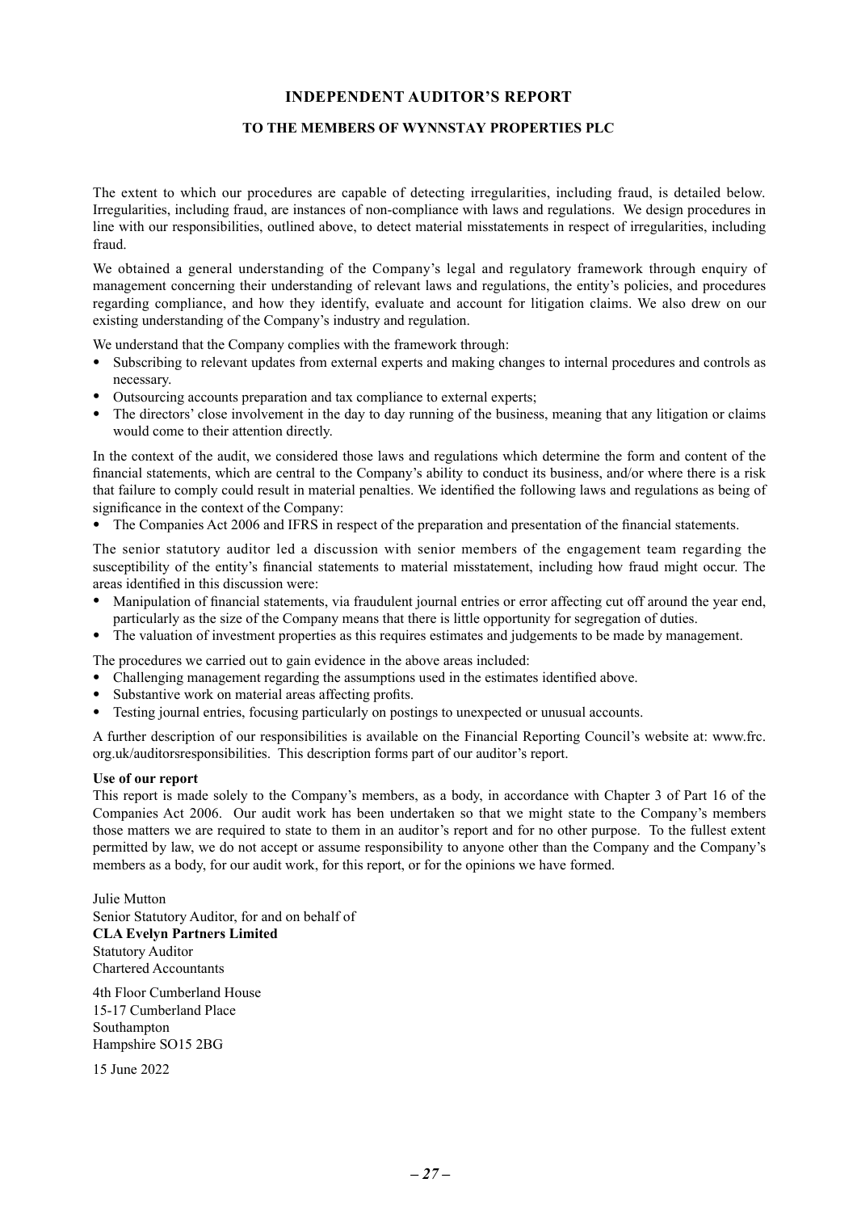# INDEPENDENT AUDITOR'S REPORT

## TO THE MEMBERS OF WYNNSTAY PROPERTIES PLC

The extent to which our procedures are capable of detecting irregularities, including fraud, is detailed below. Irregularities, including fraud, are instances of non-compliance with laws and regulations. We design procedures in line with our responsibilities, outlined above, to detect material misstatements in respect of irregularities, including fraud.

We obtained a general understanding of the Company's legal and regulatory framework through enquiry of management concerning their understanding of relevant laws and regulations, the entity's policies, and procedures regarding compliance, and how they identify, evaluate and account for litigation claims. We also drew on our existing understanding of the Company's industry and regulation.

We understand that the Company complies with the framework through:

- Subscribing to relevant updates from external experts and making changes to internal procedures and controls as necessary.
- Outsourcing accounts preparation and tax compliance to external experts;
- The directors' close involvement in the day to day running of the business, meaning that any litigation or claims would come to their attention directly.

In the context of the audit, we considered those laws and regulations which determine the form and content of the financial statements, which are central to the Company's ability to conduct its business, and/or where there is a risk that failure to comply could result in material penalties. We identified the following laws and regulations as being of significance in the context of the Company:

- The Companies Act 2006 and IFRS in respect of the preparation and presentation of the financial statements.

The senior statutory auditor led a discussion with senior members of the engagement team regarding the susceptibility of the entity's financial statements to material misstatement, including how fraud might occur. The areas identified in this discussion were:

- Manipulation of financial statements, via fraudulent journal entries or error affecting cut off around the year end, particularly as the size of the Company means that there is little opportunity for segregation of duties.
- The valuation of investment properties as this requires estimates and judgements to be made by management.

The procedures we carried out to gain evidence in the above areas included:

- Challenging management regarding the assumptions used in the estimates identified above.
- Substantive work on material areas affecting profits.
- Testing journal entries, focusing particularly on postings to unexpected or unusual accounts.

A further description of our responsibilities is available on the Financial Reporting Council's website at: www.frc.org.uk/auditorsresponsibilities. This description forms part of our auditor's report.

**Use of our report**

This report is made solely to the Company's members, as a body, in accordance with Chapter 3 of Part 16 of the Companies Act 2006. Our audit work has been undertaken so that we might state to the Company's members those matters we are required to state to them in an auditor's report and for no other purpose. To the fullest extent permitted by law, we do not accept or assume responsibility to anyone other than the Company and the Company's members as a body, for our audit work, for this report, or for the opinions we have formed.

Julie Mutton  
Senior Statutory Auditor, for and on behalf of  
**CLA Evelyn Partners Limited**  
Statutory Auditor  
Chartered Accountants

4th Floor Cumberland House  
15-17 Cumberland Place  
Southampton  
Hampshire SO15 2BG

15 June 2022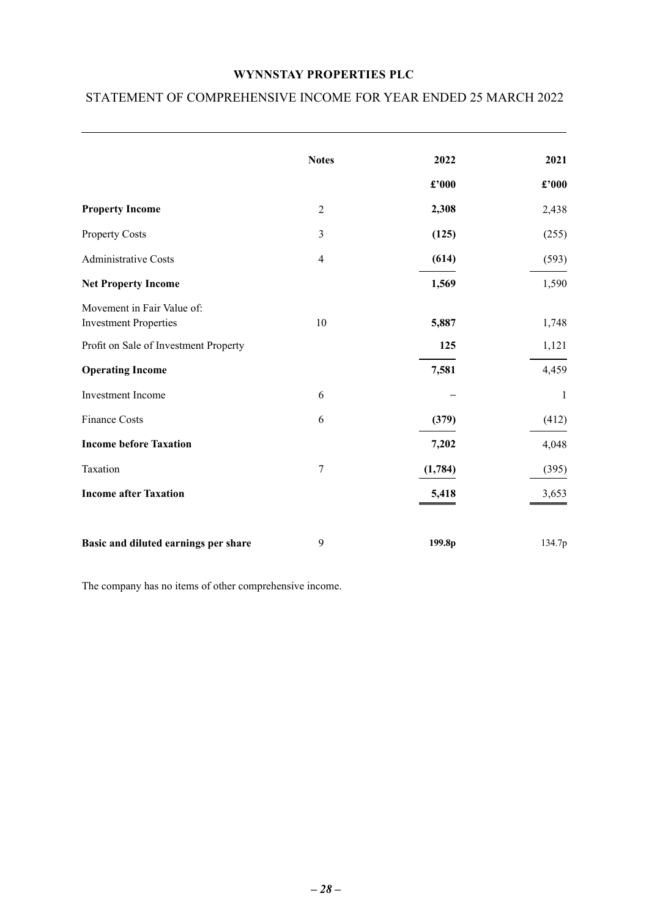# WYNNSTAY PROPERTIES PLC

## STATEMENT OF COMPREHENSIVE INCOME FOR YEAR ENDED 25 MARCH 2022

| | Notes | 2022 | 2021 |
|---|---|---|---|
| | | **£'000** | **£'000** |
| **Property Income** | 2 | **2,308** | 2,438 |
| Property Costs | 3 | **(125)** | (255) |
| Administrative Costs | 4 | **(614)** | (593) |
| **Net Property Income** | | **1,569** | 1,590 |
| Movement in Fair Value of: Investment Properties | 10 | **5,887** | 1,748 |
| Profit on Sale of Investment Property | | **125** | 1,121 |
| **Operating Income** | | **7,581** | 4,459 |
| Investment Income | 6 | – | 1 |
| Finance Costs | 6 | **(379)** | (412) |
| **Income before Taxation** | | **7,202** | 4,048 |
| Taxation | 7 | **(1,784)** | (395) |
| **Income after Taxation** | | **5,418** | 3,653 |
| **Basic and diluted earnings per share** | 9 | **199.8p** | 134.7p |

The company has no items of other comprehensive income.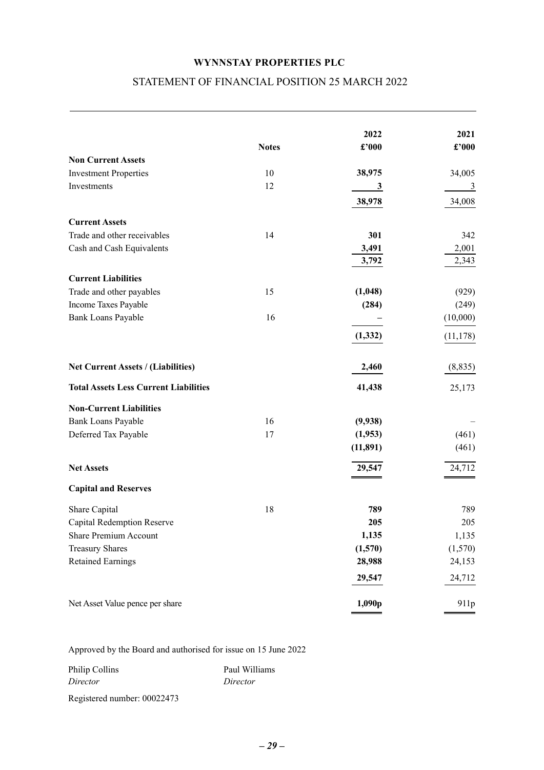# WYNNSTAY PROPERTIES PLC

## STATEMENT OF FINANCIAL POSITION 25 MARCH 2022

| | Notes | 2022 £'000 | 2021 £'000 |
|---|---|---|---|
| **Non Current Assets** | | | |
| Investment Properties | 10 | **38,975** | 34,005 |
| Investments | 12 | **3** | 3 |
| | | **38,978** | 34,008 |
| **Current Assets** | | | |
| Trade and other receivables | 14 | **301** | 342 |
| Cash and Cash Equivalents | | **3,491** | 2,001 |
| | | **3,792** | 2,343 |
| **Current Liabilities** | | | |
| Trade and other payables | 15 | **(1,048)** | (929) |
| Income Taxes Payable | | **(284)** | (249) |
| Bank Loans Payable | 16 | **–** | (10,000) |
| | | **(1,332)** | (11,178) |
| **Net Current Assets / (Liabilities)** | | **2,460** | (8,835) |
| **Total Assets Less Current Liabilities** | | **41,438** | 25,173 |
| **Non-Current Liabilities** | | | |
| Bank Loans Payable | 16 | **(9,938)** | – |
| Deferred Tax Payable | 17 | **(1,953)** | (461) |
| | | **(11,891)** | (461) |
| **Net Assets** | | **29,547** | 24,712 |
| **Capital and Reserves** | | | |
| Share Capital | 18 | **789** | 789 |
| Capital Redemption Reserve | | **205** | 205 |
| Share Premium Account | | **1,135** | 1,135 |
| Treasury Shares | | **(1,570)** | (1,570) |
| Retained Earnings | | **28,988** | 24,153 |
| | | **29,547** | 24,712 |
| Net Asset Value pence per share | | **1,090p** | 911p |

Approved by the Board and authorised for issue on 15 June 2022

Philip Collins
*Director*

Paul Williams
*Director*

Registered number: 00022473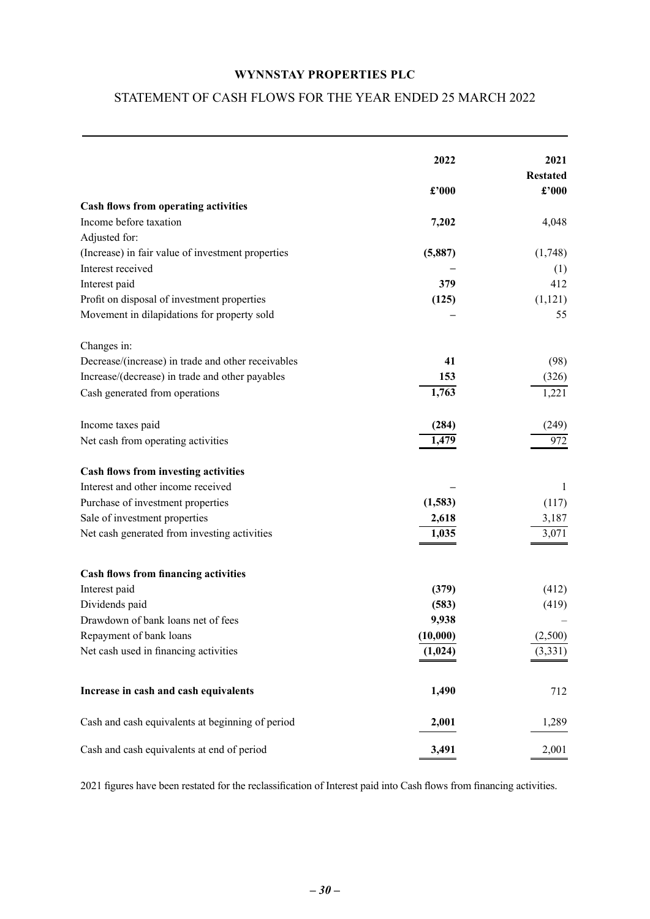**WYNNSTAY PROPERTIES PLC**

STATEMENT OF CASH FLOWS FOR THE YEAR ENDED 25 MARCH 2022

| | 2022 | 2021 Restated |
|---|---|---|
| | £'000 | £'000 |
| **Cash flows from operating activities** | | |
| Income before taxation | **7,202** | 4,048 |
| Adjusted for: | | |
| (Increase) in fair value of investment properties | **(5,887)** | (1,748) |
| Interest received | **–** | (1) |
| Interest paid | **379** | 412 |
| Profit on disposal of investment properties | **(125)** | (1,121) |
| Movement in dilapidations for property sold | **–** | 55 |
| Changes in: | | |
| Decrease/(increase) in trade and other receivables | **41** | (98) |
| Increase/(decrease) in trade and other payables | **153** | (326) |
| Cash generated from operations | **1,763** | 1,221 |
| Income taxes paid | **(284)** | (249) |
| Net cash from operating activities | **1,479** | 972 |
| **Cash flows from investing activities** | | |
| Interest and other income received | **–** | 1 |
| Purchase of investment properties | **(1,583)** | (117) |
| Sale of investment properties | **2,618** | 3,187 |
| Net cash generated from investing activities | **1,035** | 3,071 |
| **Cash flows from financing activities** | | |
| Interest paid | **(379)** | (412) |
| Dividends paid | **(583)** | (419) |
| Drawdown of bank loans net of fees | **9,938** | – |
| Repayment of bank loans | **(10,000)** | (2,500) |
| Net cash used in financing activities | **(1,024)** | (3,331) |
| **Increase in cash and cash equivalents** | **1,490** | 712 |
| Cash and cash equivalents at beginning of period | **2,001** | 1,289 |
| Cash and cash equivalents at end of period | **3,491** | 2,001 |

2021 figures have been restated for the reclassification of Interest paid into Cash flows from financing activities.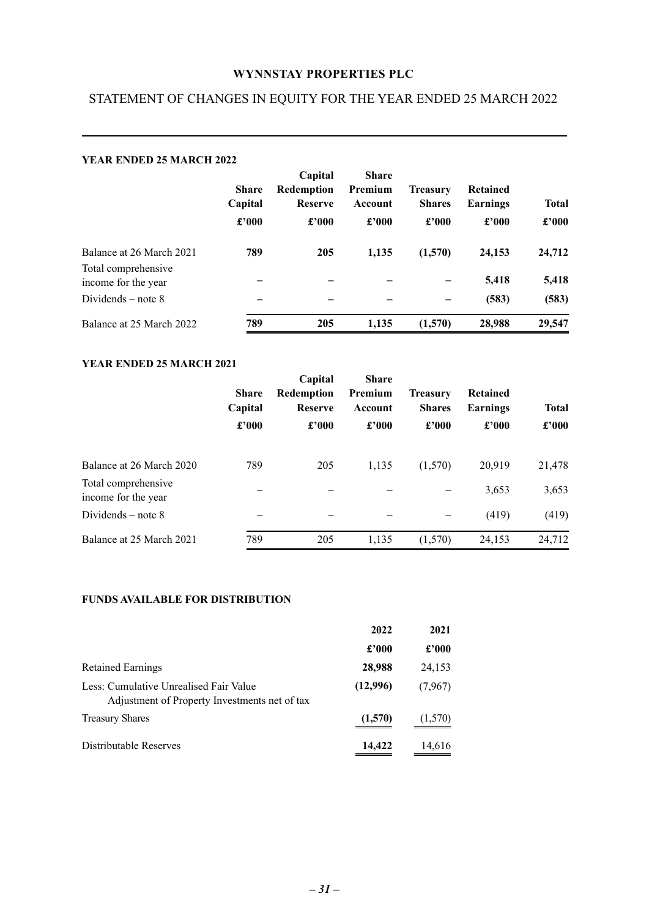**WYNNSTAY PROPERTIES PLC**

# STATEMENT OF CHANGES IN EQUITY FOR THE YEAR ENDED 25 MARCH 2022

**YEAR ENDED 25 MARCH 2022**

| | Share Capital | Capital Redemption Reserve | Share Premium Account | Treasury Shares | Retained Earnings | Total |
|---|---|---|---|---|---|---|
| | £'000 | £'000 | £'000 | £'000 | £'000 | £'000 |
| Balance at 26 March 2021 | **789** | **205** | **1,135** | **(1,570)** | **24,153** | **24,712** |
| Total comprehensive income for the year | – | – | – | – | **5,418** | **5,418** |
| Dividends – note 8 | – | – | – | – | **(583)** | **(583)** |
| Balance at 25 March 2022 | **789** | **205** | **1,135** | **(1,570)** | **28,988** | **29,547** |

**YEAR ENDED 25 MARCH 2021**

| | Share Capital | Capital Redemption Reserve | Share Premium Account | Treasury Shares | Retained Earnings | Total |
|---|---|---|---|---|---|---|
| | £'000 | £'000 | £'000 | £'000 | £'000 | £'000 |
| Balance at 26 March 2020 | 789 | 205 | 1,135 | (1,570) | 20,919 | 21,478 |
| Total comprehensive income for the year | – | – | – | – | 3,653 | 3,653 |
| Dividends – note 8 | – | – | – | – | (419) | (419) |
| Balance at 25 March 2021 | 789 | 205 | 1,135 | (1,570) | 24,153 | 24,712 |

**FUNDS AVAILABLE FOR DISTRIBUTION**

| | 2022 | 2021 |
|---|---|---|
| | £'000 | £'000 |
| Retained Earnings | **28,988** | 24,153 |
| Less: Cumulative Unrealised Fair Value Adjustment of Property Investments net of tax | **(12,996)** | (7,967) |
| Treasury Shares | **(1,570)** | (1,570) |
| Distributable Reserves | **14,422** | 14,616 |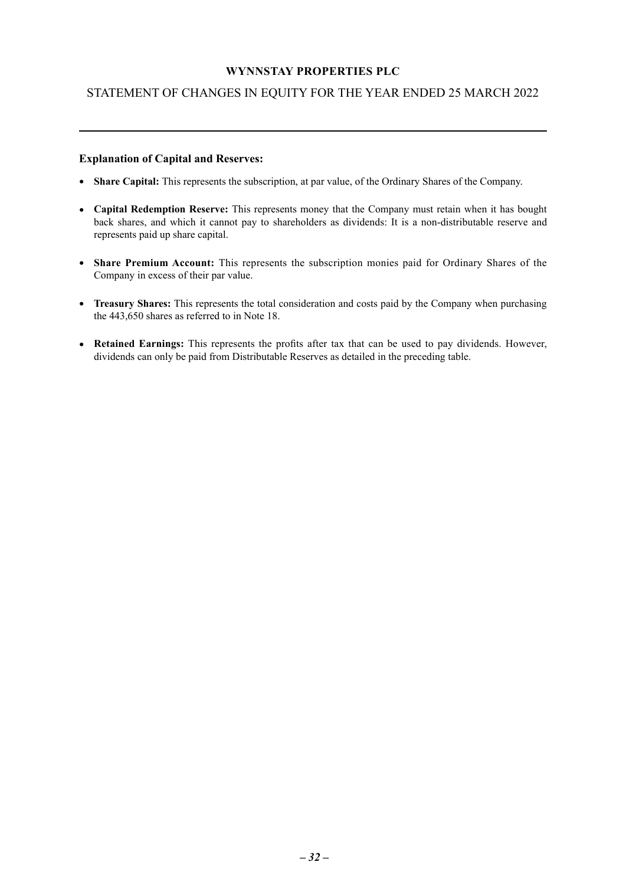**WYNNSTAY PROPERTIES PLC**

STATEMENT OF CHANGES IN EQUITY FOR THE YEAR ENDED 25 MARCH 2022

---

**Explanation of Capital and Reserves:**

- **Share Capital:** This represents the subscription, at par value, of the Ordinary Shares of the Company.
- **Capital Redemption Reserve:** This represents money that the Company must retain when it has bought back shares, and which it cannot pay to shareholders as dividends: It is a non-distributable reserve and represents paid up share capital.
- **Share Premium Account:** This represents the subscription monies paid for Ordinary Shares of the Company in excess of their par value.
- **Treasury Shares:** This represents the total consideration and costs paid by the Company when purchasing the 443,650 shares as referred to in Note 18.
- **Retained Earnings:** This represents the profits after tax that can be used to pay dividends. However, dividends can only be paid from Distributable Reserves as detailed in the preceding table.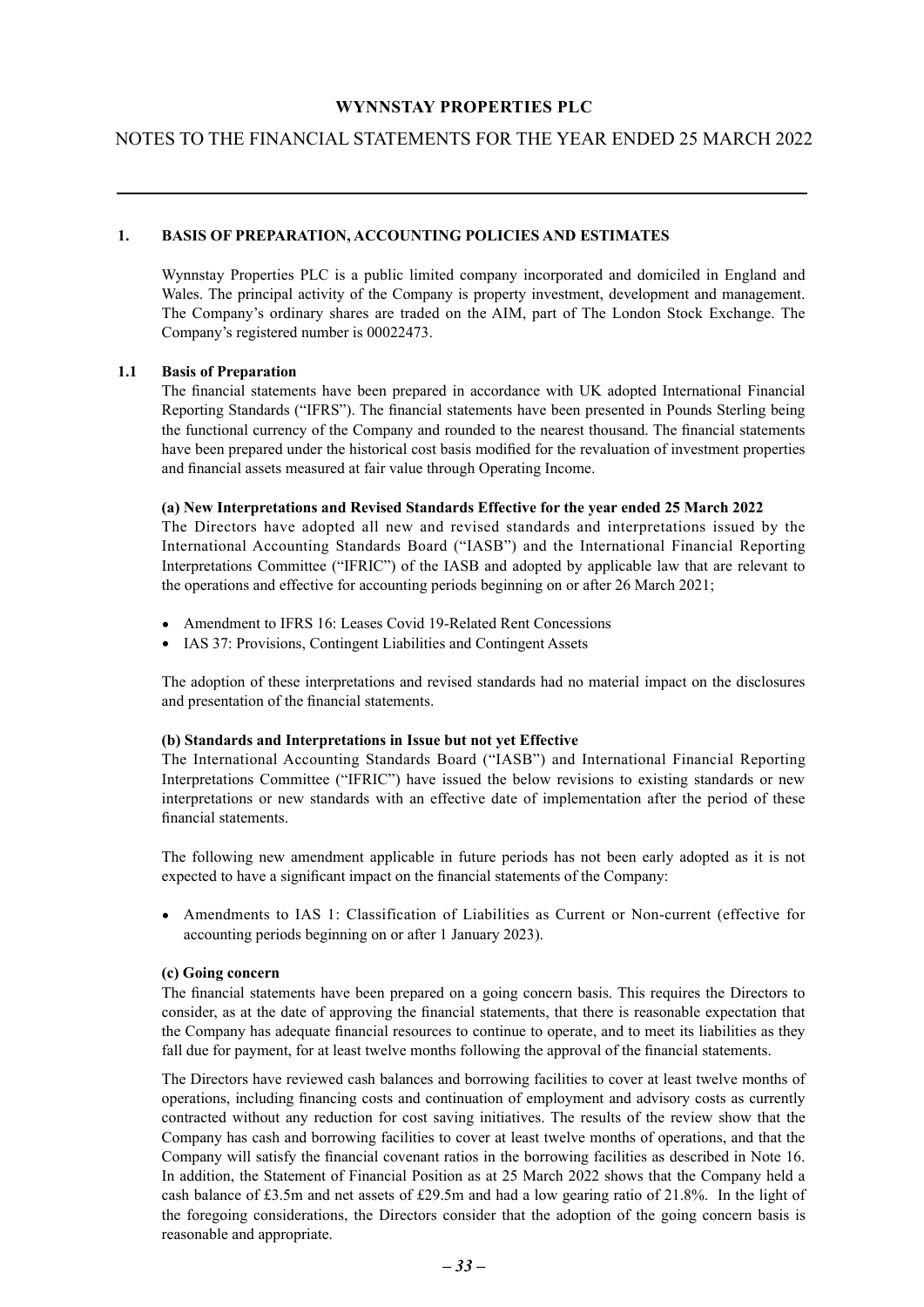# WYNNSTAY PROPERTIES PLC

## NOTES TO THE FINANCIAL STATEMENTS FOR THE YEAR ENDED 25 MARCH 2022

### 1. BASIS OF PREPARATION, ACCOUNTING POLICIES AND ESTIMATES

Wynnstay Properties PLC is a public limited company incorporated and domiciled in England and Wales. The principal activity of the Company is property investment, development and management. The Company's ordinary shares are traded on the AIM, part of The London Stock Exchange. The Company's registered number is 00022473.

### 1.1 Basis of Preparation

The financial statements have been prepared in accordance with UK adopted International Financial Reporting Standards ("IFRS"). The financial statements have been presented in Pounds Sterling being the functional currency of the Company and rounded to the nearest thousand. The financial statements have been prepared under the historical cost basis modified for the revaluation of investment properties and financial assets measured at fair value through Operating Income.

**(a) New Interpretations and Revised Standards Effective for the year ended 25 March 2022**

The Directors have adopted all new and revised standards and interpretations issued by the International Accounting Standards Board ("IASB") and the International Financial Reporting Interpretations Committee ("IFRIC") of the IASB and adopted by applicable law that are relevant to the operations and effective for accounting periods beginning on or after 26 March 2021;

- Amendment to IFRS 16: Leases Covid 19-Related Rent Concessions
- IAS 37: Provisions, Contingent Liabilities and Contingent Assets

The adoption of these interpretations and revised standards had no material impact on the disclosures and presentation of the financial statements.

**(b) Standards and Interpretations in Issue but not yet Effective**

The International Accounting Standards Board ("IASB") and International Financial Reporting Interpretations Committee ("IFRIC") have issued the below revisions to existing standards or new interpretations or new standards with an effective date of implementation after the period of these financial statements.

The following new amendment applicable in future periods has not been early adopted as it is not expected to have a significant impact on the financial statements of the Company:

- Amendments to IAS 1: Classification of Liabilities as Current or Non-current (effective for accounting periods beginning on or after 1 January 2023).

**(c) Going concern**

The financial statements have been prepared on a going concern basis. This requires the Directors to consider, as at the date of approving the financial statements, that there is reasonable expectation that the Company has adequate financial resources to continue to operate, and to meet its liabilities as they fall due for payment, for at least twelve months following the approval of the financial statements.

The Directors have reviewed cash balances and borrowing facilities to cover at least twelve months of operations, including financing costs and continuation of employment and advisory costs as currently contracted without any reduction for cost saving initiatives. The results of the review show that the Company has cash and borrowing facilities to cover at least twelve months of operations, and that the Company will satisfy the financial covenant ratios in the borrowing facilities as described in Note 16. In addition, the Statement of Financial Position as at 25 March 2022 shows that the Company held a cash balance of £3.5m and net assets of £29.5m and had a low gearing ratio of 21.8%. In the light of the foregoing considerations, the Directors consider that the adoption of the going concern basis is reasonable and appropriate.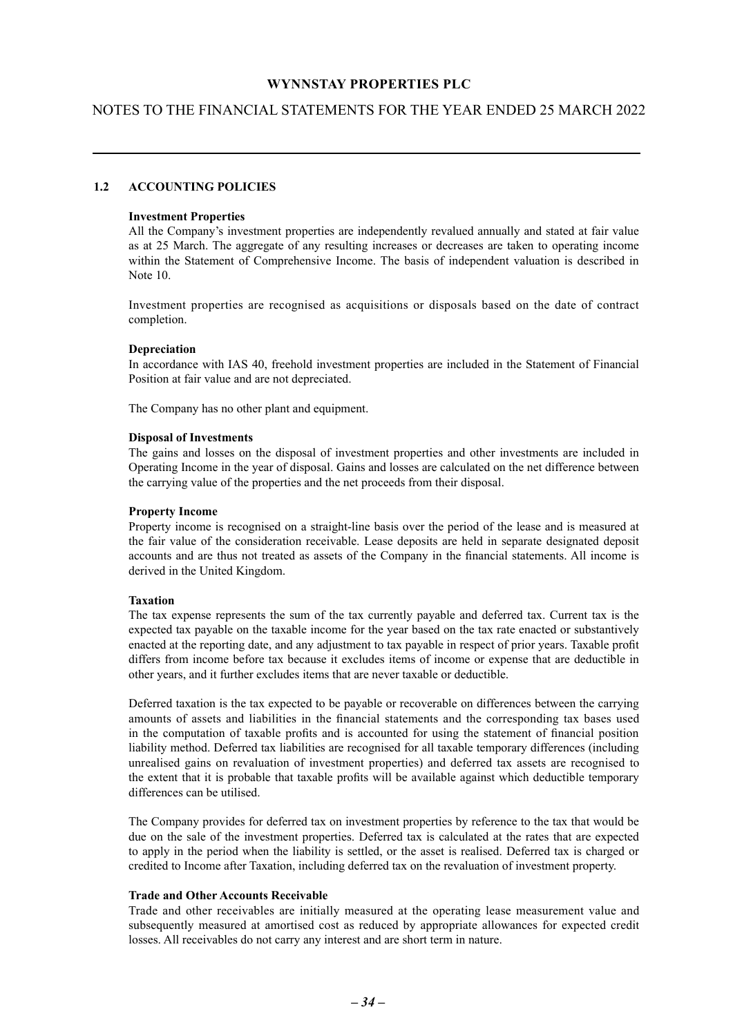## 1.2 ACCOUNTING POLICIES

**Investment Properties**

All the Company's investment properties are independently revalued annually and stated at fair value as at 25 March. The aggregate of any resulting increases or decreases are taken to operating income within the Statement of Comprehensive Income. The basis of independent valuation is described in Note 10.

Investment properties are recognised as acquisitions or disposals based on the date of contract completion.

**Depreciation**

In accordance with IAS 40, freehold investment properties are included in the Statement of Financial Position at fair value and are not depreciated.

The Company has no other plant and equipment.

**Disposal of Investments**

The gains and losses on the disposal of investment properties and other investments are included in Operating Income in the year of disposal. Gains and losses are calculated on the net difference between the carrying value of the properties and the net proceeds from their disposal.

**Property Income**

Property income is recognised on a straight-line basis over the period of the lease and is measured at the fair value of the consideration receivable. Lease deposits are held in separate designated deposit accounts and are thus not treated as assets of the Company in the financial statements. All income is derived in the United Kingdom.

**Taxation**

The tax expense represents the sum of the tax currently payable and deferred tax. Current tax is the expected tax payable on the taxable income for the year based on the tax rate enacted or substantively enacted at the reporting date, and any adjustment to tax payable in respect of prior years. Taxable profit differs from income before tax because it excludes items of income or expense that are deductible in other years, and it further excludes items that are never taxable or deductible.

Deferred taxation is the tax expected to be payable or recoverable on differences between the carrying amounts of assets and liabilities in the financial statements and the corresponding tax bases used in the computation of taxable profits and is accounted for using the statement of financial position liability method. Deferred tax liabilities are recognised for all taxable temporary differences (including unrealised gains on revaluation of investment properties) and deferred tax assets are recognised to the extent that it is probable that taxable profits will be available against which deductible temporary differences can be utilised.

The Company provides for deferred tax on investment properties by reference to the tax that would be due on the sale of the investment properties. Deferred tax is calculated at the rates that are expected to apply in the period when the liability is settled, or the asset is realised. Deferred tax is charged or credited to Income after Taxation, including deferred tax on the revaluation of investment property.

**Trade and Other Accounts Receivable**

Trade and other receivables are initially measured at the operating lease measurement value and subsequently measured at amortised cost as reduced by appropriate allowances for expected credit losses. All receivables do not carry any interest and are short term in nature.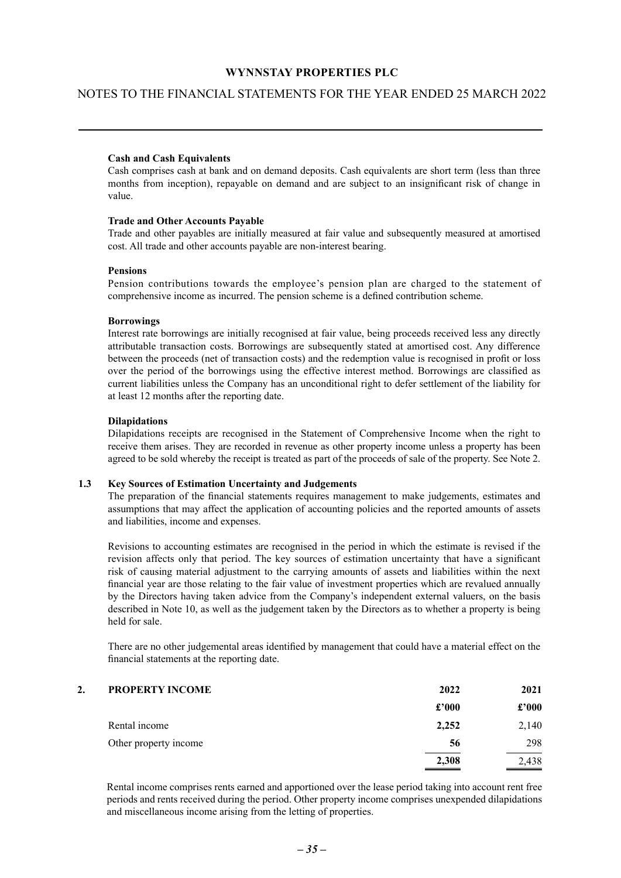**Cash and Cash Equivalents**

Cash comprises cash at bank and on demand deposits. Cash equivalents are short term (less than three months from inception), repayable on demand and are subject to an insignificant risk of change in value.

**Trade and Other Accounts Payable**

Trade and other payables are initially measured at fair value and subsequently measured at amortised cost. All trade and other accounts payable are non-interest bearing.

**Pensions**

Pension contributions towards the employee's pension plan are charged to the statement of comprehensive income as incurred. The pension scheme is a defined contribution scheme.

**Borrowings**

Interest rate borrowings are initially recognised at fair value, being proceeds received less any directly attributable transaction costs. Borrowings are subsequently stated at amortised cost. Any difference between the proceeds (net of transaction costs) and the redemption value is recognised in profit or loss over the period of the borrowings using the effective interest method. Borrowings are classified as current liabilities unless the Company has an unconditional right to defer settlement of the liability for at least 12 months after the reporting date.

**Dilapidations**

Dilapidations receipts are recognised in the Statement of Comprehensive Income when the right to receive them arises. They are recorded in revenue as other property income unless a property has been agreed to be sold whereby the receipt is treated as part of the proceeds of sale of the property. See Note 2.

**1.3 Key Sources of Estimation Uncertainty and Judgements**

The preparation of the financial statements requires management to make judgements, estimates and assumptions that may affect the application of accounting policies and the reported amounts of assets and liabilities, income and expenses.

Revisions to accounting estimates are recognised in the period in which the estimate is revised if the revision affects only that period. The key sources of estimation uncertainty that have a significant risk of causing material adjustment to the carrying amounts of assets and liabilities within the next financial year are those relating to the fair value of investment properties which are revalued annually by the Directors having taken advice from the Company's independent external valuers, on the basis described in Note 10, as well as the judgement taken by the Directors as to whether a property is being held for sale.

There are no other judgemental areas identified by management that could have a material effect on the financial statements at the reporting date.

## 2. PROPERTY INCOME

| | 2022 | 2021 |
|---|---|---|
| | £'000 | £'000 |
| Rental income | **2,252** | 2,140 |
| Other property income | **56** | 298 |
| | **2,308** | 2,438 |

Rental income comprises rents earned and apportioned over the lease period taking into account rent free periods and rents received during the period. Other property income comprises unexpended dilapidations and miscellaneous income arising from the letting of properties.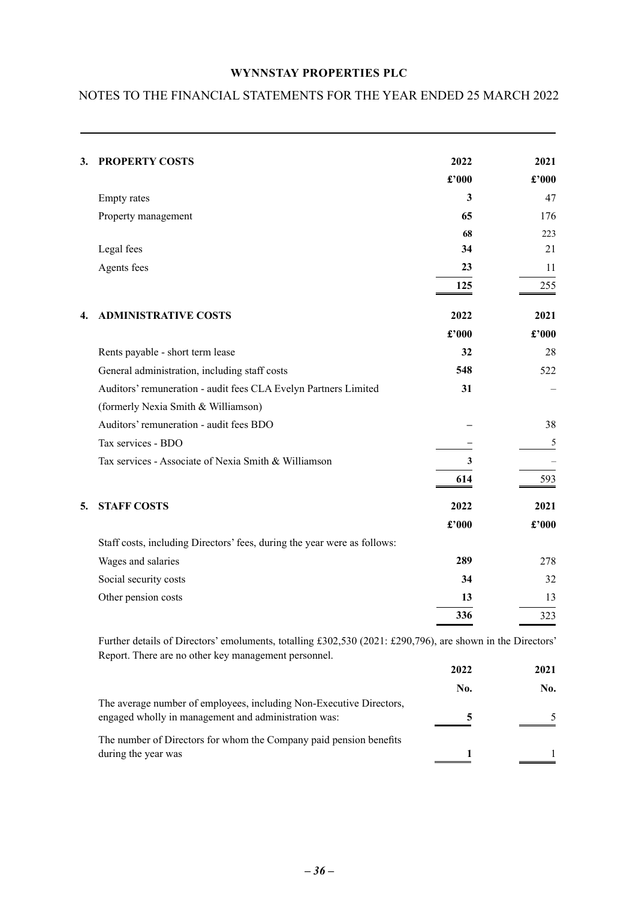# WYNNSTAY PROPERTIES PLC

## NOTES TO THE FINANCIAL STATEMENTS FOR THE YEAR ENDED 25 MARCH 2022

### 3. PROPERTY COSTS

| | 2022 | 2021 |
|---|---|---|
| | £'000 | £'000 |
| Empty rates | **3** | 47 |
| Property management | **65** | 176 |
| | **68** | 223 |
| Legal fees | **34** | 21 |
| Agents fees | **23** | 11 |
| | **125** | 255 |

### 4. ADMINISTRATIVE COSTS

| | 2022 | 2021 |
|---|---|---|
| | £'000 | £'000 |
| Rents payable - short term lease | **32** | 28 |
| General administration, including staff costs | **548** | 522 |
| Auditors' remuneration - audit fees CLA Evelyn Partners Limited (formerly Nexia Smith & Williamson) | **31** | – |
| Auditors' remuneration - audit fees BDO | **–** | 38 |
| Tax services - BDO | **–** | 5 |
| Tax services - Associate of Nexia Smith & Williamson | **3** | – |
| | **614** | 593 |

### 5. STAFF COSTS

| | 2022 | 2021 |
|---|---|---|
| | £'000 | £'000 |
| Staff costs, including Directors' fees, during the year were as follows: | | |
| Wages and salaries | **289** | 278 |
| Social security costs | **34** | 32 |
| Other pension costs | **13** | 13 |
| | **336** | 323 |

Further details of Directors' emoluments, totalling £302,530 (2021: £290,796), are shown in the Directors' Report. There are no other key management personnel.

| | 2022 | 2021 |
|---|---|---|
| | No. | No. |
| The average number of employees, including Non-Executive Directors, engaged wholly in management and administration was: | **5** | 5 |
| The number of Directors for whom the Company paid pension benefits during the year was | **1** | 1 |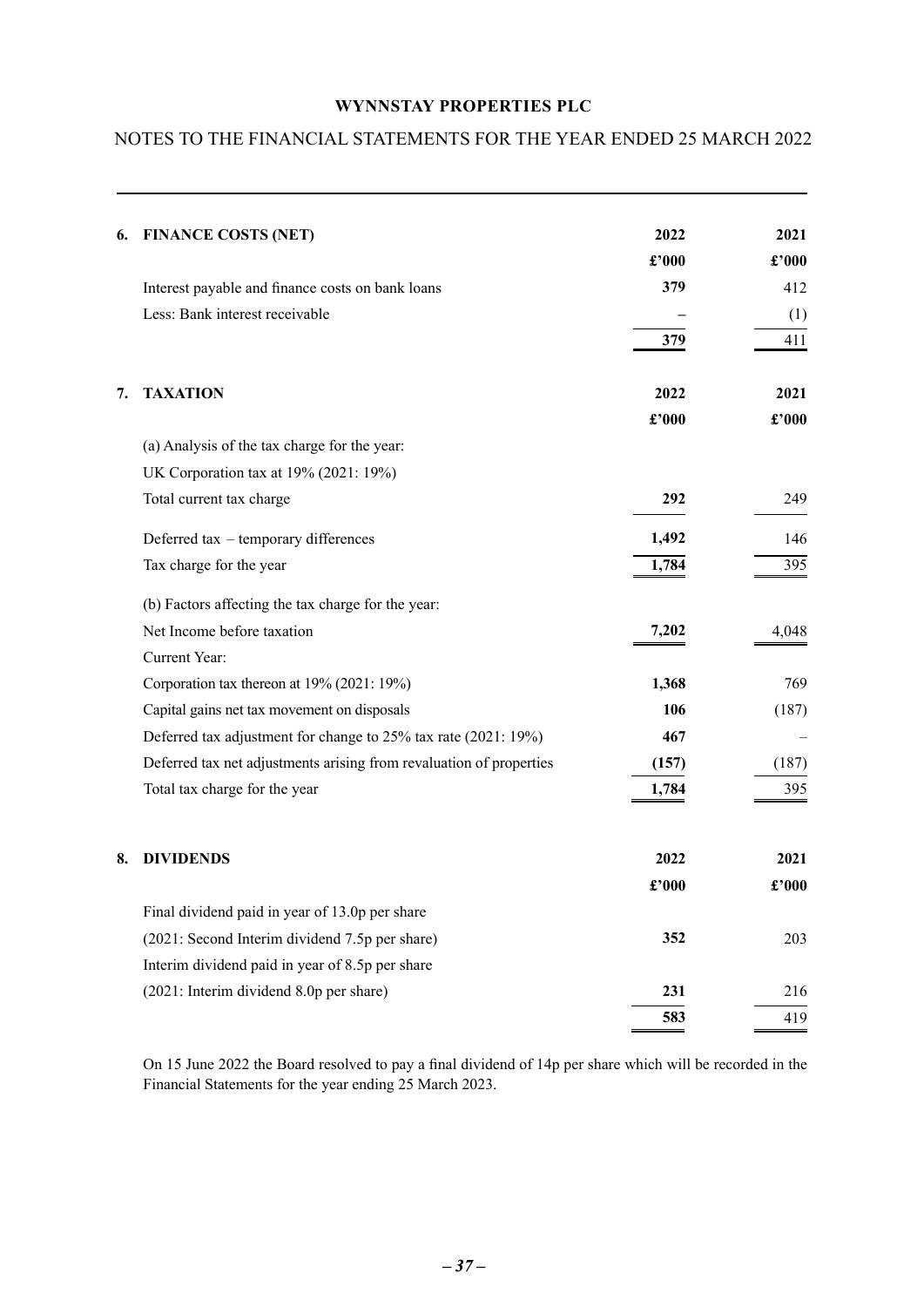**WYNNSTAY PROPERTIES PLC**

NOTES TO THE FINANCIAL STATEMENTS FOR THE YEAR ENDED 25 MARCH 2022

| **6. FINANCE COSTS (NET)** | **2022** | **2021** |
|---|---|---|
| | **£'000** | **£'000** |
| Interest payable and finance costs on bank loans | **379** | 412 |
| Less: Bank interest receivable | – | (1) |
| | **379** | 411 |

| **7. TAXATION** | **2022** | **2021** |
|---|---|---|
| | **£'000** | **£'000** |
| (a) Analysis of the tax charge for the year: | | |
| UK Corporation tax at 19% (2021: 19%) | | |
| Total current tax charge | **292** | 249 |
| Deferred tax – temporary differences | **1,492** | 146 |
| Tax charge for the year | **1,784** | 395 |
| (b) Factors affecting the tax charge for the year: | | |
| Net Income before taxation | **7,202** | 4,048 |
| Current Year: | | |
| Corporation tax thereon at 19% (2021: 19%) | **1,368** | 769 |
| Capital gains net tax movement on disposals | **106** | (187) |
| Deferred tax adjustment for change to 25% tax rate (2021: 19%) | **467** | – |
| Deferred tax net adjustments arising from revaluation of properties | **(157)** | (187) |
| Total tax charge for the year | **1,784** | 395 |

| **8. DIVIDENDS** | **2022** | **2021** |
|---|---|---|
| | **£'000** | **£'000** |
| Final dividend paid in year of 13.0p per share | | |
| (2021: Second Interim dividend 7.5p per share) | **352** | 203 |
| Interim dividend paid in year of 8.5p per share | | |
| (2021: Interim dividend 8.0p per share) | **231** | 216 |
| | **583** | 419 |

On 15 June 2022 the Board resolved to pay a final dividend of 14p per share which will be recorded in the Financial Statements for the year ending 25 March 2023.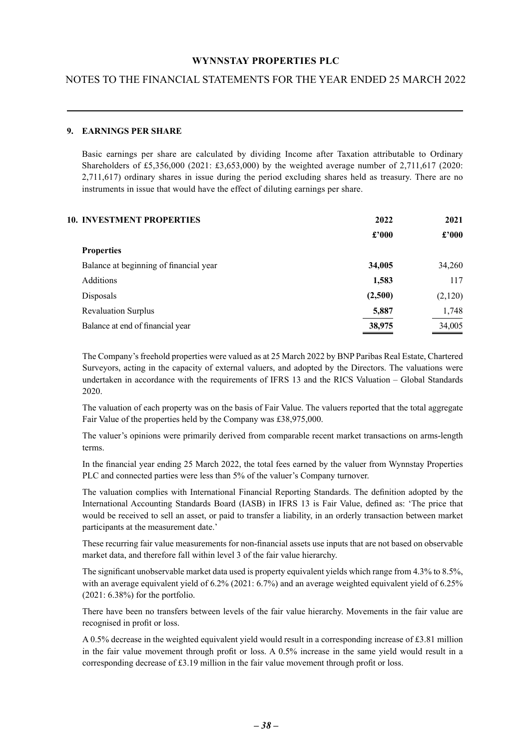## 9. EARNINGS PER SHARE

Basic earnings per share are calculated by dividing Income after Taxation attributable to Ordinary Shareholders of £5,356,000 (2021: £3,653,000) by the weighted average number of 2,711,617 (2020: 2,711,617) ordinary shares in issue during the period excluding shares held as treasury. There are no instruments in issue that would have the effect of diluting earnings per share.

## 10. INVESTMENT PROPERTIES

| | 2022 | 2021 |
|---|---|---|
| | £'000 | £'000 |
| **Properties** | | |
| Balance at beginning of financial year | **34,005** | 34,260 |
| Additions | **1,583** | 117 |
| Disposals | **(2,500)** | (2,120) |
| Revaluation Surplus | **5,887** | 1,748 |
| Balance at end of financial year | **38,975** | 34,005 |

The Company's freehold properties were valued as at 25 March 2022 by BNP Paribas Real Estate, Chartered Surveyors, acting in the capacity of external valuers, and adopted by the Directors. The valuations were undertaken in accordance with the requirements of IFRS 13 and the RICS Valuation – Global Standards 2020.

The valuation of each property was on the basis of Fair Value. The valuers reported that the total aggregate Fair Value of the properties held by the Company was £38,975,000.

The valuer's opinions were primarily derived from comparable recent market transactions on arms-length terms.

In the financial year ending 25 March 2022, the total fees earned by the valuer from Wynnstay Properties PLC and connected parties were less than 5% of the valuer's Company turnover.

The valuation complies with International Financial Reporting Standards. The definition adopted by the International Accounting Standards Board (IASB) in IFRS 13 is Fair Value, defined as: 'The price that would be received to sell an asset, or paid to transfer a liability, in an orderly transaction between market participants at the measurement date.'

These recurring fair value measurements for non-financial assets use inputs that are not based on observable market data, and therefore fall within level 3 of the fair value hierarchy.

The significant unobservable market data used is property equivalent yields which range from 4.3% to 8.5%, with an average equivalent yield of 6.2% (2021: 6.7%) and an average weighted equivalent yield of 6.25% (2021: 6.38%) for the portfolio.

There have been no transfers between levels of the fair value hierarchy. Movements in the fair value are recognised in profit or loss.

A 0.5% decrease in the weighted equivalent yield would result in a corresponding increase of £3.81 million in the fair value movement through profit or loss. A 0.5% increase in the same yield would result in a corresponding decrease of £3.19 million in the fair value movement through profit or loss.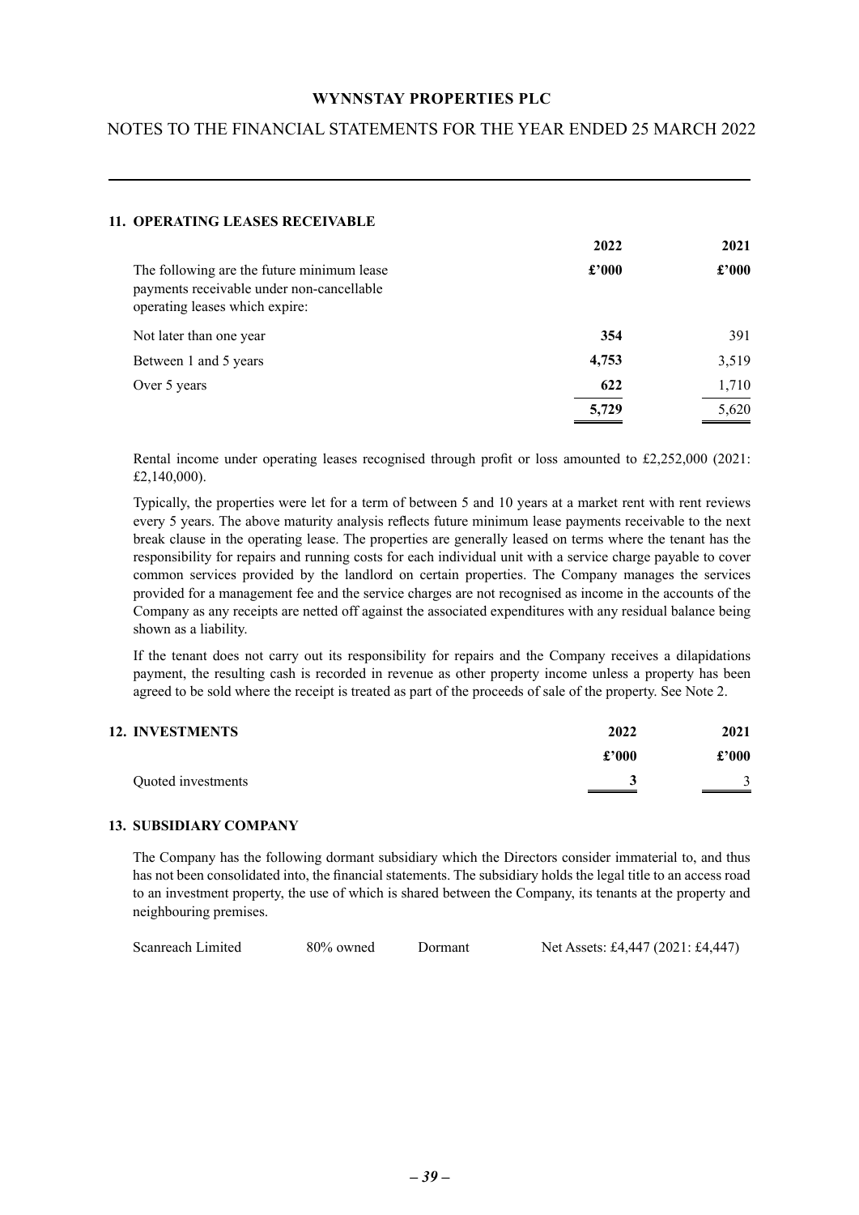## 11. OPERATING LEASES RECEIVABLE

| | 2022 | 2021 |
|---|---|---|
| The following are the future minimum lease payments receivable under non-cancellable operating leases which expire: | **£'000** | **£'000** |
| Not later than one year | **354** | 391 |
| Between 1 and 5 years | **4,753** | 3,519 |
| Over 5 years | **622** | 1,710 |
| | **5,729** | 5,620 |

Rental income under operating leases recognised through profit or loss amounted to £2,252,000 (2021: £2,140,000).

Typically, the properties were let for a term of between 5 and 10 years at a market rent with rent reviews every 5 years. The above maturity analysis reflects future minimum lease payments receivable to the next break clause in the operating lease. The properties are generally leased on terms where the tenant has the responsibility for repairs and running costs for each individual unit with a service charge payable to cover common services provided by the landlord on certain properties. The Company manages the services provided for a management fee and the service charges are not recognised as income in the accounts of the Company as any receipts are netted off against the associated expenditures with any residual balance being shown as a liability.

If the tenant does not carry out its responsibility for repairs and the Company receives a dilapidations payment, the resulting cash is recorded in revenue as other property income unless a property has been agreed to be sold where the receipt is treated as part of the proceeds of sale of the property. See Note 2.

## 12. INVESTMENTS

| | 2022 | 2021 |
|---|---|---|
| | **£'000** | **£'000** |
| Quoted investments | **3** | 3 |

## 13. SUBSIDIARY COMPANY

The Company has the following dormant subsidiary which the Directors consider immaterial to, and thus has not been consolidated into, the financial statements. The subsidiary holds the legal title to an access road to an investment property, the use of which is shared between the Company, its tenants at the property and neighbouring premises.

| | | | |
|---|---|---|---|
| Scanreach Limited | 80% owned | Dormant | Net Assets: £4,447 (2021: £4,447) |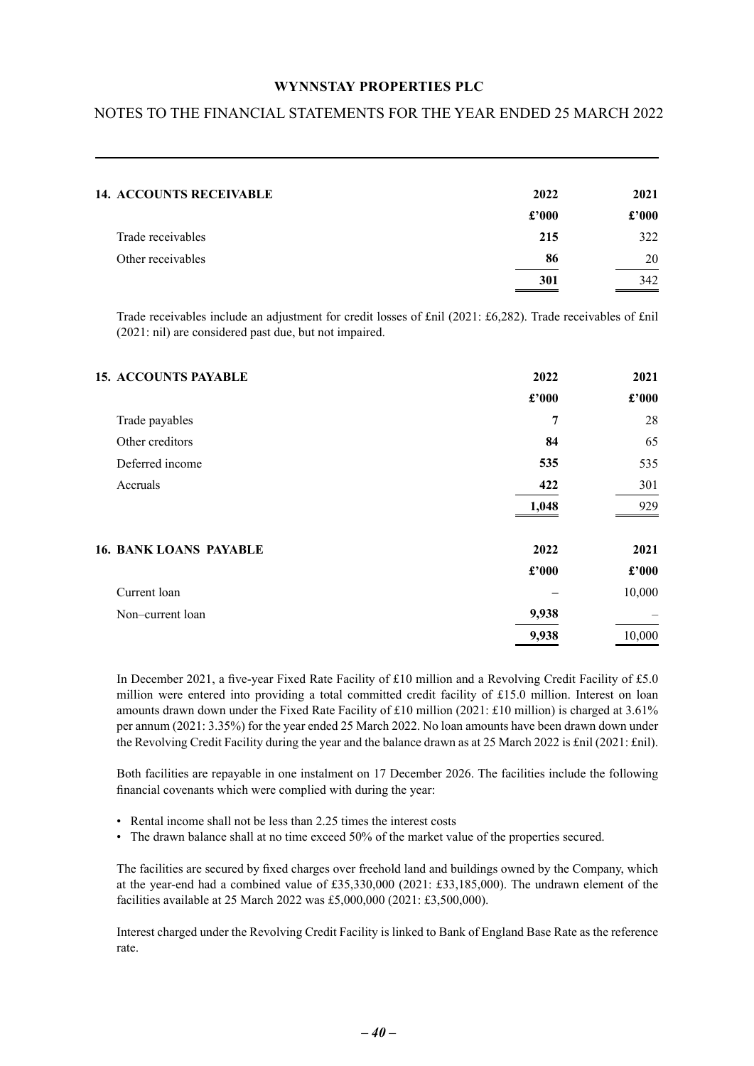## 14. ACCOUNTS RECEIVABLE

| | 2022 | 2021 |
|---|---|---|
| | £'000 | £'000 |
| Trade receivables | **215** | 322 |
| Other receivables | **86** | 20 |
| | **301** | 342 |

Trade receivables include an adjustment for credit losses of £nil (2021: £6,282). Trade receivables of £nil (2021: nil) are considered past due, but not impaired.

## 15. ACCOUNTS PAYABLE

| | 2022 | 2021 |
|---|---|---|
| | £'000 | £'000 |
| Trade payables | **7** | 28 |
| Other creditors | **84** | 65 |
| Deferred income | **535** | 535 |
| Accruals | **422** | 301 |
| | **1,048** | 929 |

## 16. BANK LOANS PAYABLE

| | 2022 | 2021 |
|---|---|---|
| | £'000 | £'000 |
| Current loan | **–** | 10,000 |
| Non–current loan | **9,938** | – |
| | **9,938** | 10,000 |

In December 2021, a five-year Fixed Rate Facility of £10 million and a Revolving Credit Facility of £5.0 million were entered into providing a total committed credit facility of £15.0 million. Interest on loan amounts drawn down under the Fixed Rate Facility of £10 million (2021: £10 million) is charged at 3.61% per annum (2021: 3.35%) for the year ended 25 March 2022. No loan amounts have been drawn down under the Revolving Credit Facility during the year and the balance drawn as at 25 March 2022 is £nil (2021: £nil).

Both facilities are repayable in one instalment on 17 December 2026. The facilities include the following financial covenants which were complied with during the year:

- Rental income shall not be less than 2.25 times the interest costs
- The drawn balance shall at no time exceed 50% of the market value of the properties secured.

The facilities are secured by fixed charges over freehold land and buildings owned by the Company, which at the year-end had a combined value of £35,330,000 (2021: £33,185,000). The undrawn element of the facilities available at 25 March 2022 was £5,000,000 (2021: £3,500,000).

Interest charged under the Revolving Credit Facility is linked to Bank of England Base Rate as the reference rate.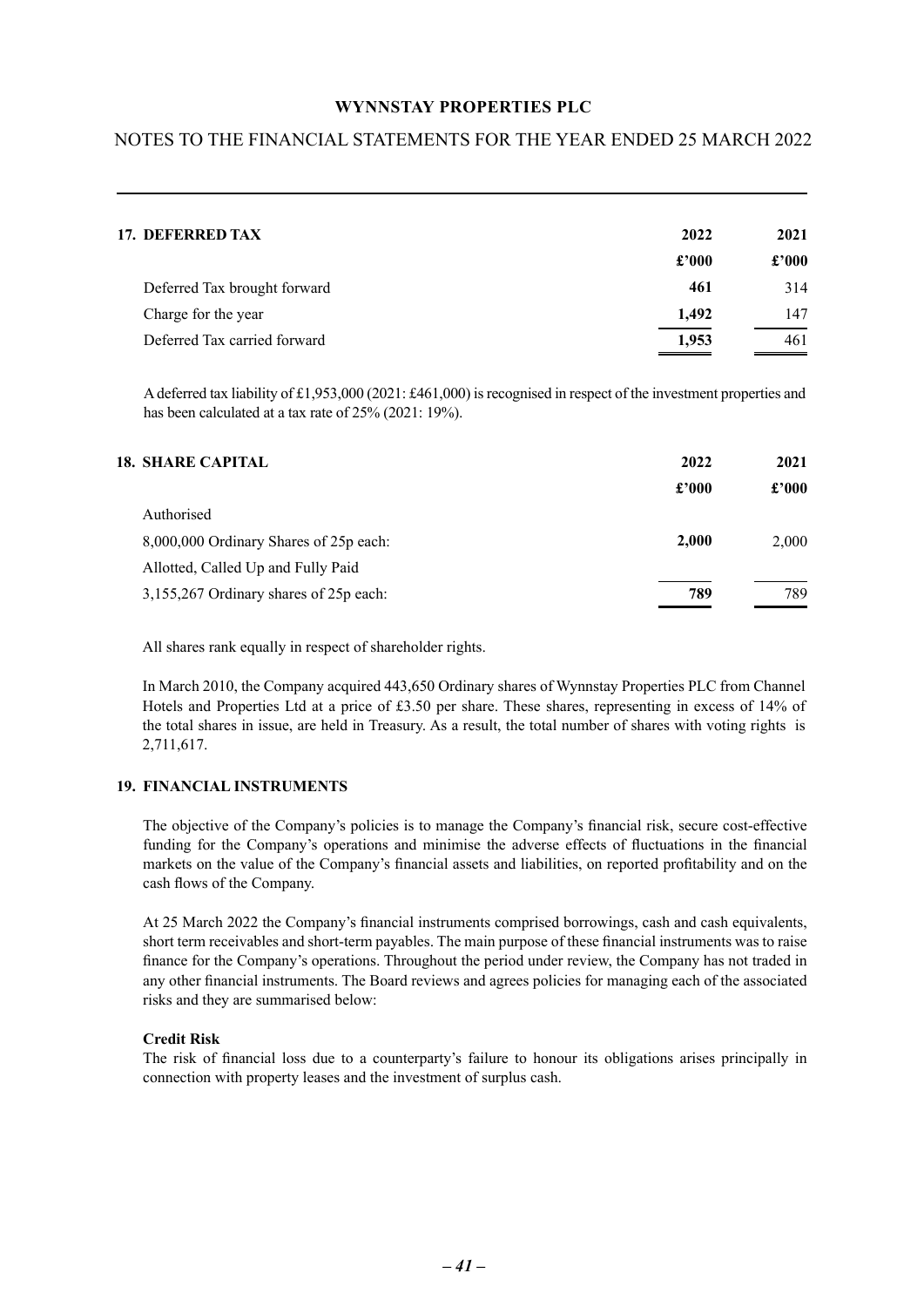## 17. DEFERRED TAX

| | 2022 | 2021 |
|---|---|---|
| | £'000 | £'000 |
| Deferred Tax brought forward | **461** | 314 |
| Charge for the year | **1,492** | 147 |
| Deferred Tax carried forward | **1,953** | 461 |

A deferred tax liability of £1,953,000 (2021: £461,000) is recognised in respect of the investment properties and has been calculated at a tax rate of 25% (2021: 19%).

## 18. SHARE CAPITAL

| | 2022 | 2021 |
|---|---|---|
| | £'000 | £'000 |
| Authorised | | |
| 8,000,000 Ordinary Shares of 25p each: | **2,000** | 2,000 |
| Allotted, Called Up and Fully Paid | | |
| 3,155,267 Ordinary shares of 25p each: | **789** | 789 |

All shares rank equally in respect of shareholder rights.

In March 2010, the Company acquired 443,650 Ordinary shares of Wynnstay Properties PLC from Channel Hotels and Properties Ltd at a price of £3.50 per share. These shares, representing in excess of 14% of the total shares in issue, are held in Treasury. As a result, the total number of shares with voting rights is 2,711,617.

## 19. FINANCIAL INSTRUMENTS

The objective of the Company's policies is to manage the Company's financial risk, secure cost-effective funding for the Company's operations and minimise the adverse effects of fluctuations in the financial markets on the value of the Company's financial assets and liabilities, on reported profitability and on the cash flows of the Company.

At 25 March 2022 the Company's financial instruments comprised borrowings, cash and cash equivalents, short term receivables and short-term payables. The main purpose of these financial instruments was to raise finance for the Company's operations. Throughout the period under review, the Company has not traded in any other financial instruments. The Board reviews and agrees policies for managing each of the associated risks and they are summarised below:

**Credit Risk**

The risk of financial loss due to a counterparty's failure to honour its obligations arises principally in connection with property leases and the investment of surplus cash.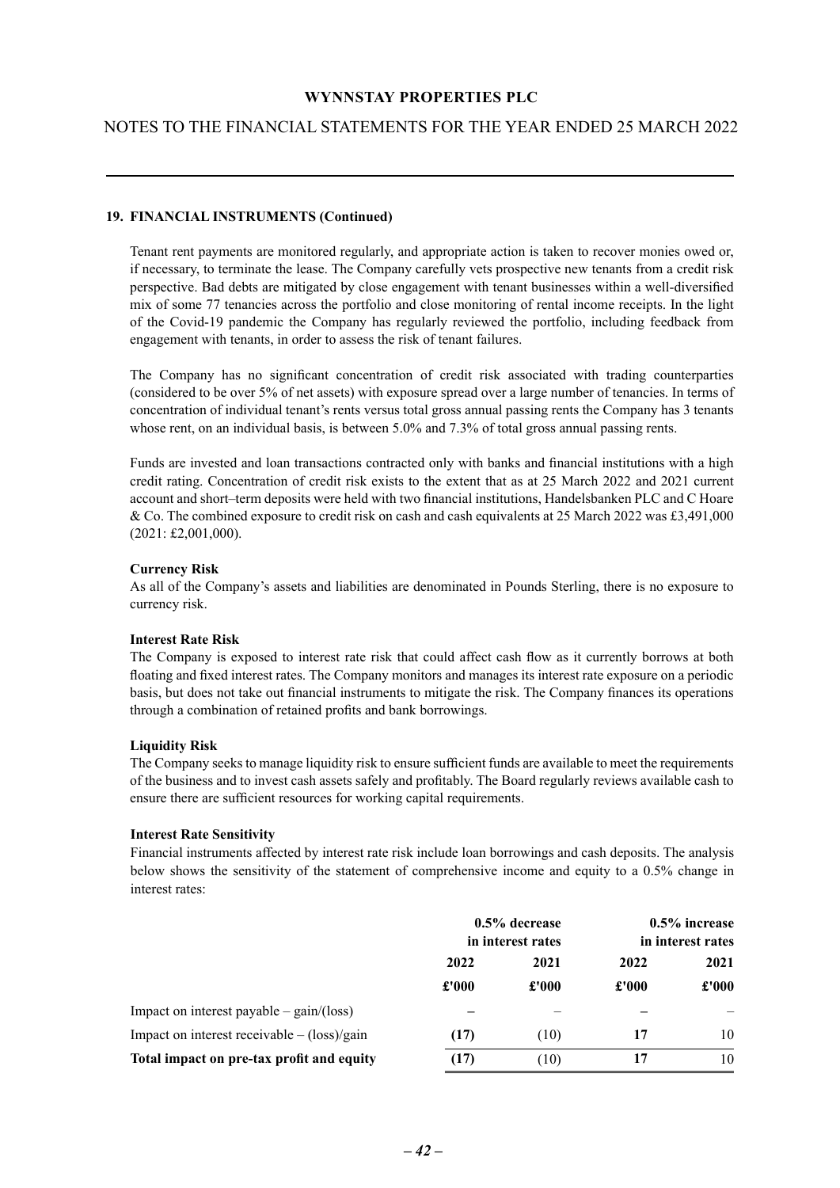### 19. FINANCIAL INSTRUMENTS (Continued)

Tenant rent payments are monitored regularly, and appropriate action is taken to recover monies owed or, if necessary, to terminate the lease. The Company carefully vets prospective new tenants from a credit risk perspective. Bad debts are mitigated by close engagement with tenant businesses within a well-diversified mix of some 77 tenancies across the portfolio and close monitoring of rental income receipts. In the light of the Covid-19 pandemic the Company has regularly reviewed the portfolio, including feedback from engagement with tenants, in order to assess the risk of tenant failures.

The Company has no significant concentration of credit risk associated with trading counterparties (considered to be over 5% of net assets) with exposure spread over a large number of tenancies. In terms of concentration of individual tenant's rents versus total gross annual passing rents the Company has 3 tenants whose rent, on an individual basis, is between 5.0% and 7.3% of total gross annual passing rents.

Funds are invested and loan transactions contracted only with banks and financial institutions with a high credit rating. Concentration of credit risk exists to the extent that as at 25 March 2022 and 2021 current account and short–term deposits were held with two financial institutions, Handelsbanken PLC and C Hoare & Co. The combined exposure to credit risk on cash and cash equivalents at 25 March 2022 was £3,491,000 (2021: £2,001,000).

**Currency Risk**
As all of the Company's assets and liabilities are denominated in Pounds Sterling, there is no exposure to currency risk.

**Interest Rate Risk**
The Company is exposed to interest rate risk that could affect cash flow as it currently borrows at both floating and fixed interest rates. The Company monitors and manages its interest rate exposure on a periodic basis, but does not take out financial instruments to mitigate the risk. The Company finances its operations through a combination of retained profits and bank borrowings.

**Liquidity Risk**
The Company seeks to manage liquidity risk to ensure sufficient funds are available to meet the requirements of the business and to invest cash assets safely and profitably. The Board regularly reviews available cash to ensure there are sufficient resources for working capital requirements.

**Interest Rate Sensitivity**
Financial instruments affected by interest rate risk include loan borrowings and cash deposits. The analysis below shows the sensitivity of the statement of comprehensive income and equity to a 0.5% change in interest rates:

| | 0.5% decrease in interest rates | | 0.5% increase in interest rates | |
|---|---|---|---|---|
| | **2022** | **2021** | **2022** | **2021** |
| | **£'000** | **£'000** | **£'000** | **£'000** |
| Impact on interest payable – gain/(loss) | **–** | – | **–** | – |
| Impact on interest receivable – (loss)/gain | **(17)** | (10) | **17** | 10 |
| **Total impact on pre-tax profit and equity** | **(17)** | (10) | **17** | 10 |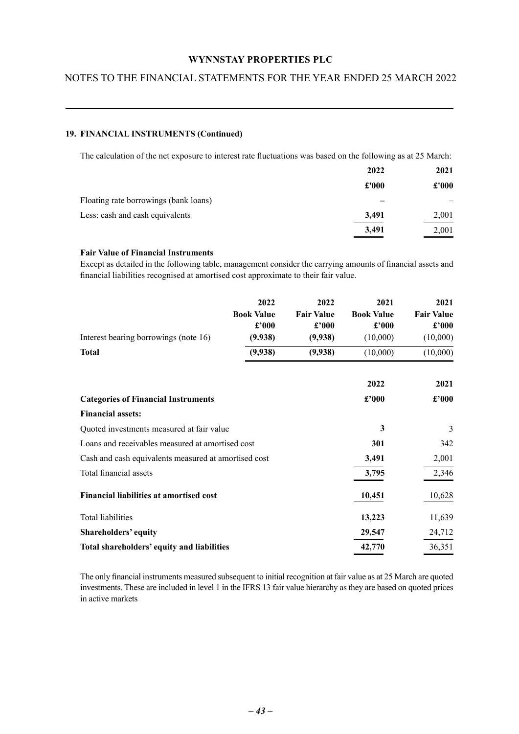## 19. FINANCIAL INSTRUMENTS (Continued)

The calculation of the net exposure to interest rate fluctuations was based on the following as at 25 March:

| | 2022 | 2021 |
|---|---|---|
| | £'000 | £'000 |
| Floating rate borrowings (bank loans) | – | – |
| Less: cash and cash equivalents | 3,491 | 2,001 |
| | 3,491 | 2,001 |

**Fair Value of Financial Instruments**

Except as detailed in the following table, management consider the carrying amounts of financial assets and financial liabilities recognised at amortised cost approximate to their fair value.

| | 2022 Book Value £'000 | 2022 Fair Value £'000 | 2021 Book Value £'000 | 2021 Fair Value £'000 |
|---|---|---|---|---|
| Interest bearing borrowings (note 16) | (9.938) | (9,938) | (10,000) | (10,000) |
| **Total** | **(9,938)** | **(9,938)** | (10,000) | (10,000) |

| | 2022 | 2021 |
|---|---|---|
| **Categories of Financial Instruments** | **£'000** | **£'000** |
| **Financial assets:** | | |
| Quoted investments measured at fair value | 3 | 3 |
| Loans and receivables measured at amortised cost | 301 | 342 |
| Cash and cash equivalents measured at amortised cost | 3,491 | 2,001 |
| Total financial assets | 3,795 | 2,346 |
| **Financial liabilities at amortised cost** | 10,451 | 10,628 |
| Total liabilities | 13,223 | 11,639 |
| **Shareholders' equity** | 29,547 | 24,712 |
| **Total shareholders' equity and liabilities** | 42,770 | 36,351 |

The only financial instruments measured subsequent to initial recognition at fair value as at 25 March are quoted investments. These are included in level 1 in the IFRS 13 fair value hierarchy as they are based on quoted prices in active markets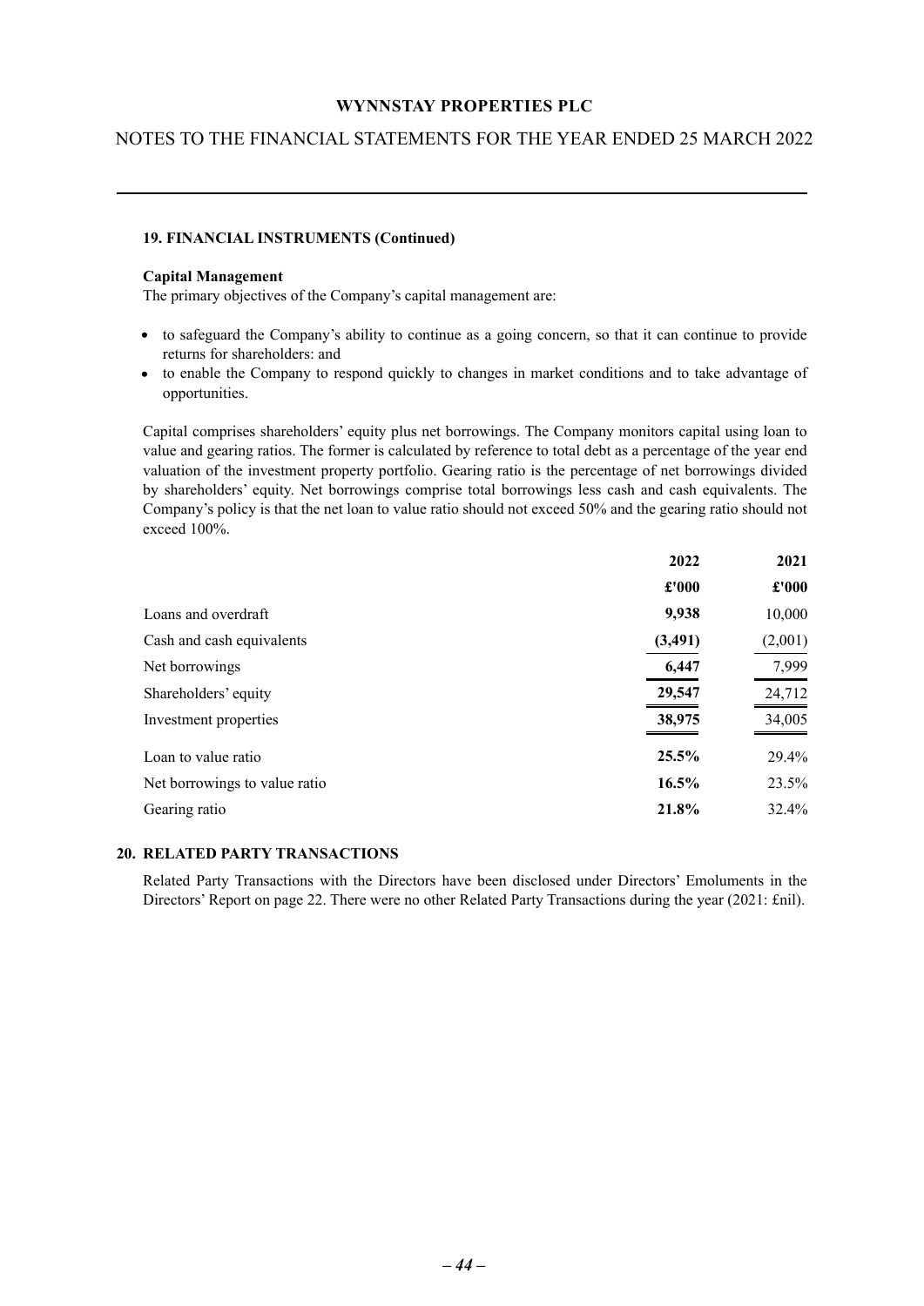**19. FINANCIAL INSTRUMENTS (Continued)**

**Capital Management**

The primary objectives of the Company's capital management are:

- to safeguard the Company's ability to continue as a going concern, so that it can continue to provide returns for shareholders: and
- to enable the Company to respond quickly to changes in market conditions and to take advantage of opportunities.

Capital comprises shareholders' equity plus net borrowings. The Company monitors capital using loan to value and gearing ratios. The former is calculated by reference to total debt as a percentage of the year end valuation of the investment property portfolio. Gearing ratio is the percentage of net borrowings divided by shareholders' equity. Net borrowings comprise total borrowings less cash and cash equivalents. The Company's policy is that the net loan to value ratio should not exceed 50% and the gearing ratio should not exceed 100%.

| | **2022** | **2021** |
|---|---|---|
| | **£'000** | **£'000** |
| Loans and overdraft | **9,938** | 10,000 |
| Cash and cash equivalents | **(3,491)** | (2,001) |
| Net borrowings | **6,447** | 7,999 |
| Shareholders' equity | **29,547** | 24,712 |
| Investment properties | **38,975** | 34,005 |
| Loan to value ratio | **25.5%** | 29.4% |
| Net borrowings to value ratio | **16.5%** | 23.5% |
| Gearing ratio | **21.8%** | 32.4% |

**20. RELATED PARTY TRANSACTIONS**

Related Party Transactions with the Directors have been disclosed under Directors' Emoluments in the Directors' Report on page 22. There were no other Related Party Transactions during the year (2021: £nil).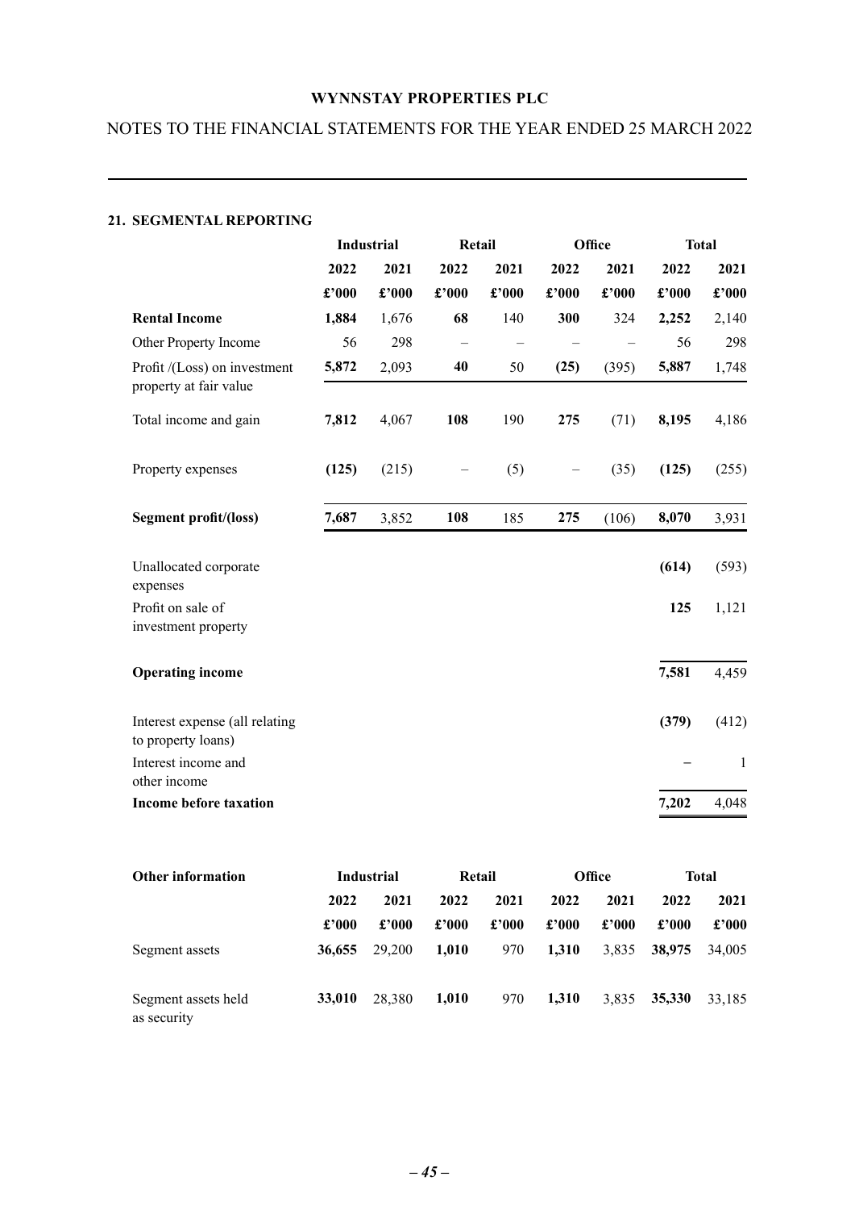## 21. SEGMENTAL REPORTING

| | Industrial | | Retail | | Office | | Total | |
|---|---|---|---|---|---|---|---|---|
| | **2022** | **2021** | **2022** | **2021** | **2022** | **2021** | **2022** | **2021** |
| | **£'000** | **£'000** | **£'000** | **£'000** | **£'000** | **£'000** | **£'000** | **£'000** |
| **Rental Income** | **1,884** | 1,676 | **68** | 140 | **300** | 324 | **2,252** | 2,140 |
| Other Property Income | 56 | 298 | – | – | – | – | 56 | 298 |
| Profit /(Loss) on investment property at fair value | **5,872** | 2,093 | **40** | 50 | **(25)** | (395) | **5,887** | 1,748 |
| Total income and gain | **7,812** | 4,067 | **108** | 190 | **275** | (71) | **8,195** | 4,186 |
| Property expenses | **(125)** | (215) | – | (5) | – | (35) | **(125)** | (255) |
| **Segment profit/(loss)** | **7,687** | 3,852 | **108** | 185 | **275** | (106) | **8,070** | 3,931 |
| Unallocated corporate expenses | | | | | | | **(614)** | (593) |
| Profit on sale of investment property | | | | | | | **125** | 1,121 |
| **Operating income** | | | | | | | **7,581** | 4,459 |
| Interest expense (all relating to property loans) | | | | | | | **(379)** | (412) |
| Interest income and other income | | | | | | | – | 1 |
| **Income before taxation** | | | | | | | **7,202** | 4,048 |

| **Other information** | Industrial | | Retail | | Office | | Total | |
|---|---|---|---|---|---|---|---|---|
| | **2022** | **2021** | **2022** | **2021** | **2022** | **2021** | **2022** | **2021** |
| | **£'000** | **£'000** | **£'000** | **£'000** | **£'000** | **£'000** | **£'000** | **£'000** |
| Segment assets | **36,655** | 29,200 | **1,010** | 970 | **1,310** | 3,835 | **38,975** | 34,005 |
| Segment assets held as security | **33,010** | 28,380 | **1,010** | 970 | **1,310** | 3,835 | **35,330** | 33,185 |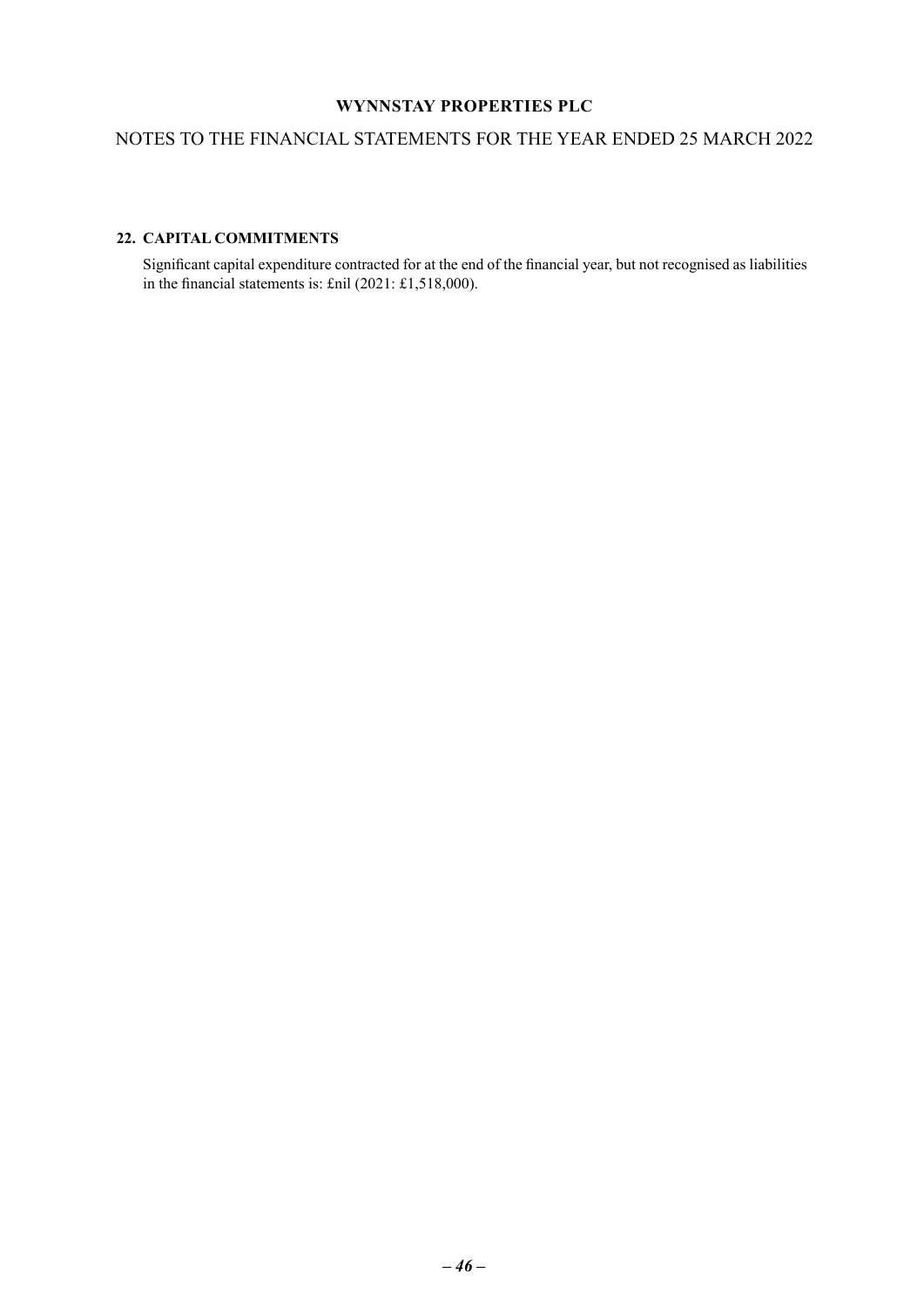## 22. CAPITAL COMMITMENTS

Significant capital expenditure contracted for at the end of the financial year, but not recognised as liabilities in the financial statements is: £nil (2021: £1,518,000).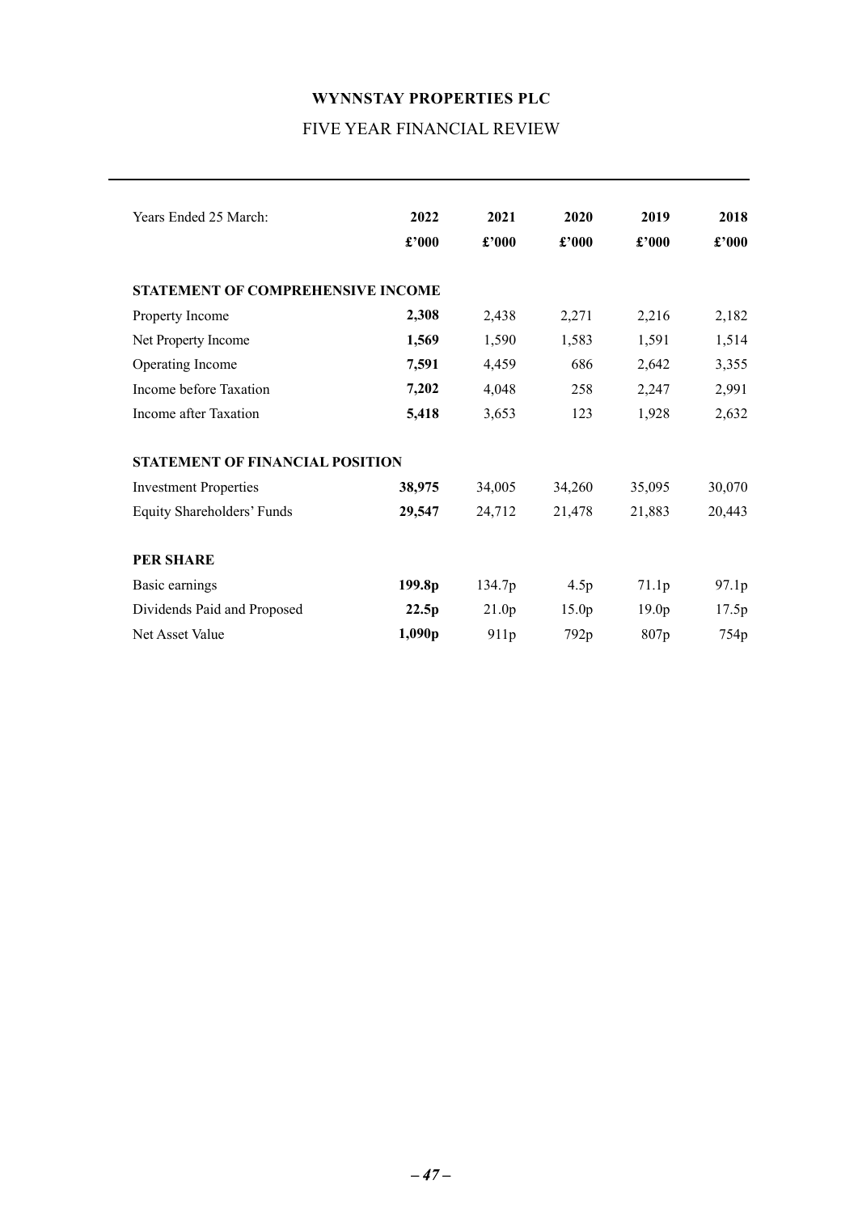**WYNNSTAY PROPERTIES PLC**

FIVE YEAR FINANCIAL REVIEW

| Years Ended 25 March: | **2022** | **2021** | **2020** | **2019** | **2018** |
|---|---|---|---|---|---|
| | **£'000** | **£'000** | **£'000** | **£'000** | **£'000** |
| **STATEMENT OF COMPREHENSIVE INCOME** | | | | | |
| Property Income | **2,308** | 2,438 | 2,271 | 2,216 | 2,182 |
| Net Property Income | **1,569** | 1,590 | 1,583 | 1,591 | 1,514 |
| Operating Income | **7,591** | 4,459 | 686 | 2,642 | 3,355 |
| Income before Taxation | **7,202** | 4,048 | 258 | 2,247 | 2,991 |
| Income after Taxation | **5,418** | 3,653 | 123 | 1,928 | 2,632 |
| **STATEMENT OF FINANCIAL POSITION** | | | | | |
| Investment Properties | **38,975** | 34,005 | 34,260 | 35,095 | 30,070 |
| Equity Shareholders' Funds | **29,547** | 24,712 | 21,478 | 21,883 | 20,443 |
| **PER SHARE** | | | | | |
| Basic earnings | **199.8p** | 134.7p | 4.5p | 71.1p | 97.1p |
| Dividends Paid and Proposed | **22.5p** | 21.0p | 15.0p | 19.0p | 17.5p |
| Net Asset Value | **1,090p** | 911p | 792p | 807p | 754p |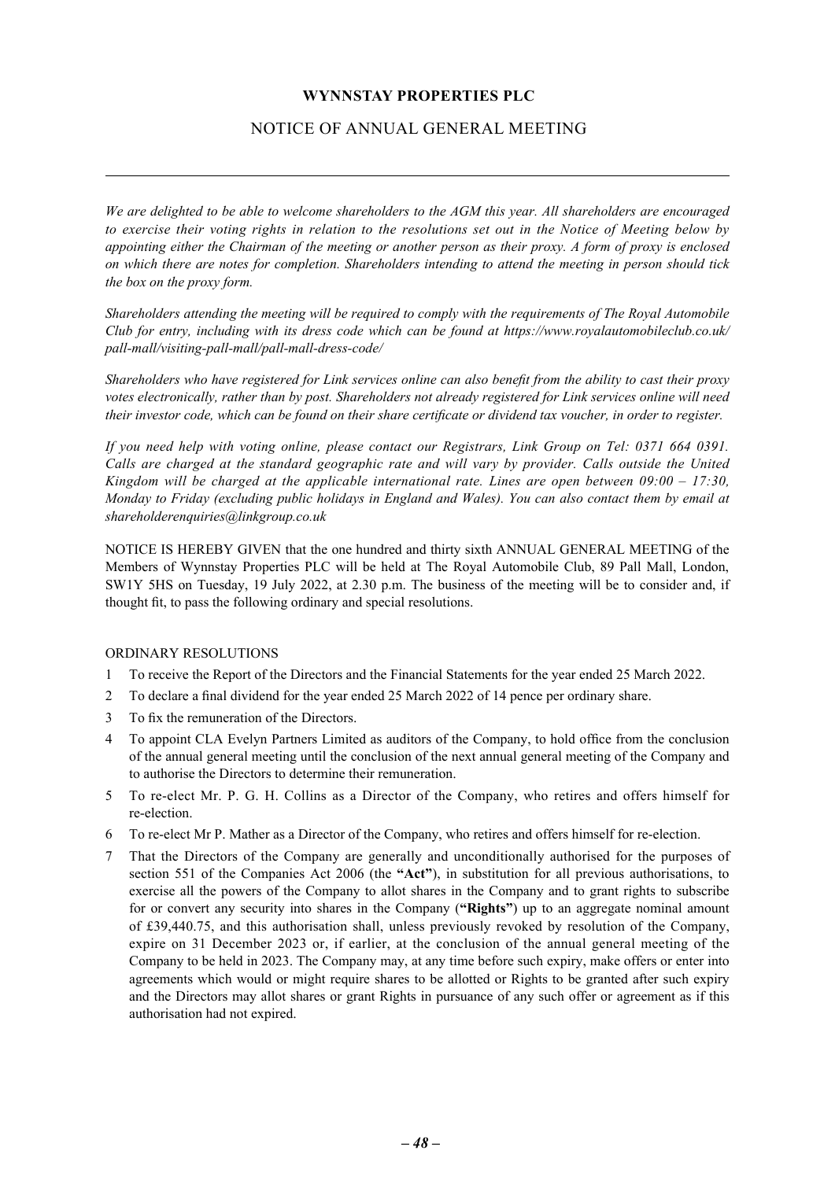**WYNNSTAY PROPERTIES PLC**

# NOTICE OF ANNUAL GENERAL MEETING

---

*We are delighted to be able to welcome shareholders to the AGM this year. All shareholders are encouraged to exercise their voting rights in relation to the resolutions set out in the Notice of Meeting below by appointing either the Chairman of the meeting or another person as their proxy. A form of proxy is enclosed on which there are notes for completion. Shareholders intending to attend the meeting in person should tick the box on the proxy form.*

*Shareholders attending the meeting will be required to comply with the requirements of The Royal Automobile Club for entry, including with its dress code which can be found at https://www.royalautomobileclub.co.uk/pall-mall/visiting-pall-mall/pall-mall-dress-code/*

*Shareholders who have registered for Link services online can also benefit from the ability to cast their proxy votes electronically, rather than by post. Shareholders not already registered for Link services online will need their investor code, which can be found on their share certificate or dividend tax voucher, in order to register.*

*If you need help with voting online, please contact our Registrars, Link Group on Tel: 0371 664 0391. Calls are charged at the standard geographic rate and will vary by provider. Calls outside the United Kingdom will be charged at the applicable international rate. Lines are open between 09:00 – 17:30, Monday to Friday (excluding public holidays in England and Wales). You can also contact them by email at shareholderenquiries@linkgroup.co.uk*

NOTICE IS HEREBY GIVEN that the one hundred and thirty sixth ANNUAL GENERAL MEETING of the Members of Wynnstay Properties PLC will be held at The Royal Automobile Club, 89 Pall Mall, London, SW1Y 5HS on Tuesday, 19 July 2022, at 2.30 p.m. The business of the meeting will be to consider and, if thought fit, to pass the following ordinary and special resolutions.

ORDINARY RESOLUTIONS

1. To receive the Report of the Directors and the Financial Statements for the year ended 25 March 2022.
2. To declare a final dividend for the year ended 25 March 2022 of 14 pence per ordinary share.
3. To fix the remuneration of the Directors.
4. To appoint CLA Evelyn Partners Limited as auditors of the Company, to hold office from the conclusion of the annual general meeting until the conclusion of the next annual general meeting of the Company and to authorise the Directors to determine their remuneration.
5. To re-elect Mr. P. G. H. Collins as a Director of the Company, who retires and offers himself for re-election.
6. To re-elect Mr P. Mather as a Director of the Company, who retires and offers himself for re-election.
7. That the Directors of the Company are generally and unconditionally authorised for the purposes of section 551 of the Companies Act 2006 (the **"Act"**), in substitution for all previous authorisations, to exercise all the powers of the Company to allot shares in the Company and to grant rights to subscribe for or convert any security into shares in the Company (**"Rights"**) up to an aggregate nominal amount of £39,440.75, and this authorisation shall, unless previously revoked by resolution of the Company, expire on 31 December 2023 or, if earlier, at the conclusion of the annual general meeting of the Company to be held in 2023. The Company may, at any time before such expiry, make offers or enter into agreements which would or might require shares to be allotted or Rights to be granted after such expiry and the Directors may allot shares or grant Rights in pursuance of any such offer or agreement as if this authorisation had not expired.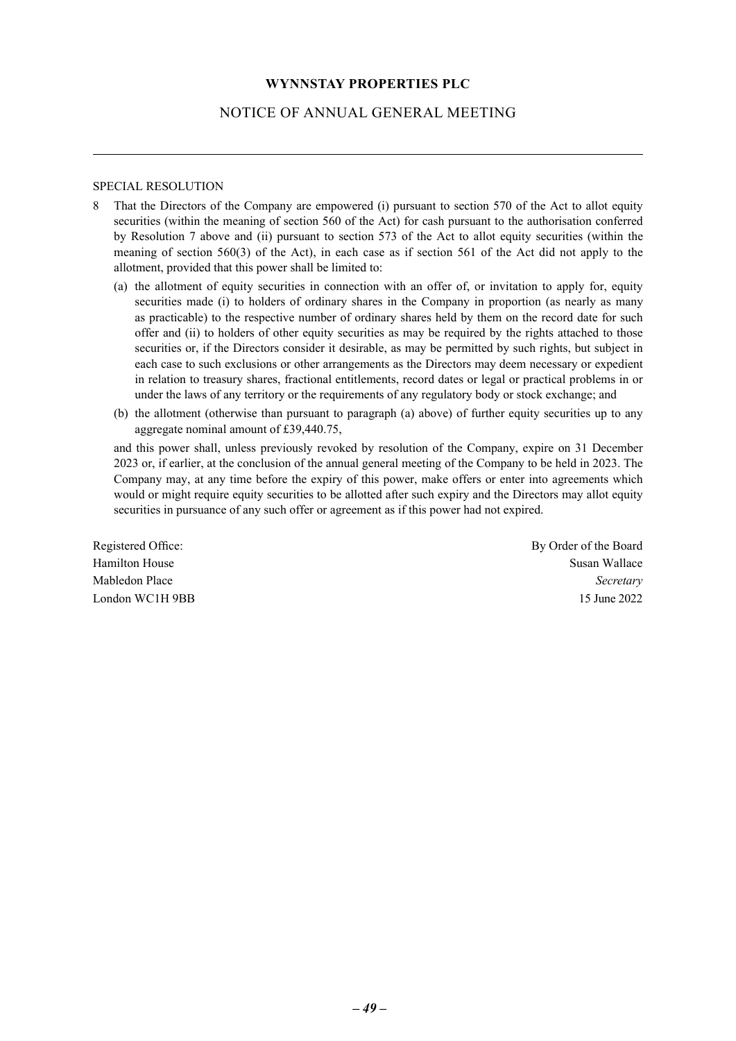**WYNNSTAY PROPERTIES PLC**

NOTICE OF ANNUAL GENERAL MEETING

---

SPECIAL RESOLUTION

8 That the Directors of the Company are empowered (i) pursuant to section 570 of the Act to allot equity securities (within the meaning of section 560 of the Act) for cash pursuant to the authorisation conferred by Resolution 7 above and (ii) pursuant to section 573 of the Act to allot equity securities (within the meaning of section 560(3) of the Act), in each case as if section 561 of the Act did not apply to the allotment, provided that this power shall be limited to:

   (a) the allotment of equity securities in connection with an offer of, or invitation to apply for, equity securities made (i) to holders of ordinary shares in the Company in proportion (as nearly as many as practicable) to the respective number of ordinary shares held by them on the record date for such offer and (ii) to holders of other equity securities as may be required by the rights attached to those securities or, if the Directors consider it desirable, as may be permitted by such rights, but subject in each case to such exclusions or other arrangements as the Directors may deem necessary or expedient in relation to treasury shares, fractional entitlements, record dates or legal or practical problems in or under the laws of any territory or the requirements of any regulatory body or stock exchange; and

   (b) the allotment (otherwise than pursuant to paragraph (a) above) of further equity securities up to any aggregate nominal amount of £39,440.75,

   and this power shall, unless previously revoked by resolution of the Company, expire on 31 December 2023 or, if earlier, at the conclusion of the annual general meeting of the Company to be held in 2023. The Company may, at any time before the expiry of this power, make offers or enter into agreements which would or might require equity securities to be allotted after such expiry and the Directors may allot equity securities in pursuance of any such offer or agreement as if this power had not expired.

Registered Office:
Hamilton House
Mabledon Place
London WC1H 9BB

By Order of the Board
Susan Wallace
*Secretary*
15 June 2022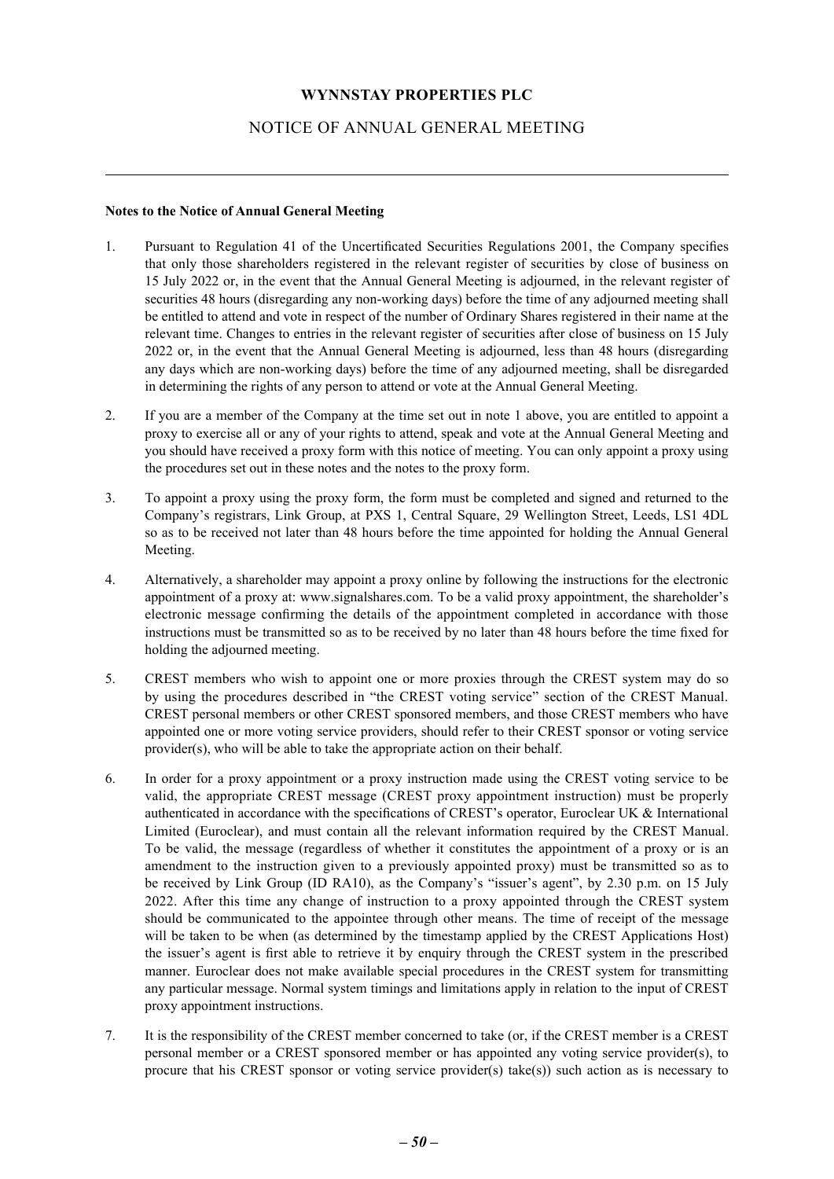**WYNNSTAY PROPERTIES PLC**

NOTICE OF ANNUAL GENERAL MEETING

---

**Notes to the Notice of Annual General Meeting**

1. Pursuant to Regulation 41 of the Uncertificated Securities Regulations 2001, the Company specifies that only those shareholders registered in the relevant register of securities by close of business on 15 July 2022 or, in the event that the Annual General Meeting is adjourned, in the relevant register of securities 48 hours (disregarding any non-working days) before the time of any adjourned meeting shall be entitled to attend and vote in respect of the number of Ordinary Shares registered in their name at the relevant time. Changes to entries in the relevant register of securities after close of business on 15 July 2022 or, in the event that the Annual General Meeting is adjourned, less than 48 hours (disregarding any days which are non-working days) before the time of any adjourned meeting, shall be disregarded in determining the rights of any person to attend or vote at the Annual General Meeting.

2. If you are a member of the Company at the time set out in note 1 above, you are entitled to appoint a proxy to exercise all or any of your rights to attend, speak and vote at the Annual General Meeting and you should have received a proxy form with this notice of meeting. You can only appoint a proxy using the procedures set out in these notes and the notes to the proxy form.

3. To appoint a proxy using the proxy form, the form must be completed and signed and returned to the Company's registrars, Link Group, at PXS 1, Central Square, 29 Wellington Street, Leeds, LS1 4DL so as to be received not later than 48 hours before the time appointed for holding the Annual General Meeting.

4. Alternatively, a shareholder may appoint a proxy online by following the instructions for the electronic appointment of a proxy at: www.signalshares.com. To be a valid proxy appointment, the shareholder's electronic message confirming the details of the appointment completed in accordance with those instructions must be transmitted so as to be received by no later than 48 hours before the time fixed for holding the adjourned meeting.

5. CREST members who wish to appoint one or more proxies through the CREST system may do so by using the procedures described in "the CREST voting service" section of the CREST Manual. CREST personal members or other CREST sponsored members, and those CREST members who have appointed one or more voting service providers, should refer to their CREST sponsor or voting service provider(s), who will be able to take the appropriate action on their behalf.

6. In order for a proxy appointment or a proxy instruction made using the CREST voting service to be valid, the appropriate CREST message (CREST proxy appointment instruction) must be properly authenticated in accordance with the specifications of CREST's operator, Euroclear UK & International Limited (Euroclear), and must contain all the relevant information required by the CREST Manual. To be valid, the message (regardless of whether it constitutes the appointment of a proxy or is an amendment to the instruction given to a previously appointed proxy) must be transmitted so as to be received by Link Group (ID RA10), as the Company's "issuer's agent", by 2.30 p.m. on 15 July 2022. After this time any change of instruction to a proxy appointed through the CREST system should be communicated to the appointee through other means. The time of receipt of the message will be taken to be when (as determined by the timestamp applied by the CREST Applications Host) the issuer's agent is first able to retrieve it by enquiry through the CREST system in the prescribed manner. Euroclear does not make available special procedures in the CREST system for transmitting any particular message. Normal system timings and limitations apply in relation to the input of CREST proxy appointment instructions.

7. It is the responsibility of the CREST member concerned to take (or, if the CREST member is a CREST personal member or a CREST sponsored member or has appointed any voting service provider(s), to procure that his CREST sponsor or voting service provider(s) take(s)) such action as is necessary to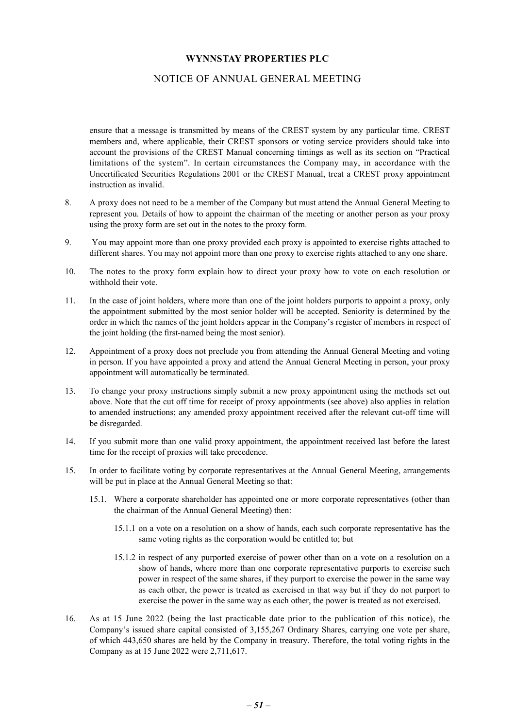ensure that a message is transmitted by means of the CREST system by any particular time. CREST members and, where applicable, their CREST sponsors or voting service providers should take into account the provisions of the CREST Manual concerning timings as well as its section on "Practical limitations of the system". In certain circumstances the Company may, in accordance with the Uncertificated Securities Regulations 2001 or the CREST Manual, treat a CREST proxy appointment instruction as invalid.

8. A proxy does not need to be a member of the Company but must attend the Annual General Meeting to represent you. Details of how to appoint the chairman of the meeting or another person as your proxy using the proxy form are set out in the notes to the proxy form.

9. You may appoint more than one proxy provided each proxy is appointed to exercise rights attached to different shares. You may not appoint more than one proxy to exercise rights attached to any one share.

10. The notes to the proxy form explain how to direct your proxy how to vote on each resolution or withhold their vote.

11. In the case of joint holders, where more than one of the joint holders purports to appoint a proxy, only the appointment submitted by the most senior holder will be accepted. Seniority is determined by the order in which the names of the joint holders appear in the Company's register of members in respect of the joint holding (the first-named being the most senior).

12. Appointment of a proxy does not preclude you from attending the Annual General Meeting and voting in person. If you have appointed a proxy and attend the Annual General Meeting in person, your proxy appointment will automatically be terminated.

13. To change your proxy instructions simply submit a new proxy appointment using the methods set out above. Note that the cut off time for receipt of proxy appointments (see above) also applies in relation to amended instructions; any amended proxy appointment received after the relevant cut-off time will be disregarded.

14. If you submit more than one valid proxy appointment, the appointment received last before the latest time for the receipt of proxies will take precedence.

15. In order to facilitate voting by corporate representatives at the Annual General Meeting, arrangements will be put in place at the Annual General Meeting so that:

    15.1. Where a corporate shareholder has appointed one or more corporate representatives (other than the chairman of the Annual General Meeting) then:

      15.1.1 on a vote on a resolution on a show of hands, each such corporate representative has the same voting rights as the corporation would be entitled to; but

      15.1.2 in respect of any purported exercise of power other than on a vote on a resolution on a show of hands, where more than one corporate representative purports to exercise such power in respect of the same shares, if they purport to exercise the power in the same way as each other, the power is treated as exercised in that way but if they do not purport to exercise the power in the same way as each other, the power is treated as not exercised.

16. As at 15 June 2022 (being the last practicable date prior to the publication of this notice), the Company's issued share capital consisted of 3,155,267 Ordinary Shares, carrying one vote per share, of which 443,650 shares are held by the Company in treasury. Therefore, the total voting rights in the Company as at 15 June 2022 were 2,711,617.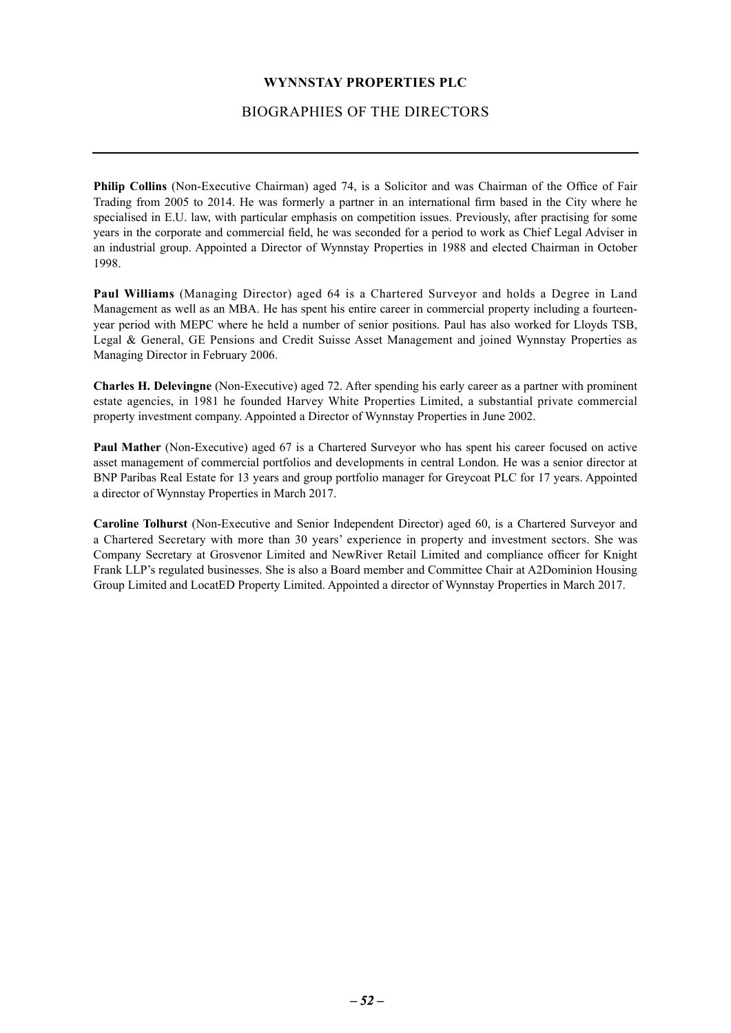**WYNNSTAY PROPERTIES PLC**

## BIOGRAPHIES OF THE DIRECTORS

**Philip Collins** (Non-Executive Chairman) aged 74, is a Solicitor and was Chairman of the Office of Fair Trading from 2005 to 2014. He was formerly a partner in an international firm based in the City where he specialised in E.U. law, with particular emphasis on competition issues. Previously, after practising for some years in the corporate and commercial field, he was seconded for a period to work as Chief Legal Adviser in an industrial group. Appointed a Director of Wynnstay Properties in 1988 and elected Chairman in October 1998.

**Paul Williams** (Managing Director) aged 64 is a Chartered Surveyor and holds a Degree in Land Management as well as an MBA. He has spent his entire career in commercial property including a fourteen-year period with MEPC where he held a number of senior positions. Paul has also worked for Lloyds TSB, Legal & General, GE Pensions and Credit Suisse Asset Management and joined Wynnstay Properties as Managing Director in February 2006.

**Charles H. Delevingne** (Non-Executive) aged 72. After spending his early career as a partner with prominent estate agencies, in 1981 he founded Harvey White Properties Limited, a substantial private commercial property investment company. Appointed a Director of Wynnstay Properties in June 2002.

**Paul Mather** (Non-Executive) aged 67 is a Chartered Surveyor who has spent his career focused on active asset management of commercial portfolios and developments in central London. He was a senior director at BNP Paribas Real Estate for 13 years and group portfolio manager for Greycoat PLC for 17 years. Appointed a director of Wynnstay Properties in March 2017.

**Caroline Tolhurst** (Non-Executive and Senior Independent Director) aged 60, is a Chartered Surveyor and a Chartered Secretary with more than 30 years' experience in property and investment sectors. She was Company Secretary at Grosvenor Limited and NewRiver Retail Limited and compliance officer for Knight Frank LLP's regulated businesses. She is also a Board member and Committee Chair at A2Dominion Housing Group Limited and LocatED Property Limited. Appointed a director of Wynnstay Properties in March 2017.